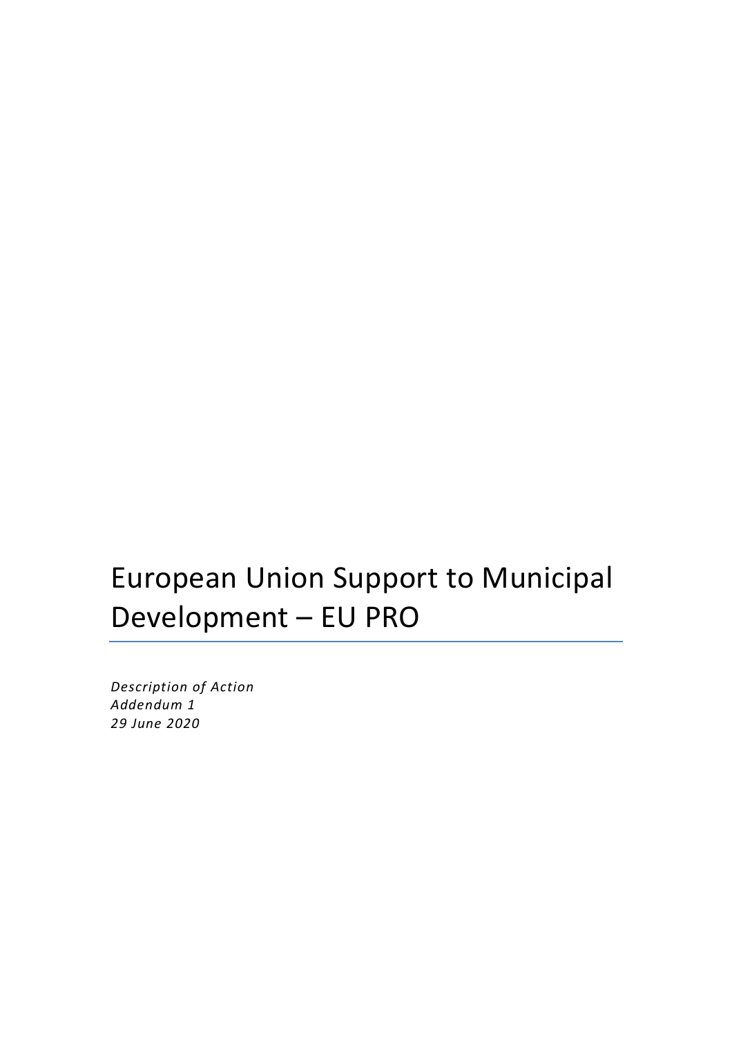# European Union Support to Municipal Development – EU PRO

*Description of Action*
*Addendum 1*
*29 June 2020*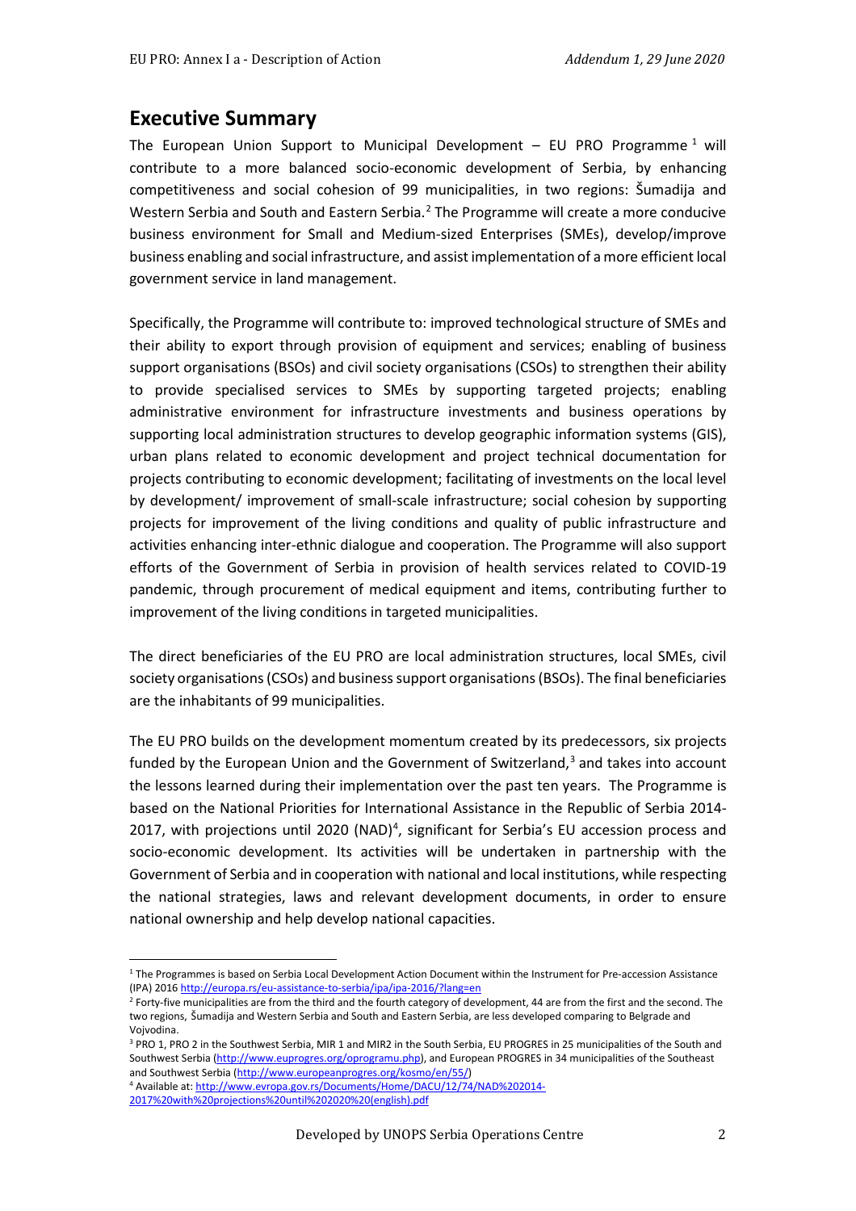# Executive Summary

The European Union Support to Municipal Development – EU PRO Programme [1] will contribute to a more balanced socio-economic development of Serbia, by enhancing competitiveness and social cohesion of 99 municipalities, in two regions: Šumadija and Western Serbia and South and Eastern Serbia. [2] The Programme will create a more conducive business environment for Small and Medium-sized Enterprises (SMEs), develop/improve business enabling and social infrastructure, and assist implementation of a more efficient local government service in land management.

Specifically, the Programme will contribute to: improved technological structure of SMEs and their ability to export through provision of equipment and services; enabling of business support organisations (BSOs) and civil society organisations (CSOs) to strengthen their ability to provide specialised services to SMEs by supporting targeted projects; enabling administrative environment for infrastructure investments and business operations by supporting local administration structures to develop geographic information systems (GIS), urban plans related to economic development and project technical documentation for projects contributing to economic development; facilitating of investments on the local level by development/ improvement of small-scale infrastructure; social cohesion by supporting projects for improvement of the living conditions and quality of public infrastructure and activities enhancing inter-ethnic dialogue and cooperation. The Programme will also support efforts of the Government of Serbia in provision of health services related to COVID-19 pandemic, through procurement of medical equipment and items, contributing further to improvement of the living conditions in targeted municipalities.

The direct beneficiaries of the EU PRO are local administration structures, local SMEs, civil society organisations (CSOs) and business support organisations (BSOs). The final beneficiaries are the inhabitants of 99 municipalities.

The EU PRO builds on the development momentum created by its predecessors, six projects funded by the European Union and the Government of Switzerland,[3] and takes into account the lessons learned during their implementation over the past ten years. The Programme is based on the National Priorities for International Assistance in the Republic of Serbia 2014-2017, with projections until 2020 (NAD)[4], significant for Serbia's EU accession process and socio-economic development. Its activities will be undertaken in partnership with the Government of Serbia and in cooperation with national and local institutions, while respecting the national strategies, laws and relevant development documents, in order to ensure national ownership and help develop national capacities.

---

[1] The Programmes is based on Serbia Local Development Action Document within the Instrument for Pre-accession Assistance (IPA) 2016 http://europa.rs/eu-assistance-to-serbia/ipa/ipa-2016/?lang=en

[2] Forty-five municipalities are from the third and the fourth category of development, 44 are from the first and the second. The two regions, Šumadija and Western Serbia and South and Eastern Serbia, are less developed comparing to Belgrade and Vojvodina.

[3] PRO 1, PRO 2 in the Southwest Serbia, MIR 1 and MIR2 in the South Serbia, EU PROGRES in 25 municipalities of the South and Southwest Serbia (http://www.euprogres.org/oprogramu.php), and European PROGRES in 34 municipalities of the Southeast and Southwest Serbia (http://www.europeanprogres.org/kosmo/en/55/)

[4] Available at: http://www.evropa.gov.rs/Documents/Home/DACU/12/74/NAD%202014-2017%20with%20projections%20until%202020%20(english).pdf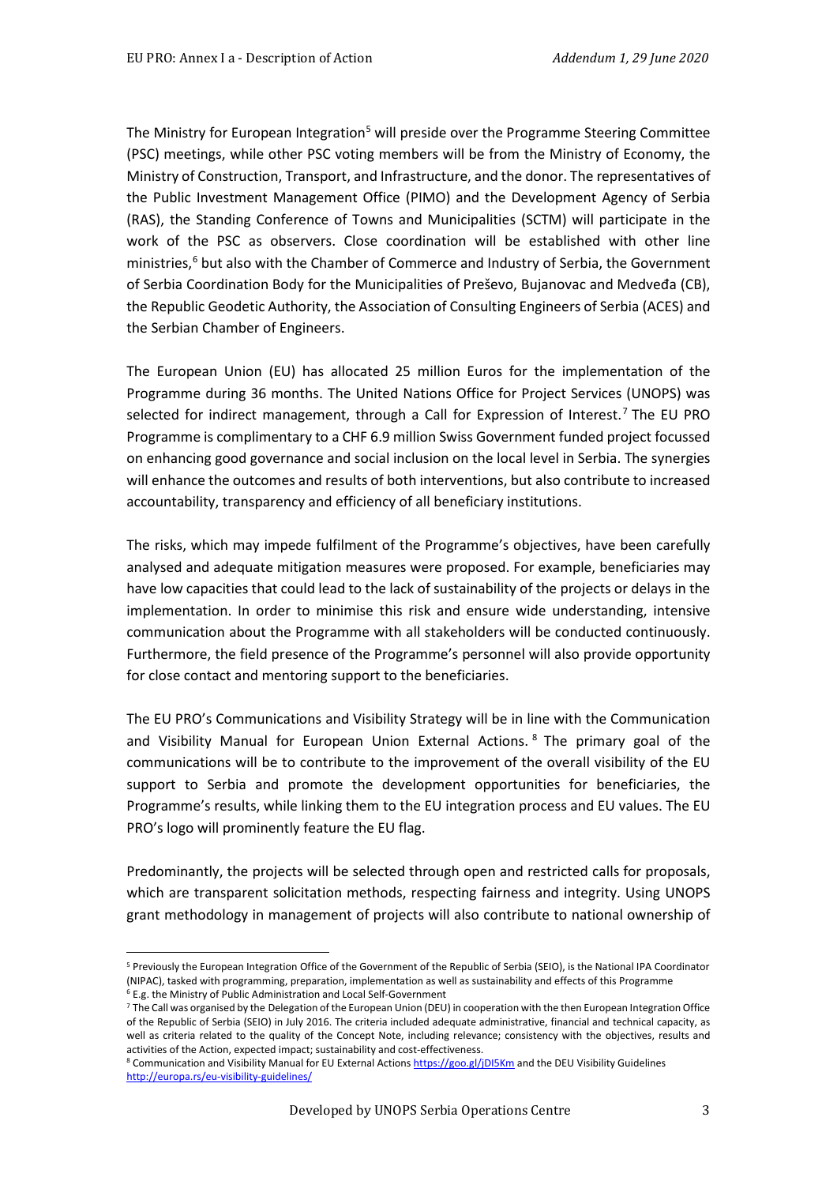The Ministry for European Integration[5] will preside over the Programme Steering Committee (PSC) meetings, while other PSC voting members will be from the Ministry of Economy, the Ministry of Construction, Transport, and Infrastructure, and the donor. The representatives of the Public Investment Management Office (PIMO) and the Development Agency of Serbia (RAS), the Standing Conference of Towns and Municipalities (SCTM) will participate in the work of the PSC as observers. Close coordination will be established with other line ministries,[6] but also with the Chamber of Commerce and Industry of Serbia, the Government of Serbia Coordination Body for the Municipalities of Preševo, Bujanovac and Medveđa (CB), the Republic Geodetic Authority, the Association of Consulting Engineers of Serbia (ACES) and the Serbian Chamber of Engineers.

The European Union (EU) has allocated 25 million Euros for the implementation of the Programme during 36 months. The United Nations Office for Project Services (UNOPS) was selected for indirect management, through a Call for Expression of Interest.[7] The EU PRO Programme is complimentary to a CHF 6.9 million Swiss Government funded project focussed on enhancing good governance and social inclusion on the local level in Serbia. The synergies will enhance the outcomes and results of both interventions, but also contribute to increased accountability, transparency and efficiency of all beneficiary institutions.

The risks, which may impede fulfilment of the Programme's objectives, have been carefully analysed and adequate mitigation measures were proposed. For example, beneficiaries may have low capacities that could lead to the lack of sustainability of the projects or delays in the implementation. In order to minimise this risk and ensure wide understanding, intensive communication about the Programme with all stakeholders will be conducted continuously. Furthermore, the field presence of the Programme's personnel will also provide opportunity for close contact and mentoring support to the beneficiaries.

The EU PRO's Communications and Visibility Strategy will be in line with the Communication and Visibility Manual for European Union External Actions.[8] The primary goal of the communications will be to contribute to the improvement of the overall visibility of the EU support to Serbia and promote the development opportunities for beneficiaries, the Programme's results, while linking them to the EU integration process and EU values. The EU PRO's logo will prominently feature the EU flag.

Predominantly, the projects will be selected through open and restricted calls for proposals, which are transparent solicitation methods, respecting fairness and integrity. Using UNOPS grant methodology in management of projects will also contribute to national ownership of

---

[5] Previously the European Integration Office of the Government of the Republic of Serbia (SEIO), is the National IPA Coordinator (NIPAC), tasked with programming, preparation, implementation as well as sustainability and effects of this Programme

[6] E.g. the Ministry of Public Administration and Local Self-Government

[7] The Call was organised by the Delegation of the European Union (DEU) in cooperation with the then European Integration Office of the Republic of Serbia (SEIO) in July 2016. The criteria included adequate administrative, financial and technical capacity, as well as criteria related to the quality of the Concept Note, including relevance; consistency with the objectives, results and activities of the Action, expected impact; sustainability and cost-effectiveness.

[8] Communication and Visibility Manual for EU External Actions https://goo.gl/jDI5Km and the DEU Visibility Guidelines http://europa.rs/eu-visibility-guidelines/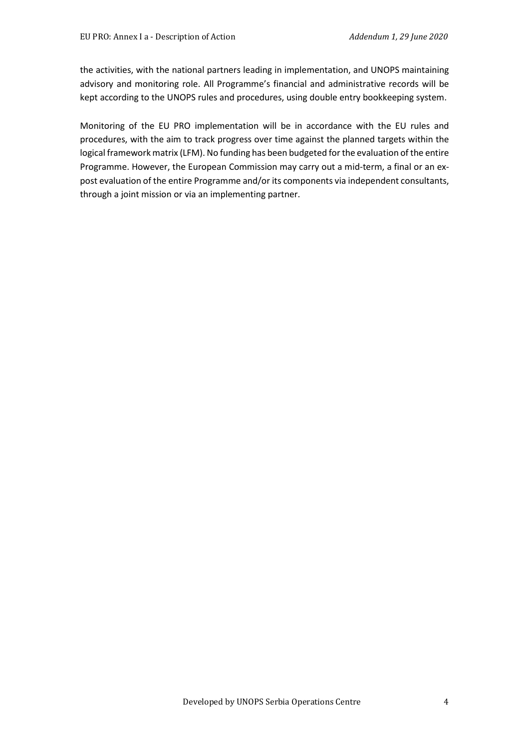the activities, with the national partners leading in implementation, and UNOPS maintaining advisory and monitoring role. All Programme's financial and administrative records will be kept according to the UNOPS rules and procedures, using double entry bookkeeping system.

Monitoring of the EU PRO implementation will be in accordance with the EU rules and procedures, with the aim to track progress over time against the planned targets within the logical framework matrix (LFM). No funding has been budgeted for the evaluation of the entire Programme. However, the European Commission may carry out a mid-term, a final or an ex-post evaluation of the entire Programme and/or its components via independent consultants, through a joint mission or via an implementing partner.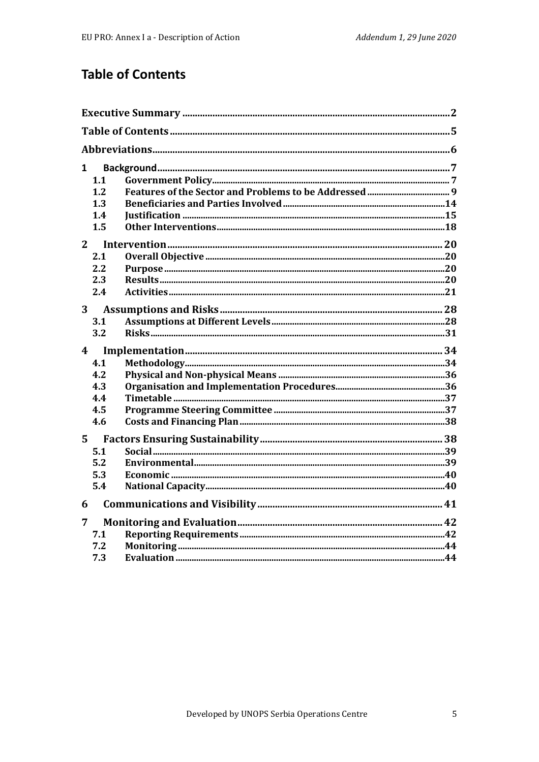# Table of Contents

Executive Summary ........................................................................................................ 2

Table of Contents ............................................................................................................ 5

Abbreviations ................................................................................................................... 6

1 Background ................................................................................................................... 7
- 1.1 Government Policy ........................................................................................... 7
- 1.2 Features of the Sector and Problems to be Addressed .................................... 9
- 1.3 Beneficiaries and Parties Involved ................................................................ 14
- 1.4 Justification .................................................................................................... 15
- 1.5 Other Interventions ......................................................................................... 18

2 Intervention ................................................................................................................ 20
- 2.1 Overall Objective ............................................................................................ 20
- 2.2 Purpose ........................................................................................................... 20
- 2.3 Results ............................................................................................................ 20
- 2.4 Activities ......................................................................................................... 21

3 Assumptions and Risks .............................................................................................. 28
- 3.1 Assumptions at Different Levels .................................................................... 28
- 3.2 Risks ................................................................................................................ 31

4 Implementation .......................................................................................................... 34
- 4.1 Methodology ................................................................................................... 34
- 4.2 Physical and Non-physical Means .................................................................. 36
- 4.3 Organisation and Implementation Procedures ............................................... 36
- 4.4 Timetable ........................................................................................................ 37
- 4.5 Programme Steering Committee .................................................................... 37
- 4.6 Costs and Financing Plan ............................................................................... 38

5 Factors Ensuring Sustainability ................................................................................. 38
- 5.1 Social ............................................................................................................... 39
- 5.2 Environmental ................................................................................................. 39
- 5.3 Economic ......................................................................................................... 40
- 5.4 National Capacity ............................................................................................ 40

6 Communications and Visibility ................................................................................... 41

7 Monitoring and Evaluation .......................................................................................... 42
- 7.1 Reporting Requirements ................................................................................. 42
- 7.2 Monitoring ....................................................................................................... 44
- 7.3 Evaluation ....................................................................................................... 44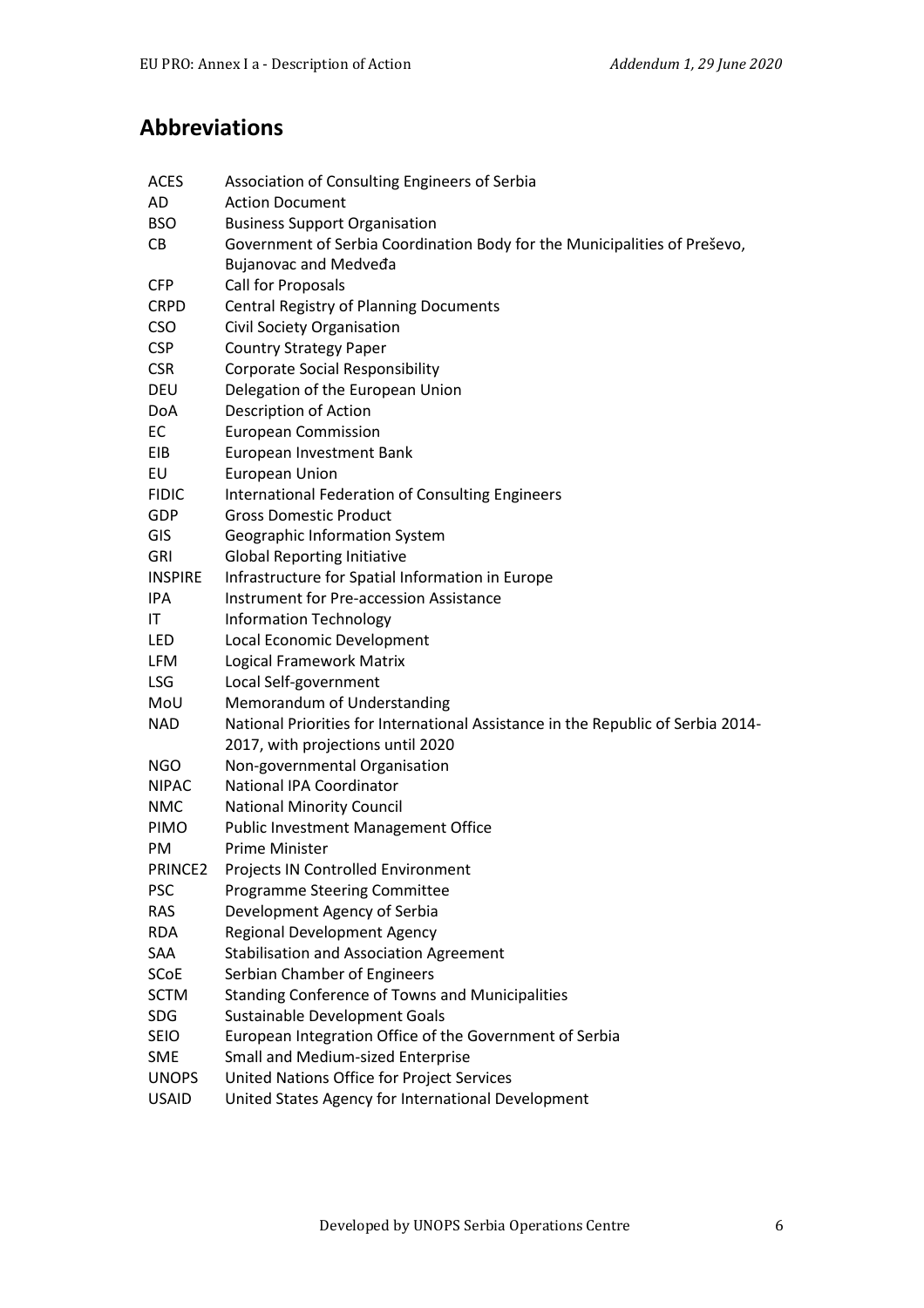## Abbreviations

| | |
|---|---|
| ACES | Association of Consulting Engineers of Serbia |
| AD | Action Document |
| BSO | Business Support Organisation |
| CB | Government of Serbia Coordination Body for the Municipalities of Preševo, Bujanovac and Medveđa |
| CFP | Call for Proposals |
| CRPD | Central Registry of Planning Documents |
| CSO | Civil Society Organisation |
| CSP | Country Strategy Paper |
| CSR | Corporate Social Responsibility |
| DEU | Delegation of the European Union |
| DoA | Description of Action |
| EC | European Commission |
| EIB | European Investment Bank |
| EU | European Union |
| FIDIC | International Federation of Consulting Engineers |
| GDP | Gross Domestic Product |
| GIS | Geographic Information System |
| GRI | Global Reporting Initiative |
| INSPIRE | Infrastructure for Spatial Information in Europe |
| IPA | Instrument for Pre-accession Assistance |
| IT | Information Technology |
| LED | Local Economic Development |
| LFM | Logical Framework Matrix |
| LSG | Local Self-government |
| MoU | Memorandum of Understanding |
| NAD | National Priorities for International Assistance in the Republic of Serbia 2014-2017, with projections until 2020 |
| NGO | Non-governmental Organisation |
| NIPAC | National IPA Coordinator |
| NMC | National Minority Council |
| PIMO | Public Investment Management Office |
| PM | Prime Minister |
| PRINCE2 | Projects IN Controlled Environment |
| PSC | Programme Steering Committee |
| RAS | Development Agency of Serbia |
| RDA | Regional Development Agency |
| SAA | Stabilisation and Association Agreement |
| SCoE | Serbian Chamber of Engineers |
| SCTM | Standing Conference of Towns and Municipalities |
| SDG | Sustainable Development Goals |
| SEIO | European Integration Office of the Government of Serbia |
| SME | Small and Medium-sized Enterprise |
| UNOPS | United Nations Office for Project Services |
| USAID | United States Agency for International Development |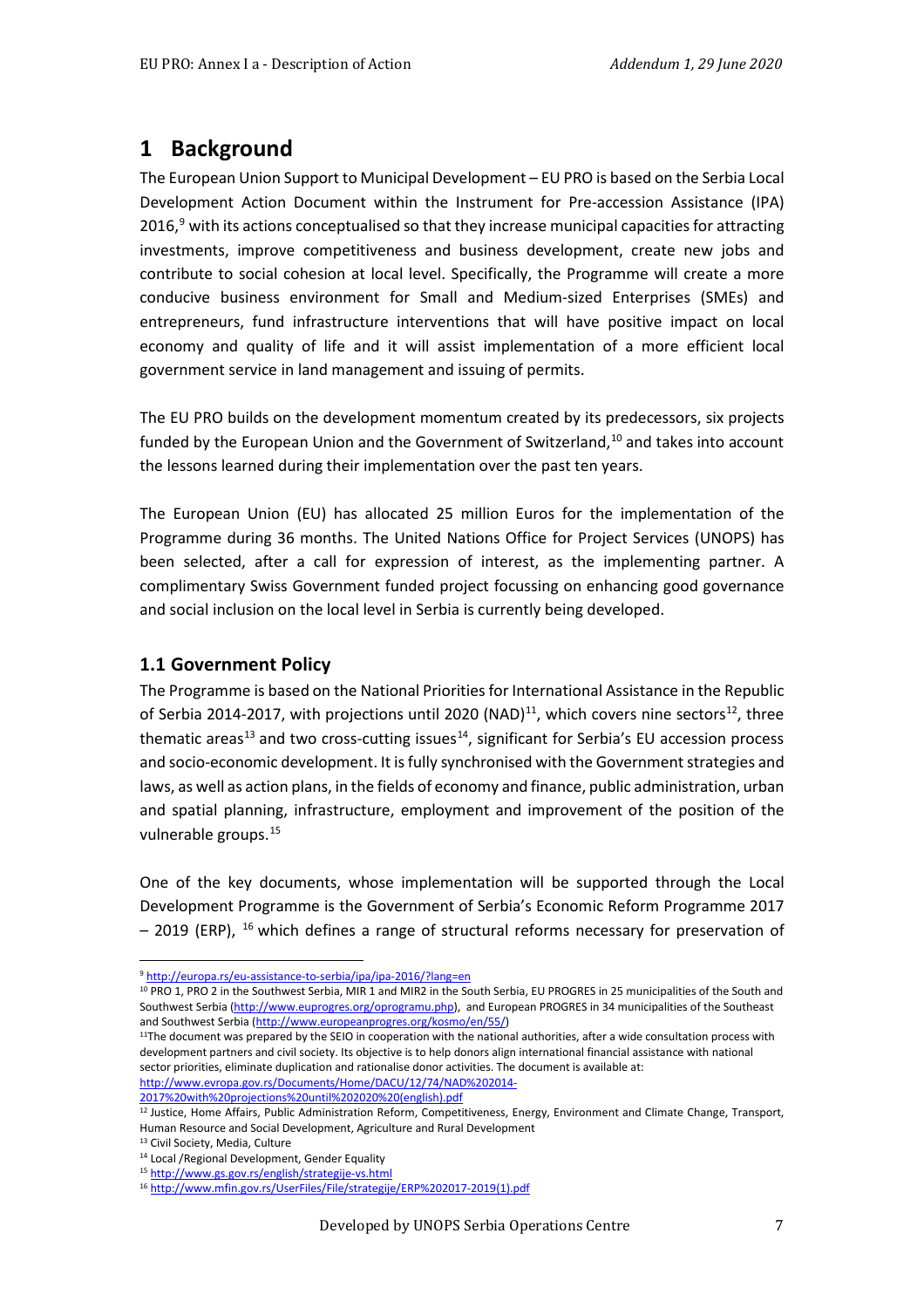# 1 Background

The European Union Support to Municipal Development – EU PRO is based on the Serbia Local Development Action Document within the Instrument for Pre-accession Assistance (IPA) 2016,[9] with its actions conceptualised so that they increase municipal capacities for attracting investments, improve competitiveness and business development, create new jobs and contribute to social cohesion at local level. Specifically, the Programme will create a more conducive business environment for Small and Medium-sized Enterprises (SMEs) and entrepreneurs, fund infrastructure interventions that will have positive impact on local economy and quality of life and it will assist implementation of a more efficient local government service in land management and issuing of permits.

The EU PRO builds on the development momentum created by its predecessors, six projects funded by the European Union and the Government of Switzerland,[10] and takes into account the lessons learned during their implementation over the past ten years.

The European Union (EU) has allocated 25 million Euros for the implementation of the Programme during 36 months. The United Nations Office for Project Services (UNOPS) has been selected, after a call for expression of interest, as the implementing partner. A complimentary Swiss Government funded project focussing on enhancing good governance and social inclusion on the local level in Serbia is currently being developed.

## 1.1 Government Policy

The Programme is based on the National Priorities for International Assistance in the Republic of Serbia 2014-2017, with projections until 2020 (NAD)[11], which covers nine sectors[12], three thematic areas[13] and two cross-cutting issues[14], significant for Serbia's EU accession process and socio-economic development. It is fully synchronised with the Government strategies and laws, as well as action plans, in the fields of economy and finance, public administration, urban and spatial planning, infrastructure, employment and improvement of the position of the vulnerable groups.[15]

One of the key documents, whose implementation will be supported through the Local Development Programme is the Government of Serbia's Economic Reform Programme 2017 – 2019 (ERP), [16] which defines a range of structural reforms necessary for preservation of

---

[9] http://europa.rs/eu-assistance-to-serbia/ipa/ipa-2016/?lang=en

[10] PRO 1, PRO 2 in the Southwest Serbia, MIR 1 and MIR2 in the South Serbia, EU PROGRES in 25 municipalities of the South and Southwest Serbia (http://www.euprogres.org/oprogramu.php), and European PROGRES in 34 municipalities of the Southeast and Southwest Serbia (http://www.europeanprogres.org/kosmo/en/55/)

[11] The document was prepared by the SEIO in cooperation with the national authorities, after a wide consultation process with development partners and civil society. Its objective is to help donors align international financial assistance with national sector priorities, eliminate duplication and rationalise donor activities. The document is available at: http://www.evropa.gov.rs/Documents/Home/DACU/12/74/NAD%202014-2017%20with%20projections%20until%202020%20(english).pdf

[12] Justice, Home Affairs, Public Administration Reform, Competitiveness, Energy, Environment and Climate Change, Transport, Human Resource and Social Development, Agriculture and Rural Development

[13] Civil Society, Media, Culture

[14] Local /Regional Development, Gender Equality

[15] http://www.gs.gov.rs/english/strategije-vs.html

[16] http://www.mfin.gov.rs/UserFiles/File/strategije/ERP%202017-2019(1).pdf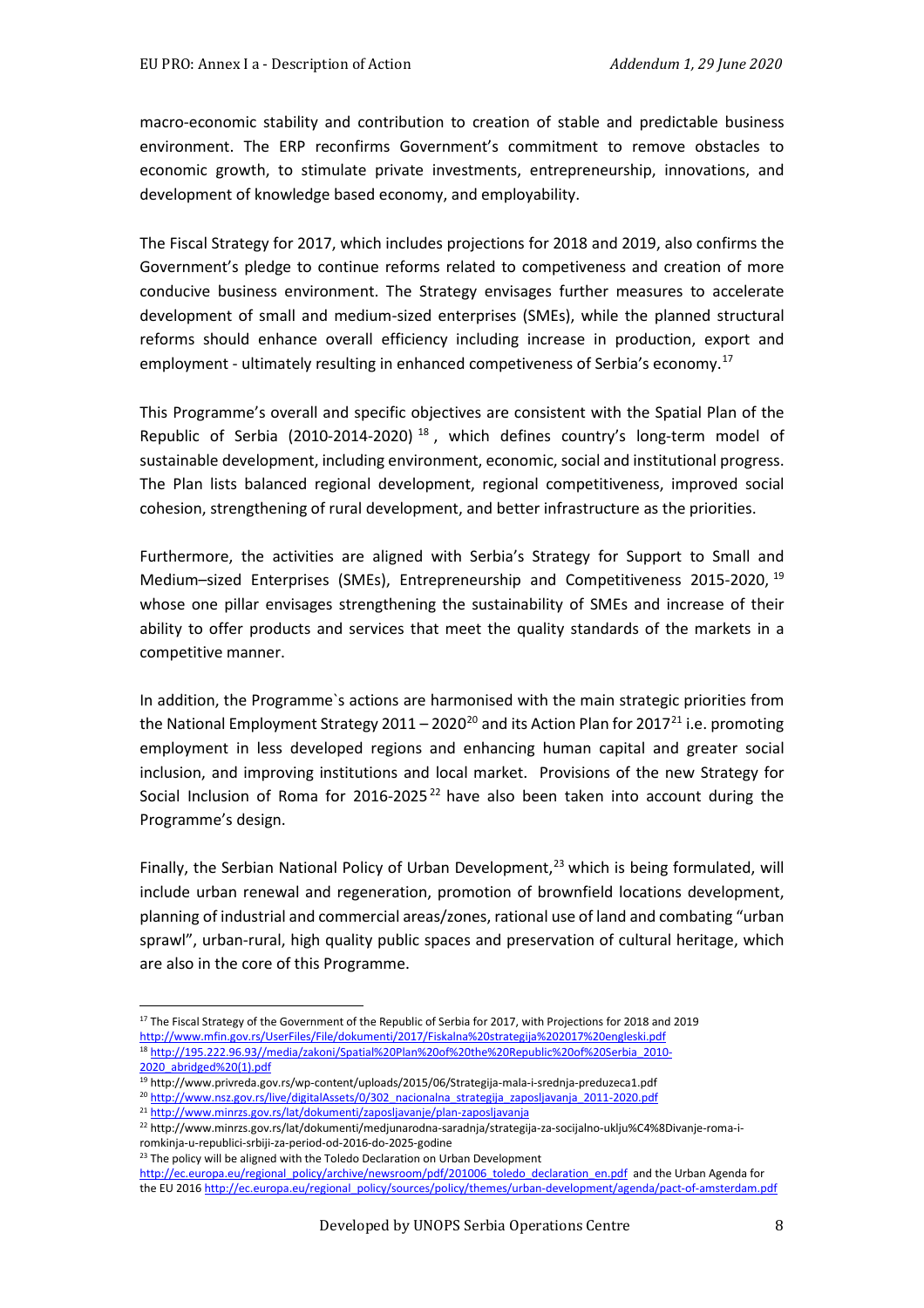macro-economic stability and contribution to creation of stable and predictable business environment. The ERP reconfirms Government's commitment to remove obstacles to economic growth, to stimulate private investments, entrepreneurship, innovations, and development of knowledge based economy, and employability.

The Fiscal Strategy for 2017, which includes projections for 2018 and 2019, also confirms the Government's pledge to continue reforms related to competiveness and creation of more conducive business environment. The Strategy envisages further measures to accelerate development of small and medium-sized enterprises (SMEs), while the planned structural reforms should enhance overall efficiency including increase in production, export and employment - ultimately resulting in enhanced competiveness of Serbia's economy.[17]

This Programme's overall and specific objectives are consistent with the Spatial Plan of the Republic of Serbia (2010-2014-2020)[18], which defines country's long-term model of sustainable development, including environment, economic, social and institutional progress. The Plan lists balanced regional development, regional competitiveness, improved social cohesion, strengthening of rural development, and better infrastructure as the priorities.

Furthermore, the activities are aligned with Serbia's Strategy for Support to Small and Medium–sized Enterprises (SMEs), Entrepreneurship and Competitiveness 2015-2020,[19] whose one pillar envisages strengthening the sustainability of SMEs and increase of their ability to offer products and services that meet the quality standards of the markets in a competitive manner.

In addition, the Programme`s actions are harmonised with the main strategic priorities from the National Employment Strategy 2011 – 2020[20] and its Action Plan for 2017[21] i.e. promoting employment in less developed regions and enhancing human capital and greater social inclusion, and improving institutions and local market. Provisions of the new Strategy for Social Inclusion of Roma for 2016-2025[22] have also been taken into account during the Programme's design.

Finally, the Serbian National Policy of Urban Development,[23] which is being formulated, will include urban renewal and regeneration, promotion of brownfield locations development, planning of industrial and commercial areas/zones, rational use of land and combating "urban sprawl", urban-rural, high quality public spaces and preservation of cultural heritage, which are also in the core of this Programme.

---

[17] The Fiscal Strategy of the Government of the Republic of Serbia for 2017, with Projections for 2018 and 2019 http://www.mfin.gov.rs/UserFiles/File/dokumenti/2017/Fiskalna%20strategija%202017%20engleski.pdf

[18] http://195.222.96.93//media/zakoni/Spatial%20Plan%20of%20the%20Republic%20of%20Serbia_2010-2020_abridged%20(1).pdf

[19] http://www.privreda.gov.rs/wp-content/uploads/2015/06/Strategija-mala-i-srednja-preduzeca1.pdf

[20] http://www.nsz.gov.rs/live/digitalAssets/0/302_nacionalna_strategija_zaposljavanja_2011-2020.pdf

[21] http://www.minrzs.gov.rs/lat/dokumenti/zaposljavanje/plan-zaposljavanja

[22] http://www.minrzs.gov.rs/lat/dokumenti/medjunarodna-saradnja/strategija-za-socijalno-uklju%C4%8Divanje-roma-i-romkinja-u-republici-srbiji-za-period-od-2016-do-2025-godine

[23] The policy will be aligned with the Toledo Declaration on Urban Development http://ec.europa.eu/regional_policy/archive/newsroom/pdf/201006_toledo_declaration_en.pdf and the Urban Agenda for the EU 2016 http://ec.europa.eu/regional_policy/sources/policy/themes/urban-development/agenda/pact-of-amsterdam.pdf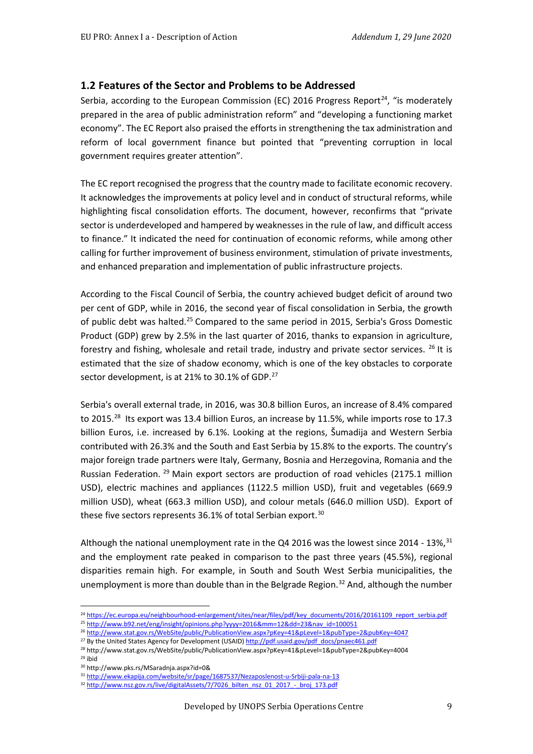## 1.2 Features of the Sector and Problems to be Addressed

Serbia, according to the European Commission (EC) 2016 Progress Report[24], "is moderately prepared in the area of public administration reform" and "developing a functioning market economy". The EC Report also praised the efforts in strengthening the tax administration and reform of local government finance but pointed that "preventing corruption in local government requires greater attention".

The EC report recognised the progress that the country made to facilitate economic recovery. It acknowledges the improvements at policy level and in conduct of structural reforms, while highlighting fiscal consolidation efforts. The document, however, reconfirms that "private sector is underdeveloped and hampered by weaknesses in the rule of law, and difficult access to finance." It indicated the need for continuation of economic reforms, while among other calling for further improvement of business environment, stimulation of private investments, and enhanced preparation and implementation of public infrastructure projects.

According to the Fiscal Council of Serbia, the country achieved budget deficit of around two per cent of GDP, while in 2016, the second year of fiscal consolidation in Serbia, the growth of public debt was halted.[25] Compared to the same period in 2015, Serbia's Gross Domestic Product (GDP) grew by 2.5% in the last quarter of 2016, thanks to expansion in agriculture, forestry and fishing, wholesale and retail trade, industry and private sector services. [26] It is estimated that the size of shadow economy, which is one of the key obstacles to corporate sector development, is at 21% to 30.1% of GDP.[27]

Serbia's overall external trade, in 2016, was 30.8 billion Euros, an increase of 8.4% compared to 2015.[28] Its export was 13.4 billion Euros, an increase by 11.5%, while imports rose to 17.3 billion Euros, i.e. increased by 6.1%. Looking at the regions, Šumadija and Western Serbia contributed with 26.3% and the South and East Serbia by 15.8% to the exports. The country's major foreign trade partners were Italy, Germany, Bosnia and Herzegovina, Romania and the Russian Federation. [29] Main export sectors are production of road vehicles (2175.1 million USD), electric machines and appliances (1122.5 million USD), fruit and vegetables (669.9 million USD), wheat (663.3 million USD), and colour metals (646.0 million USD). Export of these five sectors represents 36.1% of total Serbian export.[30]

Although the national unemployment rate in the Q4 2016 was the lowest since 2014 - 13%,[31] and the employment rate peaked in comparison to the past three years (45.5%), regional disparities remain high. For example, in South and South West Serbia municipalities, the unemployment is more than double than in the Belgrade Region.[32] And, although the number

---

[24] https://ec.europa.eu/neighbourhood-enlargement/sites/near/files/pdf/key_documents/2016/20161109_report_serbia.pdf
[25] http://www.b92.net/eng/insight/opinions.php?yyyy=2016&mm=12&dd=23&nav_id=100051
[26] http://www.stat.gov.rs/WebSite/public/PublicationView.aspx?pKey=41&pLevel=1&pubType=2&pubKey=4047
[27] By the United States Agency for Development (USAID) http://pdf.usaid.gov/pdf_docs/pnaec461.pdf
[28] http://www.stat.gov.rs/WebSite/public/PublicationView.aspx?pKey=41&pLevel=1&pubType=2&pubKey=4004
[29] ibid
[30] http://www.pks.rs/MSaradnja.aspx?id=0&
[31] http://www.ekapija.com/website/sr/page/1687537/Nezaposlenost-u-Srbiji-pala-na-13
[32] http://www.nsz.gov.rs/live/digitalAssets/7/7026_bilten_nsz_01_2017_-_broj_173.pdf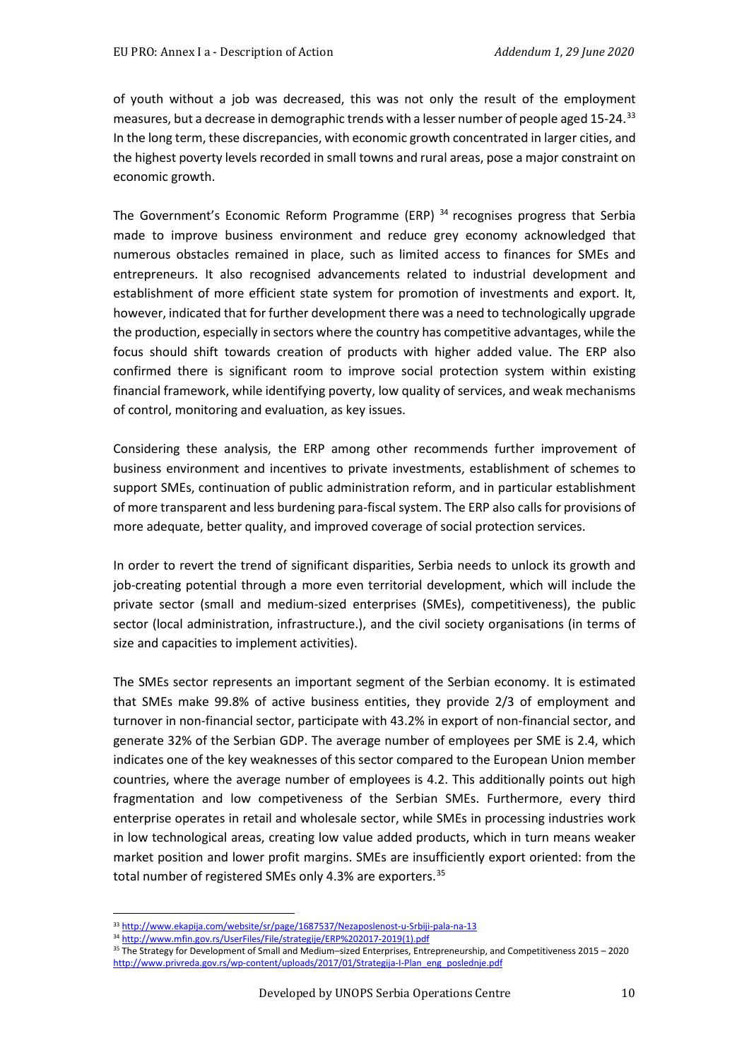of youth without a job was decreased, this was not only the result of the employment measures, but a decrease in demographic trends with a lesser number of people aged 15-24.[33] In the long term, these discrepancies, with economic growth concentrated in larger cities, and the highest poverty levels recorded in small towns and rural areas, pose a major constraint on economic growth.

The Government's Economic Reform Programme (ERP) [34] recognises progress that Serbia made to improve business environment and reduce grey economy acknowledged that numerous obstacles remained in place, such as limited access to finances for SMEs and entrepreneurs. It also recognised advancements related to industrial development and establishment of more efficient state system for promotion of investments and export. It, however, indicated that for further development there was a need to technologically upgrade the production, especially in sectors where the country has competitive advantages, while the focus should shift towards creation of products with higher added value. The ERP also confirmed there is significant room to improve social protection system within existing financial framework, while identifying poverty, low quality of services, and weak mechanisms of control, monitoring and evaluation, as key issues.

Considering these analysis, the ERP among other recommends further improvement of business environment and incentives to private investments, establishment of schemes to support SMEs, continuation of public administration reform, and in particular establishment of more transparent and less burdening para-fiscal system. The ERP also calls for provisions of more adequate, better quality, and improved coverage of social protection services.

In order to revert the trend of significant disparities, Serbia needs to unlock its growth and job-creating potential through a more even territorial development, which will include the private sector (small and medium-sized enterprises (SMEs), competitiveness), the public sector (local administration, infrastructure.), and the civil society organisations (in terms of size and capacities to implement activities).

The SMEs sector represents an important segment of the Serbian economy. It is estimated that SMEs make 99.8% of active business entities, they provide 2/3 of employment and turnover in non-financial sector, participate with 43.2% in export of non-financial sector, and generate 32% of the Serbian GDP. The average number of employees per SME is 2.4, which indicates one of the key weaknesses of this sector compared to the European Union member countries, where the average number of employees is 4.2. This additionally points out high fragmentation and low competiveness of the Serbian SMEs. Furthermore, every third enterprise operates in retail and wholesale sector, while SMEs in processing industries work in low technological areas, creating low value added products, which in turn means weaker market position and lower profit margins. SMEs are insufficiently export oriented: from the total number of registered SMEs only 4.3% are exporters.[35]

---

[33] http://www.ekapija.com/website/sr/page/1687537/Nezaposlenost-u-Srbiji-pala-na-13

[34] http://www.mfin.gov.rs/UserFiles/File/strategije/ERP%202017-2019(1).pdf

[35] The Strategy for Development of Small and Medium–sized Enterprises, Entrepreneurship, and Competitiveness 2015 – 2020 http://www.privreda.gov.rs/wp-content/uploads/2017/01/Strategija-I-Plan_eng_poslednje.pdf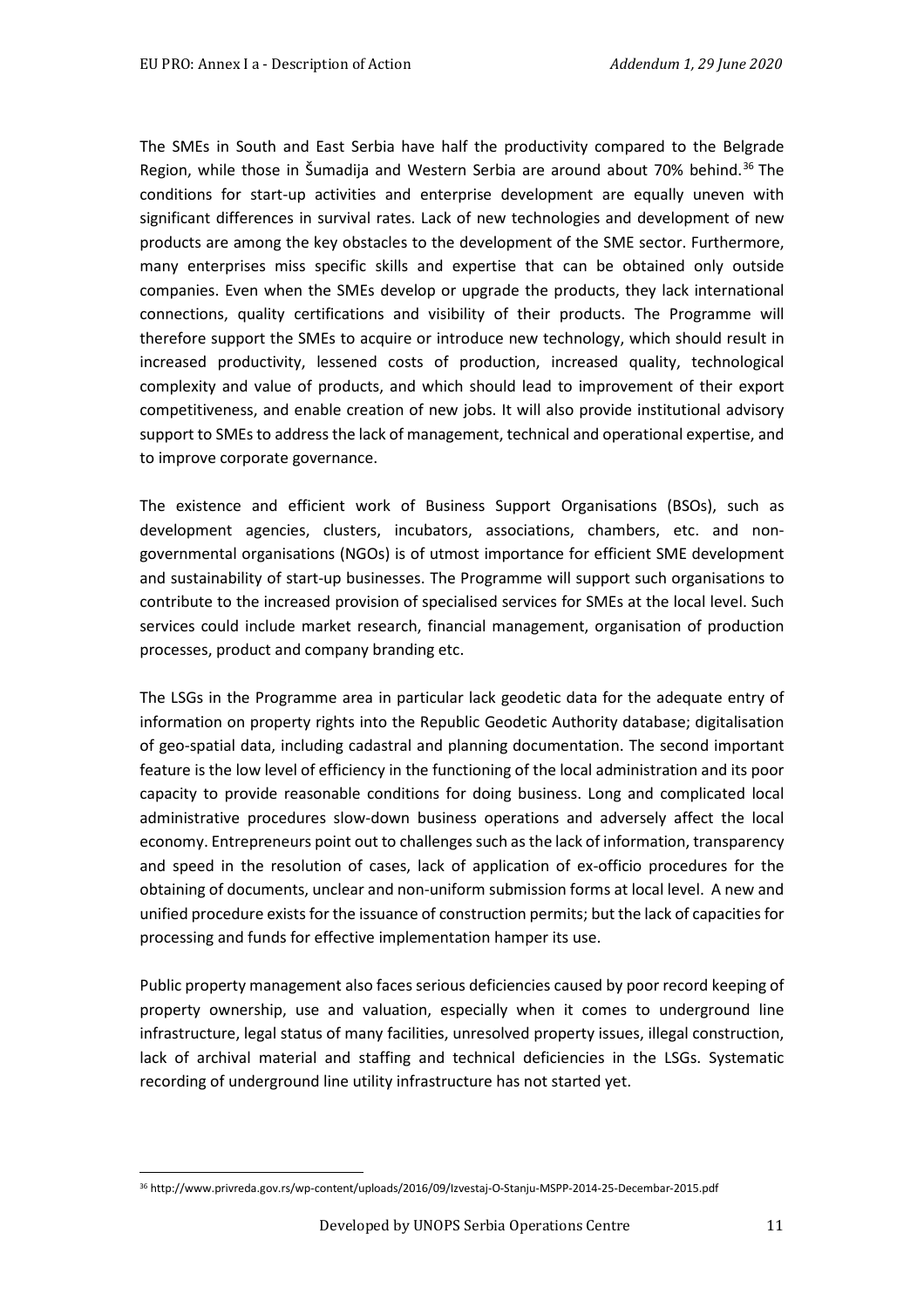The SMEs in South and East Serbia have half the productivity compared to the Belgrade Region, while those in Šumadija and Western Serbia are around about 70% behind.[36] The conditions for start-up activities and enterprise development are equally uneven with significant differences in survival rates. Lack of new technologies and development of new products are among the key obstacles to the development of the SME sector. Furthermore, many enterprises miss specific skills and expertise that can be obtained only outside companies. Even when the SMEs develop or upgrade the products, they lack international connections, quality certifications and visibility of their products. The Programme will therefore support the SMEs to acquire or introduce new technology, which should result in increased productivity, lessened costs of production, increased quality, technological complexity and value of products, and which should lead to improvement of their export competitiveness, and enable creation of new jobs. It will also provide institutional advisory support to SMEs to address the lack of management, technical and operational expertise, and to improve corporate governance.

The existence and efficient work of Business Support Organisations (BSOs), such as development agencies, clusters, incubators, associations, chambers, etc. and non-governmental organisations (NGOs) is of utmost importance for efficient SME development and sustainability of start-up businesses. The Programme will support such organisations to contribute to the increased provision of specialised services for SMEs at the local level. Such services could include market research, financial management, organisation of production processes, product and company branding etc.

The LSGs in the Programme area in particular lack geodetic data for the adequate entry of information on property rights into the Republic Geodetic Authority database; digitalisation of geo-spatial data, including cadastral and planning documentation. The second important feature is the low level of efficiency in the functioning of the local administration and its poor capacity to provide reasonable conditions for doing business. Long and complicated local administrative procedures slow-down business operations and adversely affect the local economy. Entrepreneurs point out to challenges such as the lack of information, transparency and speed in the resolution of cases, lack of application of ex-officio procedures for the obtaining of documents, unclear and non-uniform submission forms at local level. A new and unified procedure exists for the issuance of construction permits; but the lack of capacities for processing and funds for effective implementation hamper its use.

Public property management also faces serious deficiencies caused by poor record keeping of property ownership, use and valuation, especially when it comes to underground line infrastructure, legal status of many facilities, unresolved property issues, illegal construction, lack of archival material and staffing and technical deficiencies in the LSGs. Systematic recording of underground line utility infrastructure has not started yet.

[36] http://www.privreda.gov.rs/wp-content/uploads/2016/09/Izvestaj-O-Stanju-MSPP-2014-25-Decembar-2015.pdf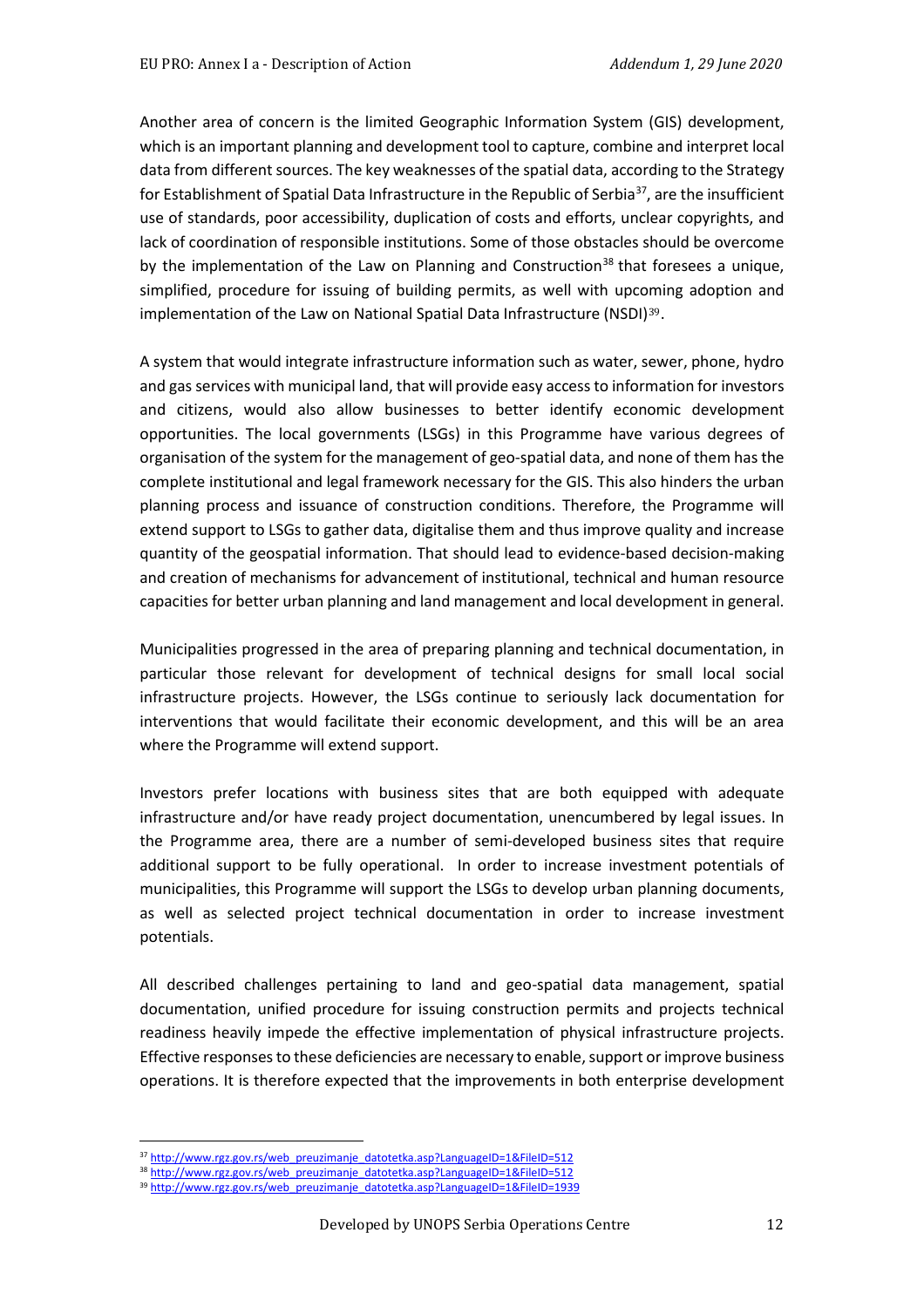Another area of concern is the limited Geographic Information System (GIS) development, which is an important planning and development tool to capture, combine and interpret local data from different sources. The key weaknesses of the spatial data, according to the Strategy for Establishment of Spatial Data Infrastructure in the Republic of Serbia[37], are the insufficient use of standards, poor accessibility, duplication of costs and efforts, unclear copyrights, and lack of coordination of responsible institutions. Some of those obstacles should be overcome by the implementation of the Law on Planning and Construction[38] that foresees a unique, simplified, procedure for issuing of building permits, as well with upcoming adoption and implementation of the Law on National Spatial Data Infrastructure (NSDI)[39].

A system that would integrate infrastructure information such as water, sewer, phone, hydro and gas services with municipal land, that will provide easy access to information for investors and citizens, would also allow businesses to better identify economic development opportunities. The local governments (LSGs) in this Programme have various degrees of organisation of the system for the management of geo-spatial data, and none of them has the complete institutional and legal framework necessary for the GIS. This also hinders the urban planning process and issuance of construction conditions. Therefore, the Programme will extend support to LSGs to gather data, digitalise them and thus improve quality and increase quantity of the geospatial information. That should lead to evidence-based decision-making and creation of mechanisms for advancement of institutional, technical and human resource capacities for better urban planning and land management and local development in general.

Municipalities progressed in the area of preparing planning and technical documentation, in particular those relevant for development of technical designs for small local social infrastructure projects. However, the LSGs continue to seriously lack documentation for interventions that would facilitate their economic development, and this will be an area where the Programme will extend support.

Investors prefer locations with business sites that are both equipped with adequate infrastructure and/or have ready project documentation, unencumbered by legal issues. In the Programme area, there are a number of semi-developed business sites that require additional support to be fully operational. In order to increase investment potentials of municipalities, this Programme will support the LSGs to develop urban planning documents, as well as selected project technical documentation in order to increase investment potentials.

All described challenges pertaining to land and geo-spatial data management, spatial documentation, unified procedure for issuing construction permits and projects technical readiness heavily impede the effective implementation of physical infrastructure projects. Effective responses to these deficiencies are necessary to enable, support or improve business operations. It is therefore expected that the improvements in both enterprise development

---

[37] http://www.rgz.gov.rs/web_preuzimanje_datotetka.asp?LanguageID=1&FileID=512

[38] http://www.rgz.gov.rs/web_preuzimanje_datotetka.asp?LanguageID=1&FileID=512

[39] http://www.rgz.gov.rs/web_preuzimanje_datotetka.asp?LanguageID=1&FileID=1939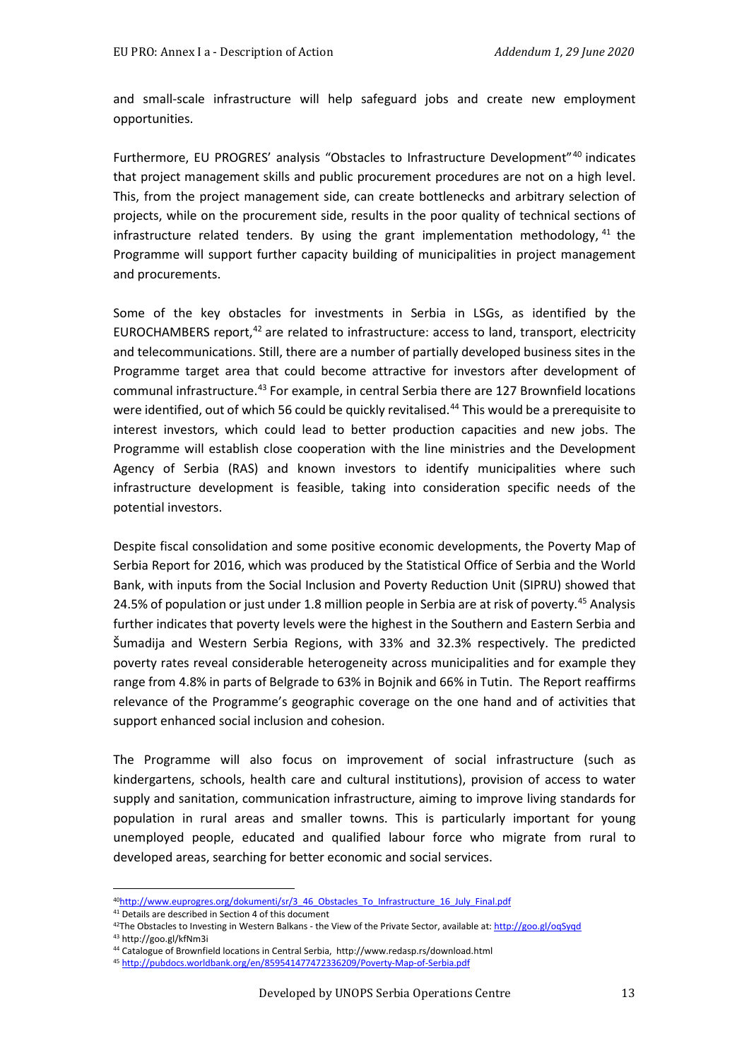and small-scale infrastructure will help safeguard jobs and create new employment opportunities.

Furthermore, EU PROGRES' analysis "Obstacles to Infrastructure Development"[40] indicates that project management skills and public procurement procedures are not on a high level. This, from the project management side, can create bottlenecks and arbitrary selection of projects, while on the procurement side, results in the poor quality of technical sections of infrastructure related tenders. By using the grant implementation methodology, [41] the Programme will support further capacity building of municipalities in project management and procurements.

Some of the key obstacles for investments in Serbia in LSGs, as identified by the EUROCHAMBERS report,[42] are related to infrastructure: access to land, transport, electricity and telecommunications. Still, there are a number of partially developed business sites in the Programme target area that could become attractive for investors after development of communal infrastructure.[43] For example, in central Serbia there are 127 Brownfield locations were identified, out of which 56 could be quickly revitalised.[44] This would be a prerequisite to interest investors, which could lead to better production capacities and new jobs. The Programme will establish close cooperation with the line ministries and the Development Agency of Serbia (RAS) and known investors to identify municipalities where such infrastructure development is feasible, taking into consideration specific needs of the potential investors.

Despite fiscal consolidation and some positive economic developments, the Poverty Map of Serbia Report for 2016, which was produced by the Statistical Office of Serbia and the World Bank, with inputs from the Social Inclusion and Poverty Reduction Unit (SIPRU) showed that 24.5% of population or just under 1.8 million people in Serbia are at risk of poverty.[45] Analysis further indicates that poverty levels were the highest in the Southern and Eastern Serbia and Šumadija and Western Serbia Regions, with 33% and 32.3% respectively. The predicted poverty rates reveal considerable heterogeneity across municipalities and for example they range from 4.8% in parts of Belgrade to 63% in Bojnik and 66% in Tutin. The Report reaffirms relevance of the Programme's geographic coverage on the one hand and of activities that support enhanced social inclusion and cohesion.

The Programme will also focus on improvement of social infrastructure (such as kindergartens, schools, health care and cultural institutions), provision of access to water supply and sanitation, communication infrastructure, aiming to improve living standards for population in rural areas and smaller towns. This is particularly important for young unemployed people, educated and qualified labour force who migrate from rural to developed areas, searching for better economic and social services.

---

[40] http://www.euprogres.org/dokumenti/sr/3_46_Obstacles_To_Infrastructure_16_July_Final.pdf

[41] Details are described in Section 4 of this document

[42] The Obstacles to Investing in Western Balkans - the View of the Private Sector, available at: http://goo.gl/oqSyqd

[43] http://goo.gl/kfNm3i

[44] Catalogue of Brownfield locations in Central Serbia, http://www.redasp.rs/download.html

[45] http://pubdocs.worldbank.org/en/859541477472336209/Poverty-Map-of-Serbia.pdf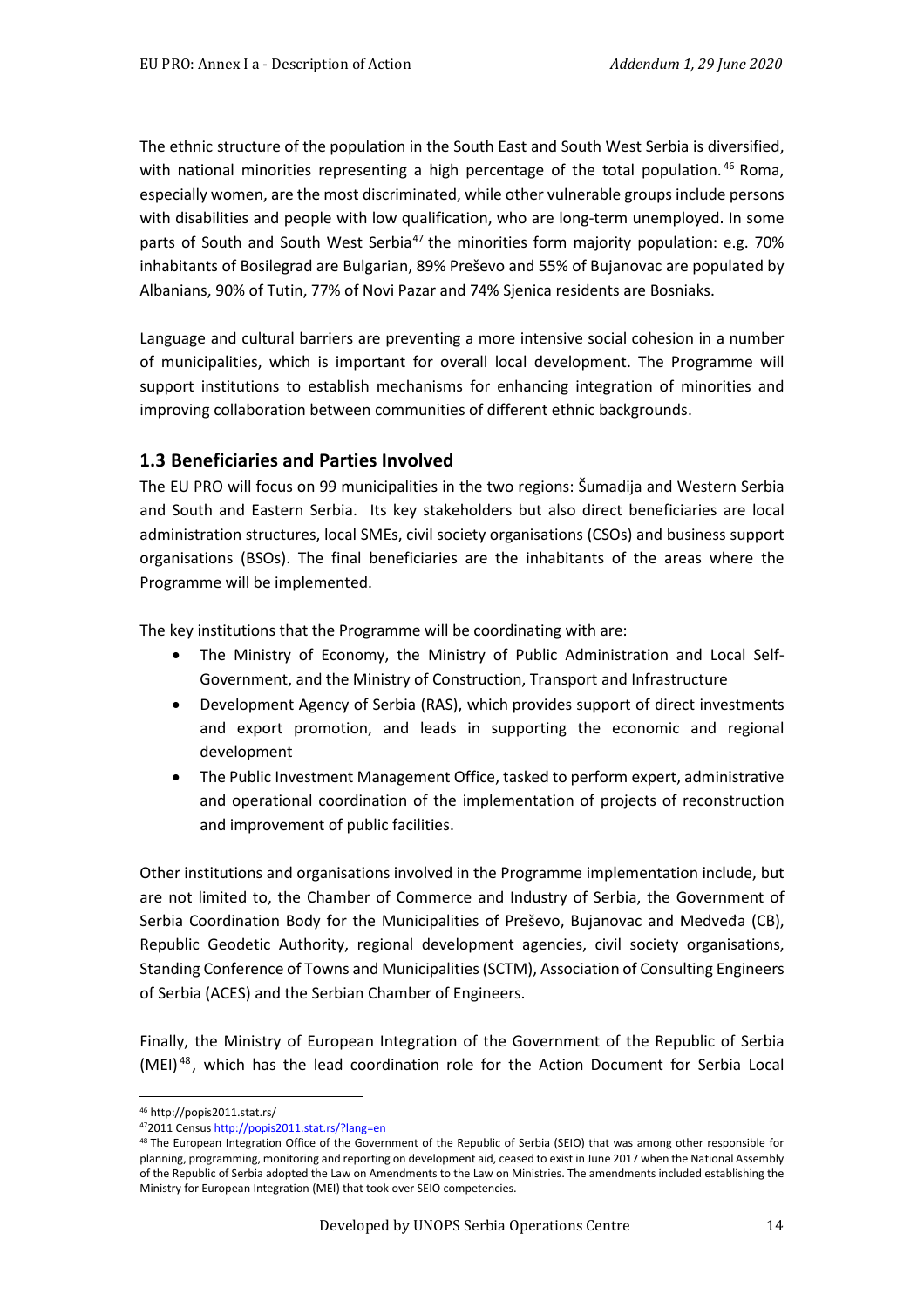The ethnic structure of the population in the South East and South West Serbia is diversified, with national minorities representing a high percentage of the total population.[46] Roma, especially women, are the most discriminated, while other vulnerable groups include persons with disabilities and people with low qualification, who are long-term unemployed. In some parts of South and South West Serbia[47] the minorities form majority population: e.g. 70% inhabitants of Bosilegrad are Bulgarian, 89% Preševo and 55% of Bujanovac are populated by Albanians, 90% of Tutin, 77% of Novi Pazar and 74% Sjenica residents are Bosniaks.

Language and cultural barriers are preventing a more intensive social cohesion in a number of municipalities, which is important for overall local development. The Programme will support institutions to establish mechanisms for enhancing integration of minorities and improving collaboration between communities of different ethnic backgrounds.

## 1.3 Beneficiaries and Parties Involved

The EU PRO will focus on 99 municipalities in the two regions: Šumadija and Western Serbia and South and Eastern Serbia. Its key stakeholders but also direct beneficiaries are local administration structures, local SMEs, civil society organisations (CSOs) and business support organisations (BSOs). The final beneficiaries are the inhabitants of the areas where the Programme will be implemented.

The key institutions that the Programme will be coordinating with are:

- The Ministry of Economy, the Ministry of Public Administration and Local Self-Government, and the Ministry of Construction, Transport and Infrastructure
- Development Agency of Serbia (RAS), which provides support of direct investments and export promotion, and leads in supporting the economic and regional development
- The Public Investment Management Office, tasked to perform expert, administrative and operational coordination of the implementation of projects of reconstruction and improvement of public facilities.

Other institutions and organisations involved in the Programme implementation include, but are not limited to, the Chamber of Commerce and Industry of Serbia, the Government of Serbia Coordination Body for the Municipalities of Preševo, Bujanovac and Medveđa (CB), Republic Geodetic Authority, regional development agencies, civil society organisations, Standing Conference of Towns and Municipalities (SCTM), Association of Consulting Engineers of Serbia (ACES) and the Serbian Chamber of Engineers.

Finally, the Ministry of European Integration of the Government of the Republic of Serbia (MEI)[48], which has the lead coordination role for the Action Document for Serbia Local

---

[46] http://popis2011.stat.rs/

[47] 2011 Census http://popis2011.stat.rs/?lang=en

[48] The European Integration Office of the Government of the Republic of Serbia (SEIO) that was among other responsible for planning, programming, monitoring and reporting on development aid, ceased to exist in June 2017 when the National Assembly of the Republic of Serbia adopted the Law on Amendments to the Law on Ministries. The amendments included establishing the Ministry for European Integration (MEI) that took over SEIO competencies.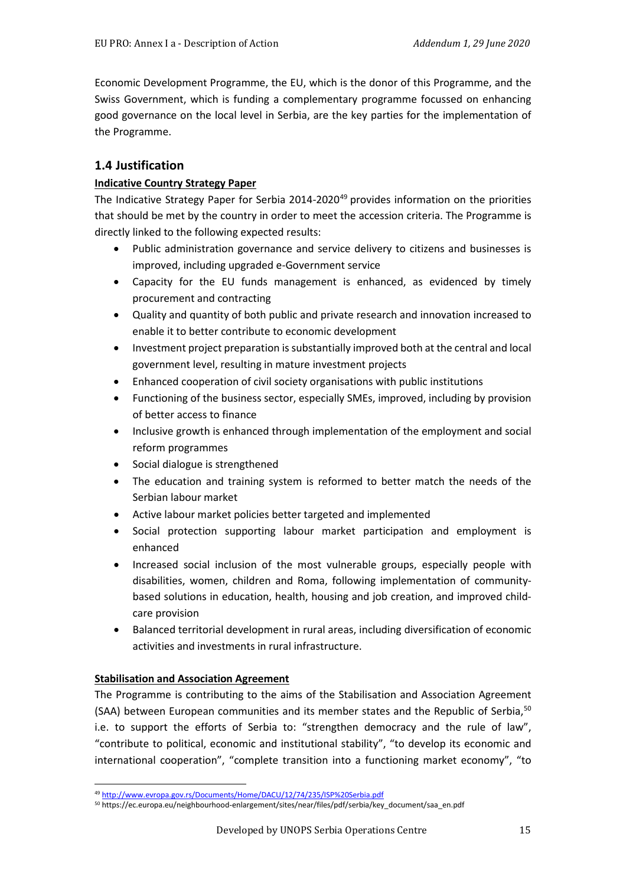Economic Development Programme, the EU, which is the donor of this Programme, and the Swiss Government, which is funding a complementary programme focussed on enhancing good governance on the local level in Serbia, are the key parties for the implementation of the Programme.

## 1.4 Justification

**Indicative Country Strategy Paper**

The Indicative Strategy Paper for Serbia 2014-2020[49] provides information on the priorities that should be met by the country in order to meet the accession criteria. The Programme is directly linked to the following expected results:

- Public administration governance and service delivery to citizens and businesses is improved, including upgraded e-Government service
- Capacity for the EU funds management is enhanced, as evidenced by timely procurement and contracting
- Quality and quantity of both public and private research and innovation increased to enable it to better contribute to economic development
- Investment project preparation is substantially improved both at the central and local government level, resulting in mature investment projects
- Enhanced cooperation of civil society organisations with public institutions
- Functioning of the business sector, especially SMEs, improved, including by provision of better access to finance
- Inclusive growth is enhanced through implementation of the employment and social reform programmes
- Social dialogue is strengthened
- The education and training system is reformed to better match the needs of the Serbian labour market
- Active labour market policies better targeted and implemented
- Social protection supporting labour market participation and employment is enhanced
- Increased social inclusion of the most vulnerable groups, especially people with disabilities, women, children and Roma, following implementation of community-based solutions in education, health, housing and job creation, and improved child-care provision
- Balanced territorial development in rural areas, including diversification of economic activities and investments in rural infrastructure.

**Stabilisation and Association Agreement**

The Programme is contributing to the aims of the Stabilisation and Association Agreement (SAA) between European communities and its member states and the Republic of Serbia,[50] i.e. to support the efforts of Serbia to: "strengthen democracy and the rule of law", "contribute to political, economic and institutional stability", "to develop its economic and international cooperation", "complete transition into a functioning market economy", "to

[49] http://www.evropa.gov.rs/Documents/Home/DACU/12/74/235/ISP%20Serbia.pdf

[50] https://ec.europa.eu/neighbourhood-enlargement/sites/near/files/pdf/serbia/key_document/saa_en.pdf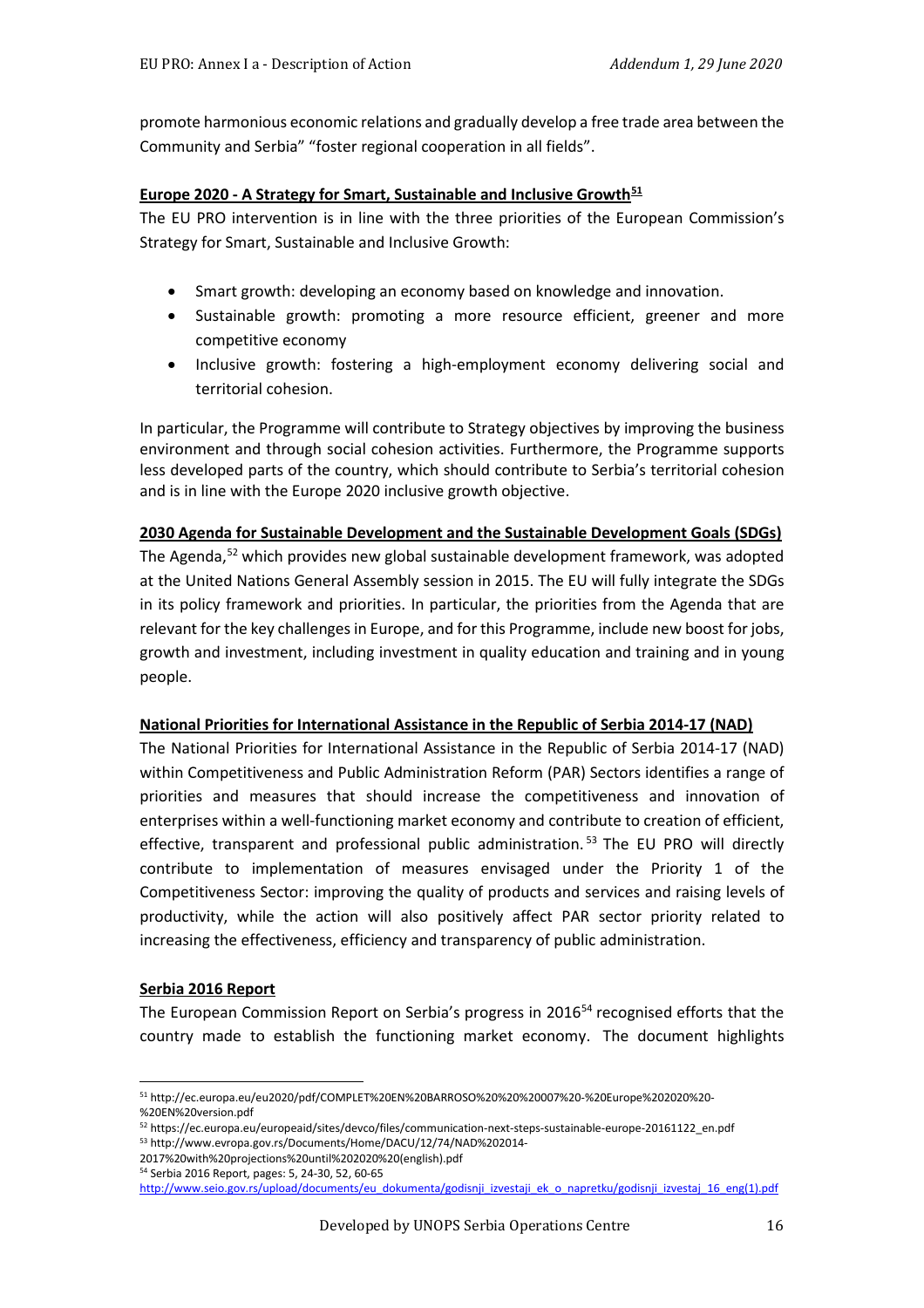promote harmonious economic relations and gradually develop a free trade area between the Community and Serbia" "foster regional cooperation in all fields".

**Europe 2020 - A Strategy for Smart, Sustainable and Inclusive Growth[51]**

The EU PRO intervention is in line with the three priorities of the European Commission's Strategy for Smart, Sustainable and Inclusive Growth:

- Smart growth: developing an economy based on knowledge and innovation.
- Sustainable growth: promoting a more resource efficient, greener and more competitive economy
- Inclusive growth: fostering a high-employment economy delivering social and territorial cohesion.

In particular, the Programme will contribute to Strategy objectives by improving the business environment and through social cohesion activities. Furthermore, the Programme supports less developed parts of the country, which should contribute to Serbia's territorial cohesion and is in line with the Europe 2020 inclusive growth objective.

**2030 Agenda for Sustainable Development and the Sustainable Development Goals (SDGs)**

The Agenda,[52] which provides new global sustainable development framework, was adopted at the United Nations General Assembly session in 2015. The EU will fully integrate the SDGs in its policy framework and priorities. In particular, the priorities from the Agenda that are relevant for the key challenges in Europe, and for this Programme, include new boost for jobs, growth and investment, including investment in quality education and training and in young people.

**National Priorities for International Assistance in the Republic of Serbia 2014-17 (NAD)**

The National Priorities for International Assistance in the Republic of Serbia 2014-17 (NAD) within Competitiveness and Public Administration Reform (PAR) Sectors identifies a range of priorities and measures that should increase the competitiveness and innovation of enterprises within a well-functioning market economy and contribute to creation of efficient, effective, transparent and professional public administration.[53] The EU PRO will directly contribute to implementation of measures envisaged under the Priority 1 of the Competitiveness Sector: improving the quality of products and services and raising levels of productivity, while the action will also positively affect PAR sector priority related to increasing the effectiveness, efficiency and transparency of public administration.

**Serbia 2016 Report**

The European Commission Report on Serbia's progress in 2016[54] recognised efforts that the country made to establish the functioning market economy. The document highlights

---

[51] http://ec.europa.eu/eu2020/pdf/COMPLET%20EN%20BARROSO%20%20%20007%20-%20Europe%202020%20-%20EN%20version.pdf

[52] https://ec.europa.eu/europeaid/sites/devco/files/communication-next-steps-sustainable-europe-20161122_en.pdf

[53] http://www.evropa.gov.rs/Documents/Home/DACU/12/74/NAD%202014-2017%20with%20projections%20until%202020%20(english).pdf

[54] Serbia 2016 Report, pages: 5, 24-30, 52, 60-65 http://www.seio.gov.rs/upload/documents/eu_dokumenta/godisnji_izvestaji_ek_o_napretku/godisnji_izvestaj_16_eng(1).pdf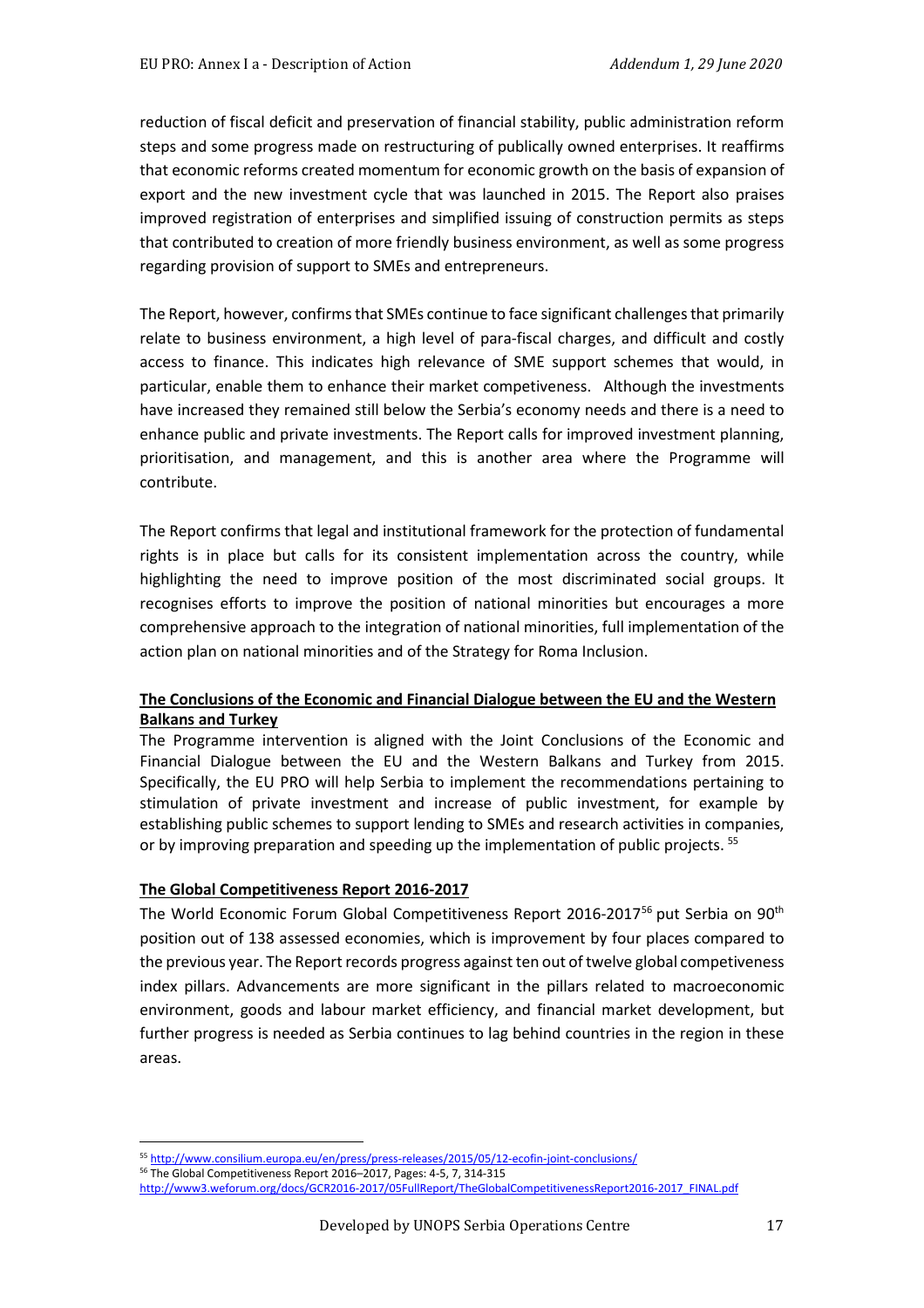reduction of fiscal deficit and preservation of financial stability, public administration reform steps and some progress made on restructuring of publically owned enterprises. It reaffirms that economic reforms created momentum for economic growth on the basis of expansion of export and the new investment cycle that was launched in 2015. The Report also praises improved registration of enterprises and simplified issuing of construction permits as steps that contributed to creation of more friendly business environment, as well as some progress regarding provision of support to SMEs and entrepreneurs.

The Report, however, confirms that SMEs continue to face significant challenges that primarily relate to business environment, a high level of para-fiscal charges, and difficult and costly access to finance. This indicates high relevance of SME support schemes that would, in particular, enable them to enhance their market competiveness. Although the investments have increased they remained still below the Serbia's economy needs and there is a need to enhance public and private investments. The Report calls for improved investment planning, prioritisation, and management, and this is another area where the Programme will contribute.

The Report confirms that legal and institutional framework for the protection of fundamental rights is in place but calls for its consistent implementation across the country, while highlighting the need to improve position of the most discriminated social groups. It recognises efforts to improve the position of national minorities but encourages a more comprehensive approach to the integration of national minorities, full implementation of the action plan on national minorities and of the Strategy for Roma Inclusion.

**The Conclusions of the Economic and Financial Dialogue between the EU and the Western Balkans and Turkey**

The Programme intervention is aligned with the Joint Conclusions of the Economic and Financial Dialogue between the EU and the Western Balkans and Turkey from 2015. Specifically, the EU PRO will help Serbia to implement the recommendations pertaining to stimulation of private investment and increase of public investment, for example by establishing public schemes to support lending to SMEs and research activities in companies, or by improving preparation and speeding up the implementation of public projects. [55]

**The Global Competitiveness Report 2016-2017**

The World Economic Forum Global Competitiveness Report 2016-2017[56] put Serbia on 90th position out of 138 assessed economies, which is improvement by four places compared to the previous year. The Report records progress against ten out of twelve global competiveness index pillars. Advancements are more significant in the pillars related to macroeconomic environment, goods and labour market efficiency, and financial market development, but further progress is needed as Serbia continues to lag behind countries in the region in these areas.

---

[55] http://www.consilium.europa.eu/en/press/press-releases/2015/05/12-ecofin-joint-conclusions/

[56] The Global Competitiveness Report 2016–2017, Pages: 4-5, 7, 314-315 http://www3.weforum.org/docs/GCR2016-2017/05FullReport/TheGlobalCompetitivenessReport2016-2017_FINAL.pdf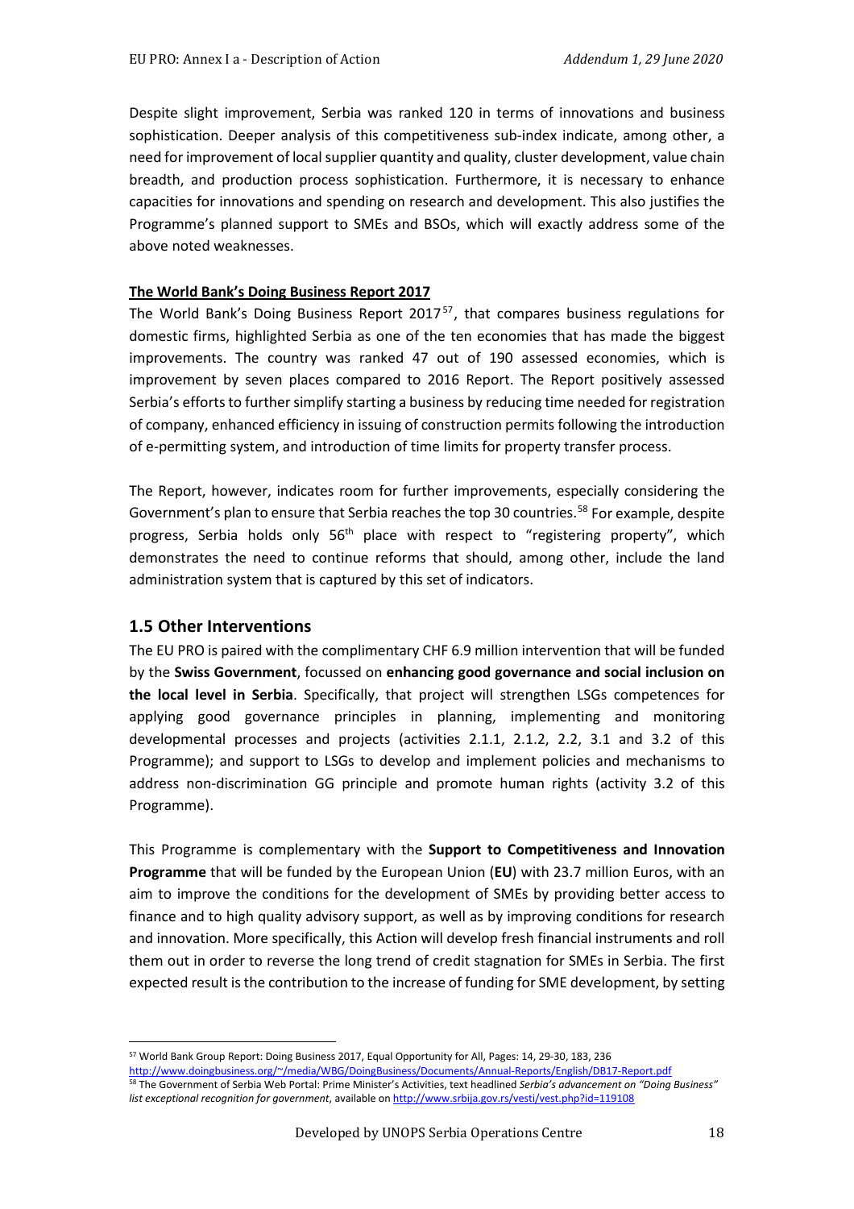Despite slight improvement, Serbia was ranked 120 in terms of innovations and business sophistication. Deeper analysis of this competitiveness sub-index indicate, among other, a need for improvement of local supplier quantity and quality, cluster development, value chain breadth, and production process sophistication. Furthermore, it is necessary to enhance capacities for innovations and spending on research and development. This also justifies the Programme's planned support to SMEs and BSOs, which will exactly address some of the above noted weaknesses.

**The World Bank's Doing Business Report 2017**

The World Bank's Doing Business Report 2017[57], that compares business regulations for domestic firms, highlighted Serbia as one of the ten economies that has made the biggest improvements. The country was ranked 47 out of 190 assessed economies, which is improvement by seven places compared to 2016 Report. The Report positively assessed Serbia's efforts to further simplify starting a business by reducing time needed for registration of company, enhanced efficiency in issuing of construction permits following the introduction of e-permitting system, and introduction of time limits for property transfer process.

The Report, however, indicates room for further improvements, especially considering the Government's plan to ensure that Serbia reaches the top 30 countries.[58] For example, despite progress, Serbia holds only 56th place with respect to "registering property", which demonstrates the need to continue reforms that should, among other, include the land administration system that is captured by this set of indicators.

## 1.5 Other Interventions

The EU PRO is paired with the complimentary CHF 6.9 million intervention that will be funded by the **Swiss Government**, focussed on **enhancing good governance and social inclusion on the local level in Serbia**. Specifically, that project will strengthen LSGs competences for applying good governance principles in planning, implementing and monitoring developmental processes and projects (activities 2.1.1, 2.1.2, 2.2, 3.1 and 3.2 of this Programme); and support to LSGs to develop and implement policies and mechanisms to address non-discrimination GG principle and promote human rights (activity 3.2 of this Programme).

This Programme is complementary with the **Support to Competitiveness and Innovation Programme** that will be funded by the European Union (**EU**) with 23.7 million Euros, with an aim to improve the conditions for the development of SMEs by providing better access to finance and to high quality advisory support, as well as by improving conditions for research and innovation. More specifically, this Action will develop fresh financial instruments and roll them out in order to reverse the long trend of credit stagnation for SMEs in Serbia. The first expected result is the contribution to the increase of funding for SME development, by setting

---

[57] World Bank Group Report: Doing Business 2017, Equal Opportunity for All, Pages: 14, 29-30, 183, 236 http://www.doingbusiness.org/~/media/WBG/DoingBusiness/Documents/Annual-Reports/English/DB17-Report.pdf

[58] The Government of Serbia Web Portal: Prime Minister's Activities, text headlined *Serbia's advancement on "Doing Business" list exceptional recognition for government*, available on http://www.srbija.gov.rs/vesti/vest.php?id=119108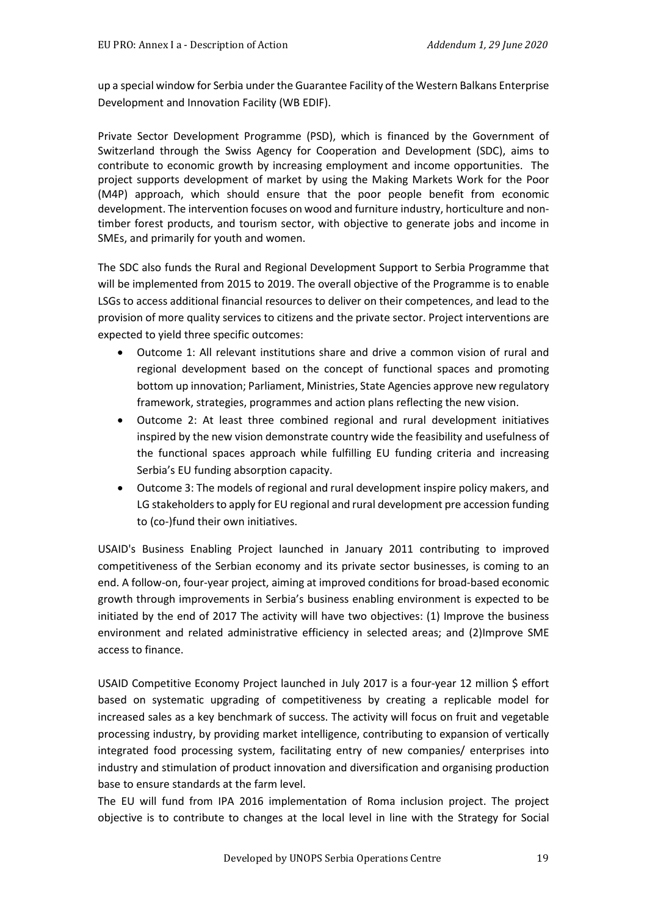up a special window for Serbia under the Guarantee Facility of the Western Balkans Enterprise Development and Innovation Facility (WB EDIF).

Private Sector Development Programme (PSD), which is financed by the Government of Switzerland through the Swiss Agency for Cooperation and Development (SDC), aims to contribute to economic growth by increasing employment and income opportunities. The project supports development of market by using the Making Markets Work for the Poor (M4P) approach, which should ensure that the poor people benefit from economic development. The intervention focuses on wood and furniture industry, horticulture and non-timber forest products, and tourism sector, with objective to generate jobs and income in SMEs, and primarily for youth and women.

The SDC also funds the Rural and Regional Development Support to Serbia Programme that will be implemented from 2015 to 2019. The overall objective of the Programme is to enable LSGs to access additional financial resources to deliver on their competences, and lead to the provision of more quality services to citizens and the private sector. Project interventions are expected to yield three specific outcomes:

- Outcome 1: All relevant institutions share and drive a common vision of rural and regional development based on the concept of functional spaces and promoting bottom up innovation; Parliament, Ministries, State Agencies approve new regulatory framework, strategies, programmes and action plans reflecting the new vision.
- Outcome 2: At least three combined regional and rural development initiatives inspired by the new vision demonstrate country wide the feasibility and usefulness of the functional spaces approach while fulfilling EU funding criteria and increasing Serbia's EU funding absorption capacity.
- Outcome 3: The models of regional and rural development inspire policy makers, and LG stakeholders to apply for EU regional and rural development pre accession funding to (co-)fund their own initiatives.

USAID's Business Enabling Project launched in January 2011 contributing to improved competitiveness of the Serbian economy and its private sector businesses, is coming to an end. A follow-on, four-year project, aiming at improved conditions for broad-based economic growth through improvements in Serbia's business enabling environment is expected to be initiated by the end of 2017 The activity will have two objectives: (1) Improve the business environment and related administrative efficiency in selected areas; and (2)Improve SME access to finance.

USAID Competitive Economy Project launched in July 2017 is a four-year 12 million $ effort based on systematic upgrading of competitiveness by creating a replicable model for increased sales as a key benchmark of success. The activity will focus on fruit and vegetable processing industry, by providing market intelligence, contributing to expansion of vertically integrated food processing system, facilitating entry of new companies/ enterprises into industry and stimulation of product innovation and diversification and organising production base to ensure standards at the farm level.

The EU will fund from IPA 2016 implementation of Roma inclusion project. The project objective is to contribute to changes at the local level in line with the Strategy for Social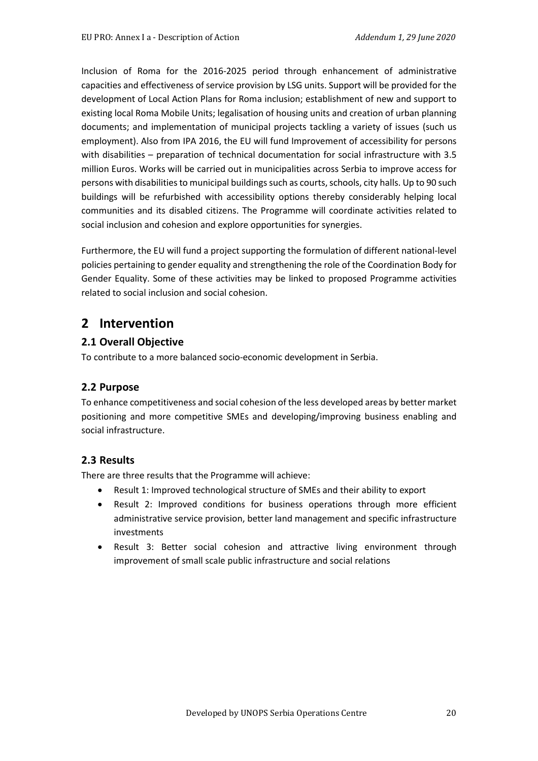Inclusion of Roma for the 2016-2025 period through enhancement of administrative capacities and effectiveness of service provision by LSG units. Support will be provided for the development of Local Action Plans for Roma inclusion; establishment of new and support to existing local Roma Mobile Units; legalisation of housing units and creation of urban planning documents; and implementation of municipal projects tackling a variety of issues (such us employment). Also from IPA 2016, the EU will fund Improvement of accessibility for persons with disabilities – preparation of technical documentation for social infrastructure with 3.5 million Euros. Works will be carried out in municipalities across Serbia to improve access for persons with disabilities to municipal buildings such as courts, schools, city halls. Up to 90 such buildings will be refurbished with accessibility options thereby considerably helping local communities and its disabled citizens. The Programme will coordinate activities related to social inclusion and cohesion and explore opportunities for synergies.

Furthermore, the EU will fund a project supporting the formulation of different national-level policies pertaining to gender equality and strengthening the role of the Coordination Body for Gender Equality. Some of these activities may be linked to proposed Programme activities related to social inclusion and social cohesion.

# 2 Intervention

## 2.1 Overall Objective

To contribute to a more balanced socio-economic development in Serbia.

## 2.2 Purpose

To enhance competitiveness and social cohesion of the less developed areas by better market positioning and more competitive SMEs and developing/improving business enabling and social infrastructure.

## 2.3 Results

There are three results that the Programme will achieve:

- Result 1: Improved technological structure of SMEs and their ability to export
- Result 2: Improved conditions for business operations through more efficient administrative service provision, better land management and specific infrastructure investments
- Result 3: Better social cohesion and attractive living environment through improvement of small scale public infrastructure and social relations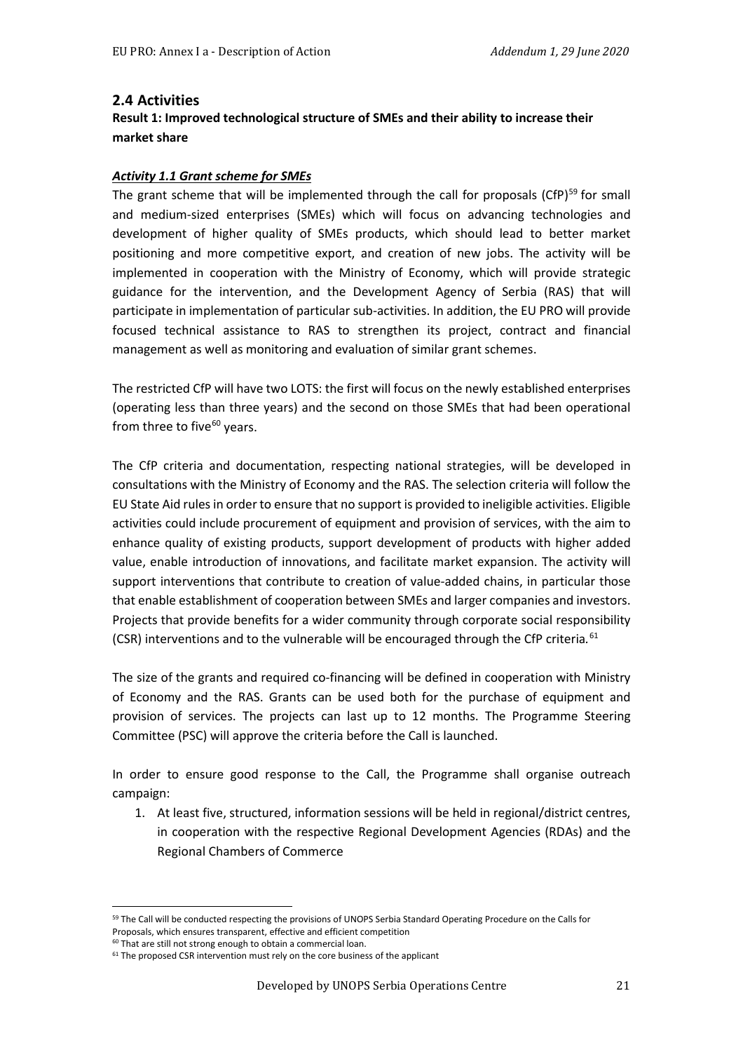## 2.4 Activities

**Result 1: Improved technological structure of SMEs and their ability to increase their market share**

***Activity 1.1 Grant scheme for SMEs***

The grant scheme that will be implemented through the call for proposals (CfP)[59] for small and medium-sized enterprises (SMEs) which will focus on advancing technologies and development of higher quality of SMEs products, which should lead to better market positioning and more competitive export, and creation of new jobs. The activity will be implemented in cooperation with the Ministry of Economy, which will provide strategic guidance for the intervention, and the Development Agency of Serbia (RAS) that will participate in implementation of particular sub-activities. In addition, the EU PRO will provide focused technical assistance to RAS to strengthen its project, contract and financial management as well as monitoring and evaluation of similar grant schemes.

The restricted CfP will have two LOTS: the first will focus on the newly established enterprises (operating less than three years) and the second on those SMEs that had been operational from three to five[60] years.

The CfP criteria and documentation, respecting national strategies, will be developed in consultations with the Ministry of Economy and the RAS. The selection criteria will follow the EU State Aid rules in order to ensure that no support is provided to ineligible activities. Eligible activities could include procurement of equipment and provision of services, with the aim to enhance quality of existing products, support development of products with higher added value, enable introduction of innovations, and facilitate market expansion. The activity will support interventions that contribute to creation of value-added chains, in particular those that enable establishment of cooperation between SMEs and larger companies and investors. Projects that provide benefits for a wider community through corporate social responsibility (CSR) interventions and to the vulnerable will be encouraged through the CfP criteria.[61]

The size of the grants and required co-financing will be defined in cooperation with Ministry of Economy and the RAS. Grants can be used both for the purchase of equipment and provision of services. The projects can last up to 12 months. The Programme Steering Committee (PSC) will approve the criteria before the Call is launched.

In order to ensure good response to the Call, the Programme shall organise outreach campaign:

1. At least five, structured, information sessions will be held in regional/district centres, in cooperation with the respective Regional Development Agencies (RDAs) and the Regional Chambers of Commerce

---

[59] The Call will be conducted respecting the provisions of UNOPS Serbia Standard Operating Procedure on the Calls for Proposals, which ensures transparent, effective and efficient competition

[60] That are still not strong enough to obtain a commercial loan.

[61] The proposed CSR intervention must rely on the core business of the applicant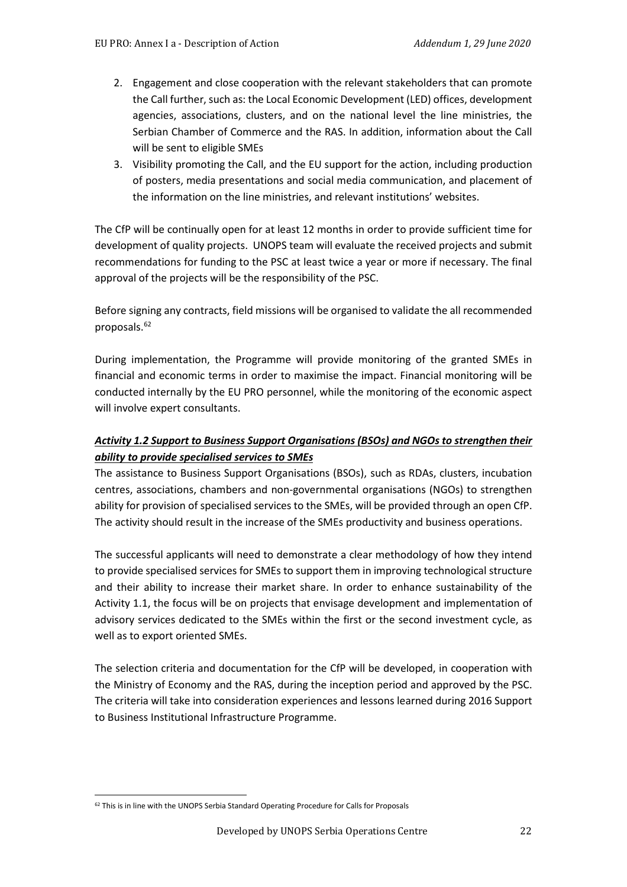2. Engagement and close cooperation with the relevant stakeholders that can promote the Call further, such as: the Local Economic Development (LED) offices, development agencies, associations, clusters, and on the national level the line ministries, the Serbian Chamber of Commerce and the RAS. In addition, information about the Call will be sent to eligible SMEs
3. Visibility promoting the Call, and the EU support for the action, including production of posters, media presentations and social media communication, and placement of the information on the line ministries, and relevant institutions' websites.

The CfP will be continually open for at least 12 months in order to provide sufficient time for development of quality projects. UNOPS team will evaluate the received projects and submit recommendations for funding to the PSC at least twice a year or more if necessary. The final approval of the projects will be the responsibility of the PSC.

Before signing any contracts, field missions will be organised to validate the all recommended proposals.[62]

During implementation, the Programme will provide monitoring of the granted SMEs in financial and economic terms in order to maximise the impact. Financial monitoring will be conducted internally by the EU PRO personnel, while the monitoring of the economic aspect will involve expert consultants.

***Activity 1.2 Support to Business Support Organisations (BSOs) and NGOs to strengthen their ability to provide specialised services to SMEs***

The assistance to Business Support Organisations (BSOs), such as RDAs, clusters, incubation centres, associations, chambers and non-governmental organisations (NGOs) to strengthen ability for provision of specialised services to the SMEs, will be provided through an open CfP. The activity should result in the increase of the SMEs productivity and business operations.

The successful applicants will need to demonstrate a clear methodology of how they intend to provide specialised services for SMEs to support them in improving technological structure and their ability to increase their market share. In order to enhance sustainability of the Activity 1.1, the focus will be on projects that envisage development and implementation of advisory services dedicated to the SMEs within the first or the second investment cycle, as well as to export oriented SMEs.

The selection criteria and documentation for the CfP will be developed, in cooperation with the Ministry of Economy and the RAS, during the inception period and approved by the PSC. The criteria will take into consideration experiences and lessons learned during 2016 Support to Business Institutional Infrastructure Programme.

[62] This is in line with the UNOPS Serbia Standard Operating Procedure for Calls for Proposals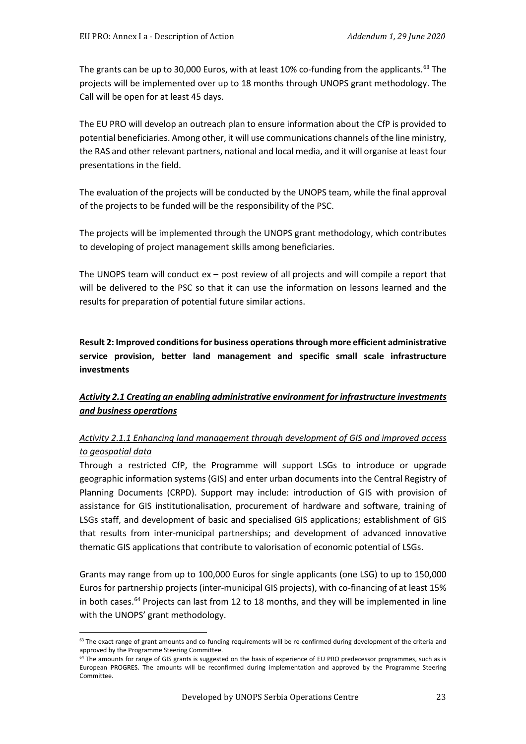The grants can be up to 30,000 Euros, with at least 10% co-funding from the applicants.[63] The projects will be implemented over up to 18 months through UNOPS grant methodology. The Call will be open for at least 45 days.

The EU PRO will develop an outreach plan to ensure information about the CfP is provided to potential beneficiaries. Among other, it will use communications channels of the line ministry, the RAS and other relevant partners, national and local media, and it will organise at least four presentations in the field.

The evaluation of the projects will be conducted by the UNOPS team, while the final approval of the projects to be funded will be the responsibility of the PSC.

The projects will be implemented through the UNOPS grant methodology, which contributes to developing of project management skills among beneficiaries.

The UNOPS team will conduct ex – post review of all projects and will compile a report that will be delivered to the PSC so that it can use the information on lessons learned and the results for preparation of potential future similar actions.

**Result 2: Improved conditions for business operations through more efficient administrative service provision, better land management and specific small scale infrastructure investments**

***Activity 2.1 Creating an enabling administrative environment for infrastructure investments and business operations***

*Activity 2.1.1 Enhancing land management through development of GIS and improved access to geospatial data*

Through a restricted CfP, the Programme will support LSGs to introduce or upgrade geographic information systems (GIS) and enter urban documents into the Central Registry of Planning Documents (CRPD). Support may include: introduction of GIS with provision of assistance for GIS institutionalisation, procurement of hardware and software, training of LSGs staff, and development of basic and specialised GIS applications; establishment of GIS that results from inter-municipal partnerships; and development of advanced innovative thematic GIS applications that contribute to valorisation of economic potential of LSGs.

Grants may range from up to 100,000 Euros for single applicants (one LSG) to up to 150,000 Euros for partnership projects (inter-municipal GIS projects), with co-financing of at least 15% in both cases.[64] Projects can last from 12 to 18 months, and they will be implemented in line with the UNOPS' grant methodology.

---

[63] The exact range of grant amounts and co-funding requirements will be re-confirmed during development of the criteria and approved by the Programme Steering Committee.

[64] The amounts for range of GIS grants is suggested on the basis of experience of EU PRO predecessor programmes, such as is European PROGRES. The amounts will be reconfirmed during implementation and approved by the Programme Steering Committee.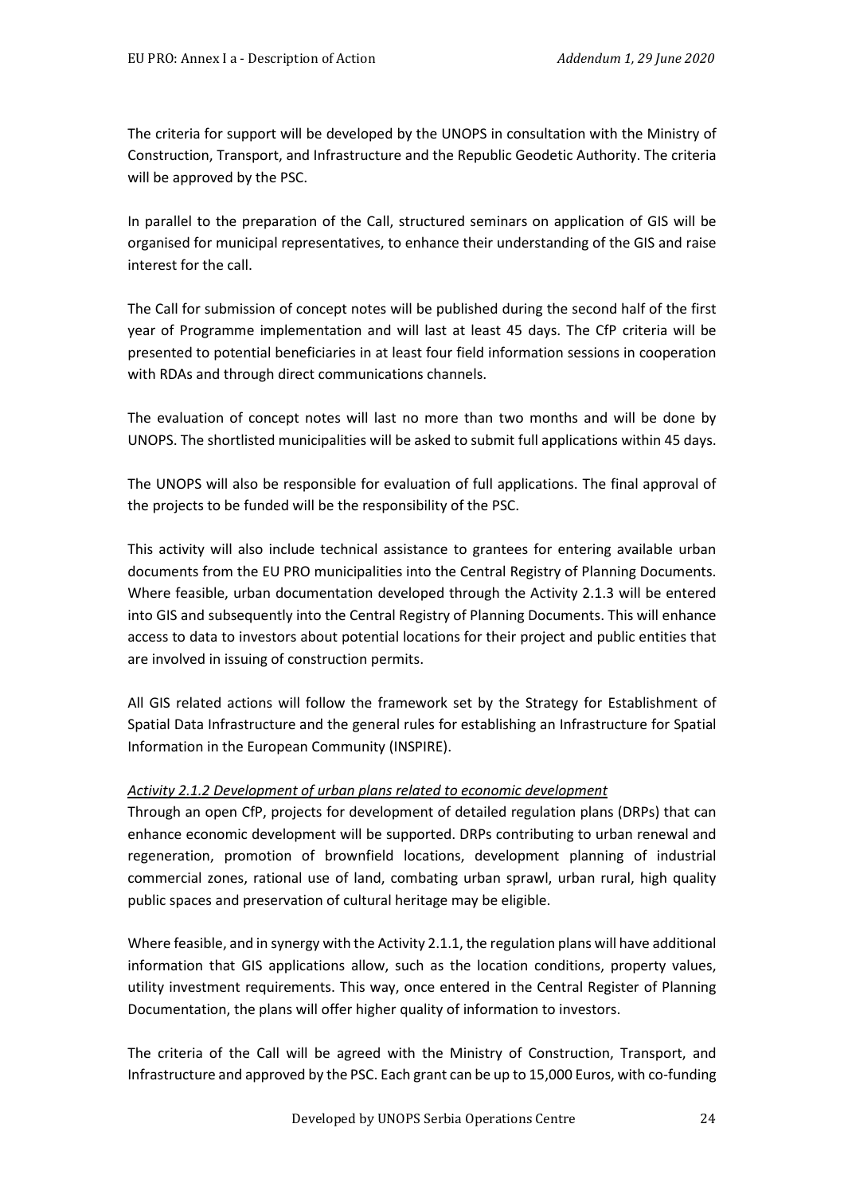The criteria for support will be developed by the UNOPS in consultation with the Ministry of Construction, Transport, and Infrastructure and the Republic Geodetic Authority. The criteria will be approved by the PSC.

In parallel to the preparation of the Call, structured seminars on application of GIS will be organised for municipal representatives, to enhance their understanding of the GIS and raise interest for the call.

The Call for submission of concept notes will be published during the second half of the first year of Programme implementation and will last at least 45 days. The CfP criteria will be presented to potential beneficiaries in at least four field information sessions in cooperation with RDAs and through direct communications channels.

The evaluation of concept notes will last no more than two months and will be done by UNOPS. The shortlisted municipalities will be asked to submit full applications within 45 days.

The UNOPS will also be responsible for evaluation of full applications. The final approval of the projects to be funded will be the responsibility of the PSC.

This activity will also include technical assistance to grantees for entering available urban documents from the EU PRO municipalities into the Central Registry of Planning Documents. Where feasible, urban documentation developed through the Activity 2.1.3 will be entered into GIS and subsequently into the Central Registry of Planning Documents. This will enhance access to data to investors about potential locations for their project and public entities that are involved in issuing of construction permits.

All GIS related actions will follow the framework set by the Strategy for Establishment of Spatial Data Infrastructure and the general rules for establishing an Infrastructure for Spatial Information in the European Community (INSPIRE).

*Activity 2.1.2 Development of urban plans related to economic development*

Through an open CfP, projects for development of detailed regulation plans (DRPs) that can enhance economic development will be supported. DRPs contributing to urban renewal and regeneration, promotion of brownfield locations, development planning of industrial commercial zones, rational use of land, combating urban sprawl, urban rural, high quality public spaces and preservation of cultural heritage may be eligible.

Where feasible, and in synergy with the Activity 2.1.1, the regulation plans will have additional information that GIS applications allow, such as the location conditions, property values, utility investment requirements. This way, once entered in the Central Register of Planning Documentation, the plans will offer higher quality of information to investors.

The criteria of the Call will be agreed with the Ministry of Construction, Transport, and Infrastructure and approved by the PSC. Each grant can be up to 15,000 Euros, with co-funding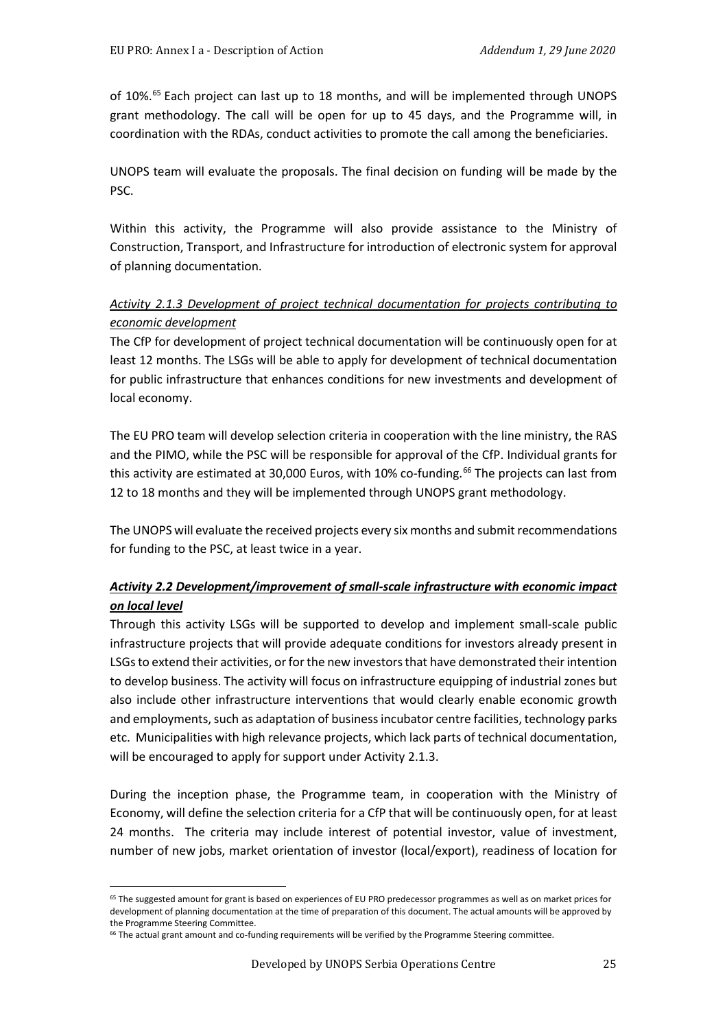of 10%.[65] Each project can last up to 18 months, and will be implemented through UNOPS grant methodology. The call will be open for up to 45 days, and the Programme will, in coordination with the RDAs, conduct activities to promote the call among the beneficiaries.

UNOPS team will evaluate the proposals. The final decision on funding will be made by the PSC.

Within this activity, the Programme will also provide assistance to the Ministry of Construction, Transport, and Infrastructure for introduction of electronic system for approval of planning documentation.

*Activity 2.1.3 Development of project technical documentation for projects contributing to economic development*

The CfP for development of project technical documentation will be continuously open for at least 12 months. The LSGs will be able to apply for development of technical documentation for public infrastructure that enhances conditions for new investments and development of local economy.

The EU PRO team will develop selection criteria in cooperation with the line ministry, the RAS and the PIMO, while the PSC will be responsible for approval of the CfP. Individual grants for this activity are estimated at 30,000 Euros, with 10% co-funding.[66] The projects can last from 12 to 18 months and they will be implemented through UNOPS grant methodology.

The UNOPS will evaluate the received projects every six months and submit recommendations for funding to the PSC, at least twice in a year.

***Activity 2.2 Development/improvement of small-scale infrastructure with economic impact on local level***

Through this activity LSGs will be supported to develop and implement small-scale public infrastructure projects that will provide adequate conditions for investors already present in LSGs to extend their activities, or for the new investors that have demonstrated their intention to develop business. The activity will focus on infrastructure equipping of industrial zones but also include other infrastructure interventions that would clearly enable economic growth and employments, such as adaptation of business incubator centre facilities, technology parks etc. Municipalities with high relevance projects, which lack parts of technical documentation, will be encouraged to apply for support under Activity 2.1.3.

During the inception phase, the Programme team, in cooperation with the Ministry of Economy, will define the selection criteria for a CfP that will be continuously open, for at least 24 months. The criteria may include interest of potential investor, value of investment, number of new jobs, market orientation of investor (local/export), readiness of location for

---

[65] The suggested amount for grant is based on experiences of EU PRO predecessor programmes as well as on market prices for development of planning documentation at the time of preparation of this document. The actual amounts will be approved by the Programme Steering Committee.

[66] The actual grant amount and co-funding requirements will be verified by the Programme Steering committee.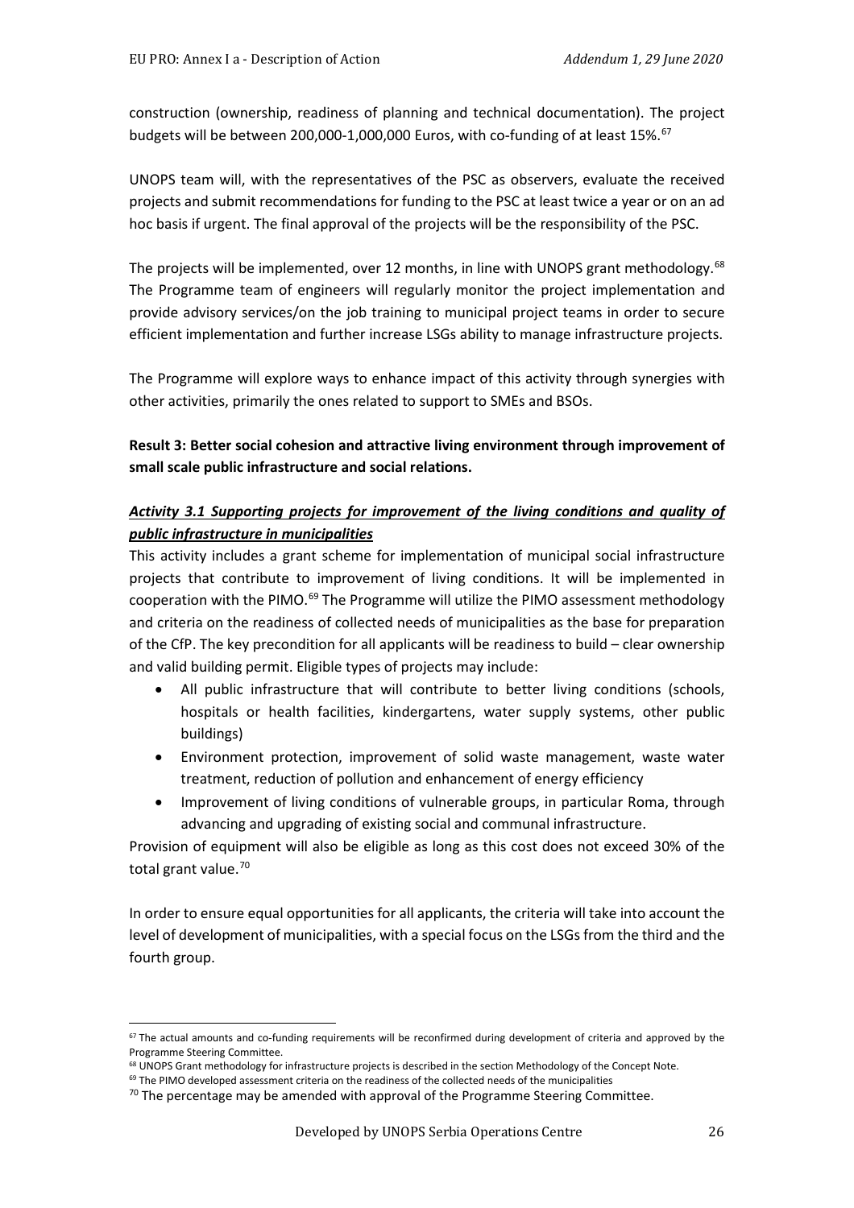construction (ownership, readiness of planning and technical documentation). The project budgets will be between 200,000-1,000,000 Euros, with co-funding of at least 15%.[67]

UNOPS team will, with the representatives of the PSC as observers, evaluate the received projects and submit recommendations for funding to the PSC at least twice a year or on an ad hoc basis if urgent. The final approval of the projects will be the responsibility of the PSC.

The projects will be implemented, over 12 months, in line with UNOPS grant methodology.[68] The Programme team of engineers will regularly monitor the project implementation and provide advisory services/on the job training to municipal project teams in order to secure efficient implementation and further increase LSGs ability to manage infrastructure projects.

The Programme will explore ways to enhance impact of this activity through synergies with other activities, primarily the ones related to support to SMEs and BSOs.

**Result 3: Better social cohesion and attractive living environment through improvement of small scale public infrastructure and social relations.**

***Activity 3.1 Supporting projects for improvement of the living conditions and quality of public infrastructure in municipalities***

This activity includes a grant scheme for implementation of municipal social infrastructure projects that contribute to improvement of living conditions. It will be implemented in cooperation with the PIMO.[69] The Programme will utilize the PIMO assessment methodology and criteria on the readiness of collected needs of municipalities as the base for preparation of the CfP. The key precondition for all applicants will be readiness to build – clear ownership and valid building permit. Eligible types of projects may include:

- All public infrastructure that will contribute to better living conditions (schools, hospitals or health facilities, kindergartens, water supply systems, other public buildings)
- Environment protection, improvement of solid waste management, waste water treatment, reduction of pollution and enhancement of energy efficiency
- Improvement of living conditions of vulnerable groups, in particular Roma, through advancing and upgrading of existing social and communal infrastructure.

Provision of equipment will also be eligible as long as this cost does not exceed 30% of the total grant value.[70]

In order to ensure equal opportunities for all applicants, the criteria will take into account the level of development of municipalities, with a special focus on the LSGs from the third and the fourth group.

---

[67] The actual amounts and co-funding requirements will be reconfirmed during development of criteria and approved by the Programme Steering Committee.

[68] UNOPS Grant methodology for infrastructure projects is described in the section Methodology of the Concept Note.

[69] The PIMO developed assessment criteria on the readiness of the collected needs of the municipalities

[70] The percentage may be amended with approval of the Programme Steering Committee.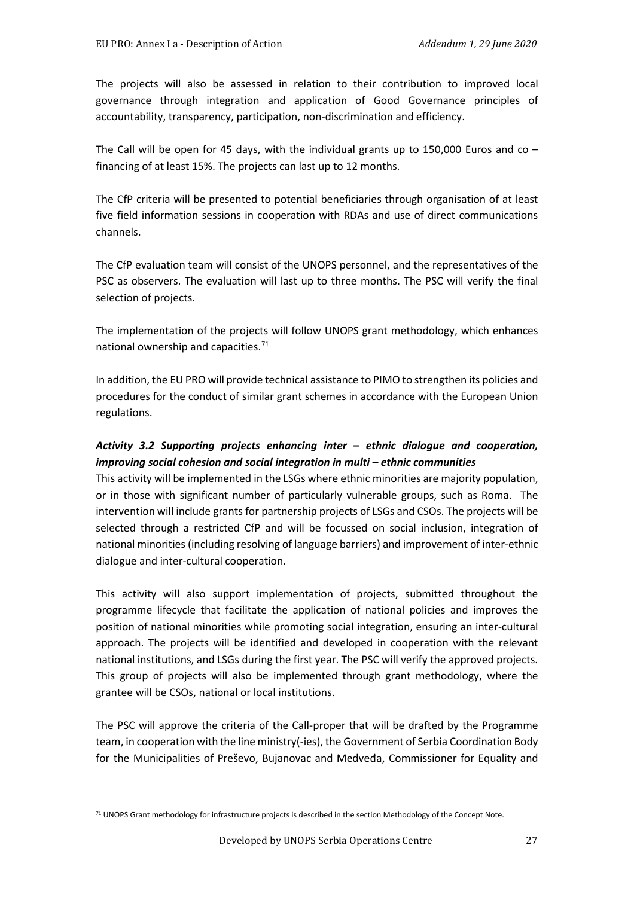The projects will also be assessed in relation to their contribution to improved local governance through integration and application of Good Governance principles of accountability, transparency, participation, non-discrimination and efficiency.

The Call will be open for 45 days, with the individual grants up to 150,000 Euros and co – financing of at least 15%. The projects can last up to 12 months.

The CfP criteria will be presented to potential beneficiaries through organisation of at least five field information sessions in cooperation with RDAs and use of direct communications channels.

The CfP evaluation team will consist of the UNOPS personnel, and the representatives of the PSC as observers. The evaluation will last up to three months. The PSC will verify the final selection of projects.

The implementation of the projects will follow UNOPS grant methodology, which enhances national ownership and capacities.[71]

In addition, the EU PRO will provide technical assistance to PIMO to strengthen its policies and procedures for the conduct of similar grant schemes in accordance with the European Union regulations.

***Activity 3.2 Supporting projects enhancing inter – ethnic dialogue and cooperation, improving social cohesion and social integration in multi – ethnic communities***

This activity will be implemented in the LSGs where ethnic minorities are majority population, or in those with significant number of particularly vulnerable groups, such as Roma. The intervention will include grants for partnership projects of LSGs and CSOs. The projects will be selected through a restricted CfP and will be focussed on social inclusion, integration of national minorities (including resolving of language barriers) and improvement of inter-ethnic dialogue and inter-cultural cooperation.

This activity will also support implementation of projects, submitted throughout the programme lifecycle that facilitate the application of national policies and improves the position of national minorities while promoting social integration, ensuring an inter-cultural approach. The projects will be identified and developed in cooperation with the relevant national institutions, and LSGs during the first year. The PSC will verify the approved projects. This group of projects will also be implemented through grant methodology, where the grantee will be CSOs, national or local institutions.

The PSC will approve the criteria of the Call-proper that will be drafted by the Programme team, in cooperation with the line ministry(-ies), the Government of Serbia Coordination Body for the Municipalities of Preševo, Bujanovac and Medveđa, Commissioner for Equality and

[71] UNOPS Grant methodology for infrastructure projects is described in the section Methodology of the Concept Note.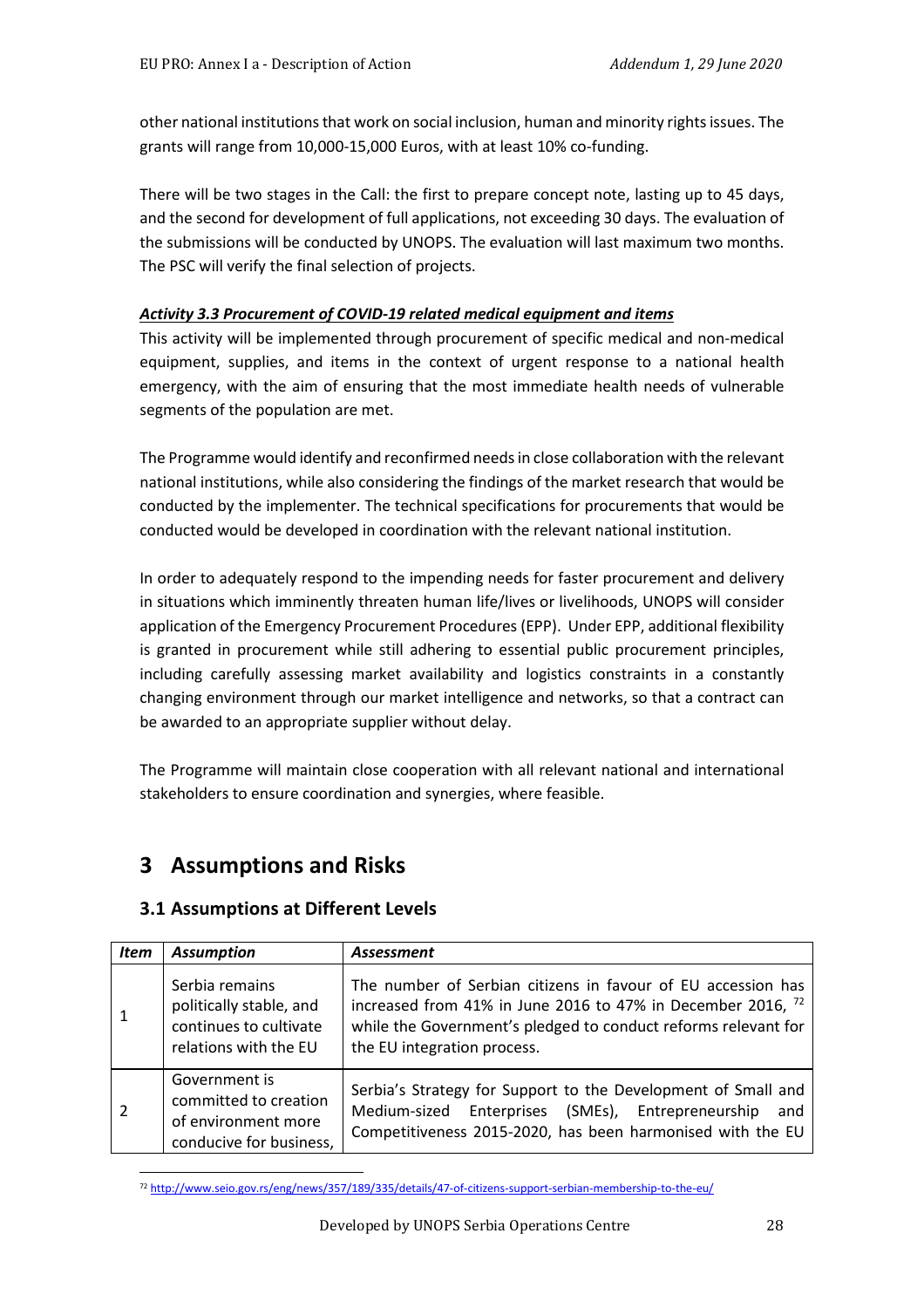other national institutions that work on social inclusion, human and minority rights issues. The grants will range from 10,000-15,000 Euros, with at least 10% co-funding.

There will be two stages in the Call: the first to prepare concept note, lasting up to 45 days, and the second for development of full applications, not exceeding 30 days. The evaluation of the submissions will be conducted by UNOPS. The evaluation will last maximum two months. The PSC will verify the final selection of projects.

***Activity 3.3 Procurement of COVID-19 related medical equipment and items***

This activity will be implemented through procurement of specific medical and non-medical equipment, supplies, and items in the context of urgent response to a national health emergency, with the aim of ensuring that the most immediate health needs of vulnerable segments of the population are met.

The Programme would identify and reconfirmed needs in close collaboration with the relevant national institutions, while also considering the findings of the market research that would be conducted by the implementer. The technical specifications for procurements that would be conducted would be developed in coordination with the relevant national institution.

In order to adequately respond to the impending needs for faster procurement and delivery in situations which imminently threaten human life/lives or livelihoods, UNOPS will consider application of the Emergency Procurement Procedures (EPP). Under EPP, additional flexibility is granted in procurement while still adhering to essential public procurement principles, including carefully assessing market availability and logistics constraints in a constantly changing environment through our market intelligence and networks, so that a contract can be awarded to an appropriate supplier without delay.

The Programme will maintain close cooperation with all relevant national and international stakeholders to ensure coordination and synergies, where feasible.

# 3 Assumptions and Risks

## 3.1 Assumptions at Different Levels

| *Item* | *Assumption* | *Assessment* |
|---|---|---|
| 1 | Serbia remains politically stable, and continues to cultivate relations with the EU | The number of Serbian citizens in favour of EU accession has increased from 41% in June 2016 to 47% in December 2016, [72] while the Government's pledged to conduct reforms relevant for the EU integration process. |
| 2 | Government is committed to creation of environment more conducive for business, | Serbia's Strategy for Support to the Development of Small and Medium-sized Enterprises (SMEs), Entrepreneurship and Competitiveness 2015-2020, has been harmonised with the EU |

[72] http://www.seio.gov.rs/eng/news/357/189/335/details/47-of-citizens-support-serbian-membership-to-the-eu/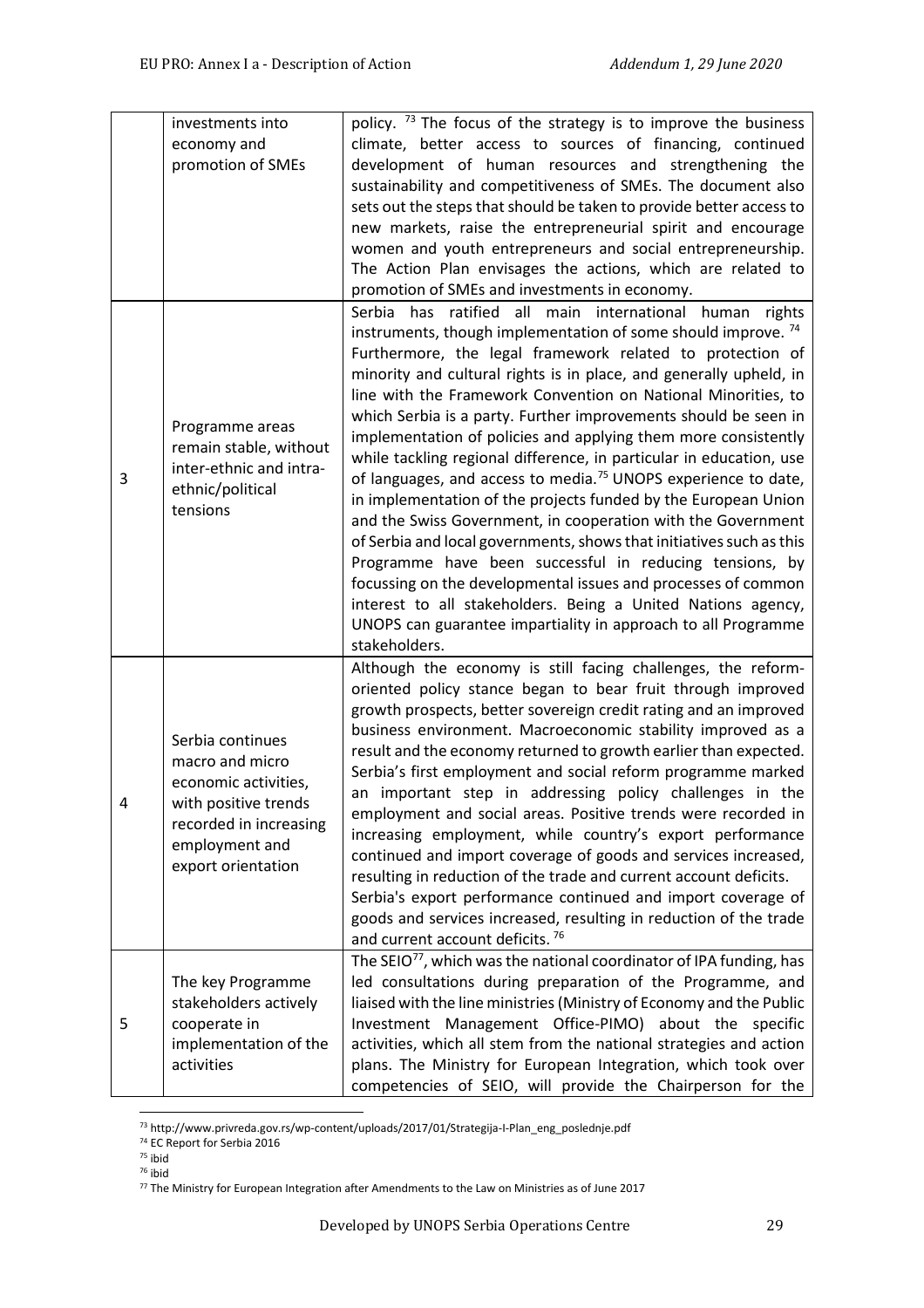| | | |
|---|---|---|
| | investments into economy and promotion of SMEs | policy. [73] The focus of the strategy is to improve the business climate, better access to sources of financing, continued development of human resources and strengthening the sustainability and competitiveness of SMEs. The document also sets out the steps that should be taken to provide better access to new markets, raise the entrepreneurial spirit and encourage women and youth entrepreneurs and social entrepreneurship. The Action Plan envisages the actions, which are related to promotion of SMEs and investments in economy. |
| 3 | Programme areas remain stable, without inter-ethnic and intra-ethnic/political tensions | Serbia has ratified all main international human rights instruments, though implementation of some should improve. [74] Furthermore, the legal framework related to protection of minority and cultural rights is in place, and generally upheld, in line with the Framework Convention on National Minorities, to which Serbia is a party. Further improvements should be seen in implementation of policies and applying them more consistently while tackling regional difference, in particular in education, use of languages, and access to media.[75] UNOPS experience to date, in implementation of the projects funded by the European Union and the Swiss Government, in cooperation with the Government of Serbia and local governments, shows that initiatives such as this Programme have been successful in reducing tensions, by focussing on the developmental issues and processes of common interest to all stakeholders. Being a United Nations agency, UNOPS can guarantee impartiality in approach to all Programme stakeholders. |
| 4 | Serbia continues macro and micro economic activities, with positive trends recorded in increasing employment and export orientation | Although the economy is still facing challenges, the reform-oriented policy stance began to bear fruit through improved growth prospects, better sovereign credit rating and an improved business environment. Macroeconomic stability improved as a result and the economy returned to growth earlier than expected. Serbia's first employment and social reform programme marked an important step in addressing policy challenges in the employment and social areas. Positive trends were recorded in increasing employment, while country's export performance continued and import coverage of goods and services increased, resulting in reduction of the trade and current account deficits. Serbia's export performance continued and import coverage of goods and services increased, resulting in reduction of the trade and current account deficits. [76] |
| 5 | The key Programme stakeholders actively cooperate in implementation of the activities | The SEIO[77], which was the national coordinator of IPA funding, has led consultations during preparation of the Programme, and liaised with the line ministries (Ministry of Economy and the Public Investment Management Office-PIMO) about the specific activities, which all stem from the national strategies and action plans. The Ministry for European Integration, which took over competencies of SEIO, will provide the Chairperson for the |

[73] http://www.privreda.gov.rs/wp-content/uploads/2017/01/Strategija-I-Plan_eng_poslednje.pdf

[74] EC Report for Serbia 2016

[75] ibid

[76] ibid

[77] The Ministry for European Integration after Amendments to the Law on Ministries as of June 2017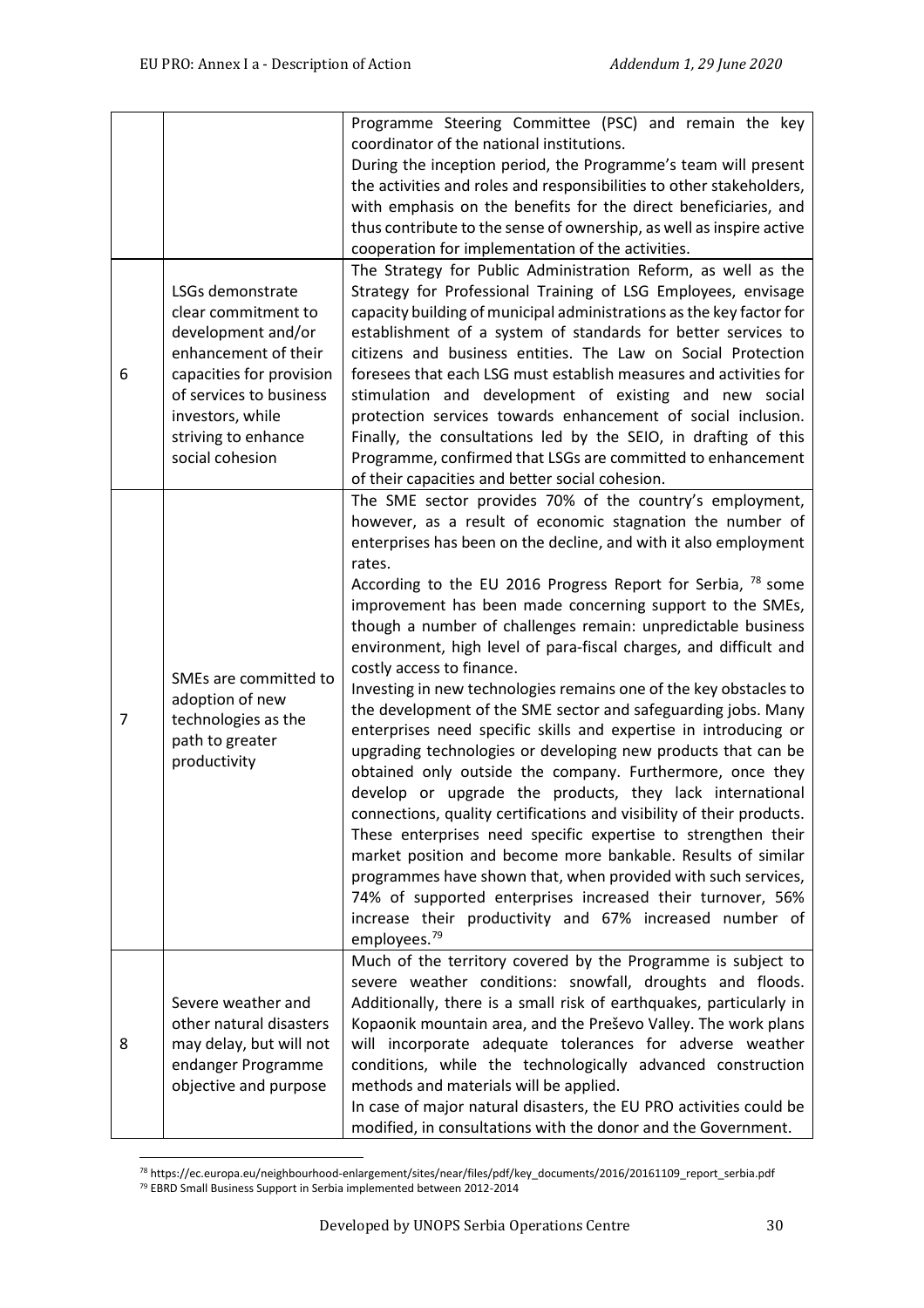| | | |
|---|---|---|
| | | Programme Steering Committee (PSC) and remain the key coordinator of the national institutions.<br>During the inception period, the Programme's team will present the activities and roles and responsibilities to other stakeholders, with emphasis on the benefits for the direct beneficiaries, and thus contribute to the sense of ownership, as well as inspire active cooperation for implementation of the activities. |
| 6 | LSGs demonstrate clear commitment to development and/or enhancement of their capacities for provision of services to business investors, while striving to enhance social cohesion | The Strategy for Public Administration Reform, as well as the Strategy for Professional Training of LSG Employees, envisage capacity building of municipal administrations as the key factor for establishment of a system of standards for better services to citizens and business entities. The Law on Social Protection foresees that each LSG must establish measures and activities for stimulation and development of existing and new social protection services towards enhancement of social inclusion. Finally, the consultations led by the SEIO, in drafting of this Programme, confirmed that LSGs are committed to enhancement of their capacities and better social cohesion. |
| 7 | SMEs are committed to adoption of new technologies as the path to greater productivity | The SME sector provides 70% of the country's employment, however, as a result of economic stagnation the number of enterprises has been on the decline, and with it also employment rates.<br>According to the EU 2016 Progress Report for Serbia, [78] some improvement has been made concerning support to the SMEs, though a number of challenges remain: unpredictable business environment, high level of para-fiscal charges, and difficult and costly access to finance.<br>Investing in new technologies remains one of the key obstacles to the development of the SME sector and safeguarding jobs. Many enterprises need specific skills and expertise in introducing or upgrading technologies or developing new products that can be obtained only outside the company. Furthermore, once they develop or upgrade the products, they lack international connections, quality certifications and visibility of their products. These enterprises need specific expertise to strengthen their market position and become more bankable. Results of similar programmes have shown that, when provided with such services, 74% of supported enterprises increased their turnover, 56% increase their productivity and 67% increased number of employees.[79] |
| 8 | Severe weather and other natural disasters may delay, but will not endanger Programme objective and purpose | Much of the territory covered by the Programme is subject to severe weather conditions: snowfall, droughts and floods. Additionally, there is a small risk of earthquakes, particularly in Kopaonik mountain area, and the Preševo Valley. The work plans will incorporate adequate tolerances for adverse weather conditions, while the technologically advanced construction methods and materials will be applied.<br>In case of major natural disasters, the EU PRO activities could be modified, in consultations with the donor and the Government. |

[78] https://ec.europa.eu/neighbourhood-enlargement/sites/near/files/pdf/key_documents/2016/20161109_report_serbia.pdf

[79] EBRD Small Business Support in Serbia implemented between 2012-2014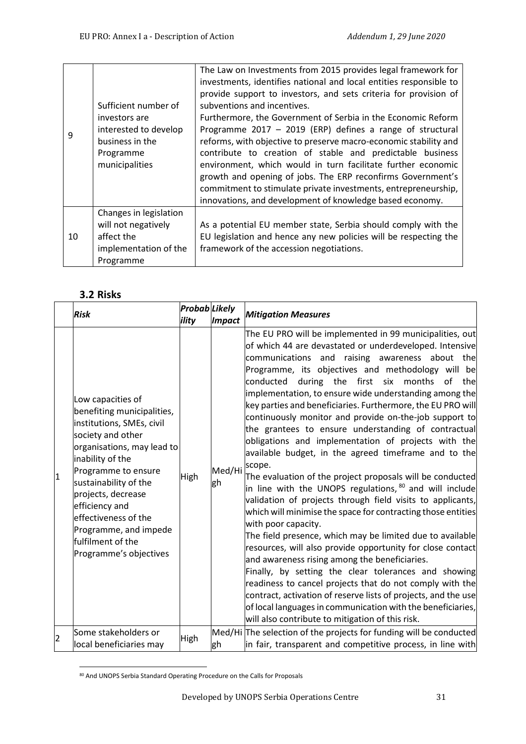| 9 | Sufficient number of investors are interested to develop business in the Programme municipalities | The Law on Investments from 2015 provides legal framework for investments, identifies national and local entities responsible to provide support to investors, and sets criteria for provision of subventions and incentives.<br>Furthermore, the Government of Serbia in the Economic Reform Programme 2017 – 2019 (ERP) defines a range of structural reforms, with objective to preserve macro-economic stability and contribute to creation of stable and predictable business environment, which would in turn facilitate further economic growth and opening of jobs. The ERP reconfirms Government's commitment to stimulate private investments, entrepreneurship, innovations, and development of knowledge based economy. |
|---|---|---|
| 10 | Changes in legislation will not negatively affect the implementation of the Programme | As a potential EU member state, Serbia should comply with the EU legislation and hence any new policies will be respecting the framework of the accession negotiations. |

### 3.2 Risks

| | *Risk* | *Probability* | *Likely Impact* | *Mitigation Measures* |
|---|---|---|---|---|
| 1 | Low capacities of benefiting municipalities, institutions, SMEs, civil society and other organisations, may lead to inability of the Programme to ensure sustainability of the projects, decrease efficiency and effectiveness of the Programme, and impede fulfilment of the Programme's objectives | High | Med/High | The EU PRO will be implemented in 99 municipalities, out of which 44 are devastated or underdeveloped. Intensive communications and raising awareness about the Programme, its objectives and methodology will be conducted during the first six months of the implementation, to ensure wide understanding among the key parties and beneficiaries. Furthermore, the EU PRO will continuously monitor and provide on-the-job support to the grantees to ensure understanding of contractual obligations and implementation of projects with the available budget, in the agreed timeframe and to the scope.<br>The evaluation of the project proposals will be conducted in line with the UNOPS regulations,[80] and will include validation of projects through field visits to applicants, which will minimise the space for contracting those entities with poor capacity.<br>The field presence, which may be limited due to available resources, will also provide opportunity for close contact and awareness rising among the beneficiaries.<br>Finally, by setting the clear tolerances and showing readiness to cancel projects that do not comply with the contract, activation of reserve lists of projects, and the use of local languages in communication with the beneficiaries, will also contribute to mitigation of this risk. |
| 2 | Some stakeholders or local beneficiaries may | High | Med/High | The selection of the projects for funding will be conducted in fair, transparent and competitive process, in line with |

[80] And UNOPS Serbia Standard Operating Procedure on the Calls for Proposals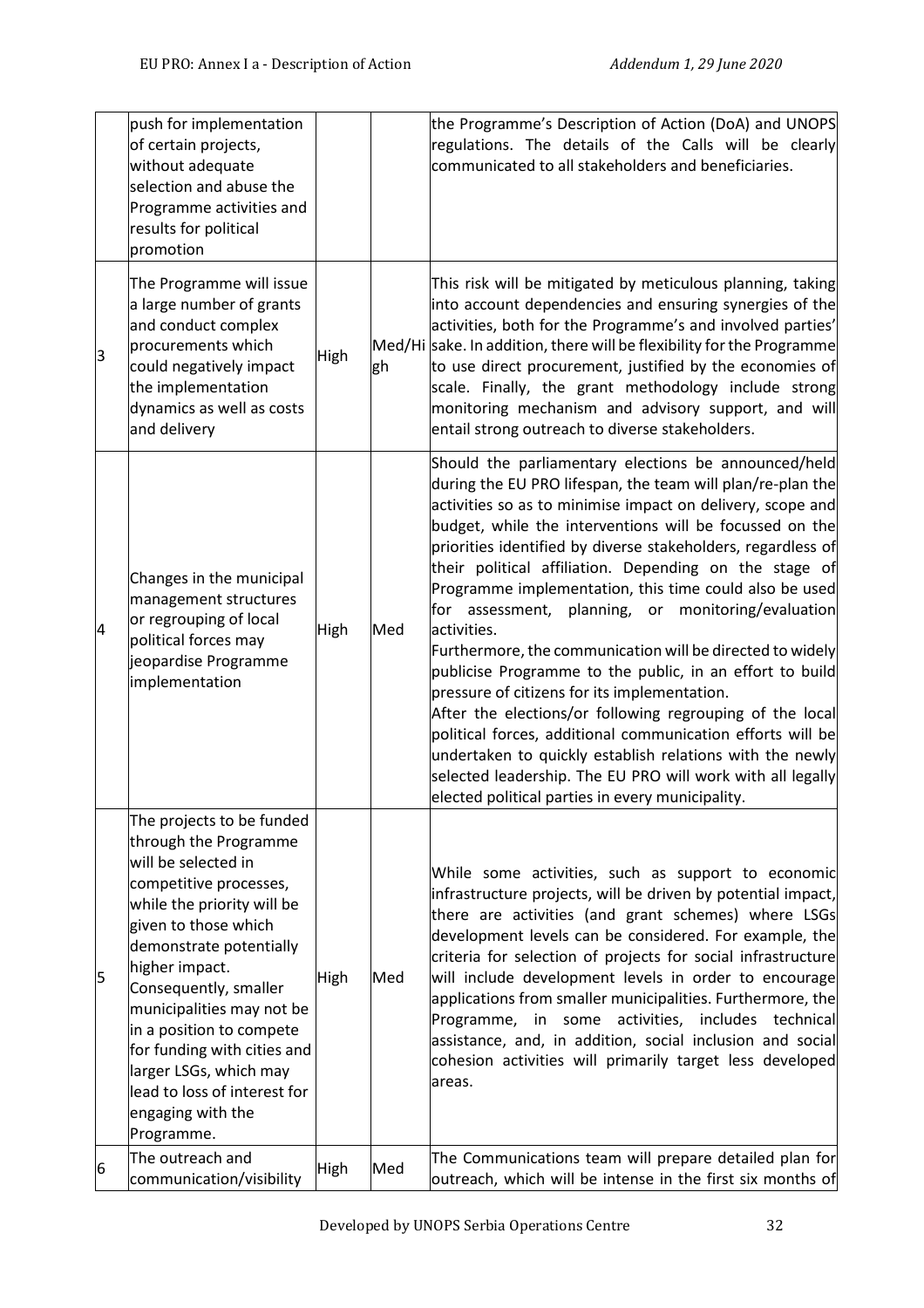| | | | | |
|---|---|---|---|---|
| | push for implementation of certain projects, without adequate selection and abuse the Programme activities and results for political promotion | | | the Programme's Description of Action (DoA) and UNOPS regulations. The details of the Calls will be clearly communicated to all stakeholders and beneficiaries. |
| 3 | The Programme will issue a large number of grants and conduct complex procurements which could negatively impact the implementation dynamics as well as costs and delivery | High | Med/High | This risk will be mitigated by meticulous planning, taking into account dependencies and ensuring synergies of the activities, both for the Programme's and involved parties' sake. In addition, there will be flexibility for the Programme to use direct procurement, justified by the economies of scale. Finally, the grant methodology include strong monitoring mechanism and advisory support, and will entail strong outreach to diverse stakeholders. |
| 4 | Changes in the municipal management structures or regrouping of local political forces may jeopardise Programme implementation | High | Med | Should the parliamentary elections be announced/held during the EU PRO lifespan, the team will plan/re-plan the activities so as to minimise impact on delivery, scope and budget, while the interventions will be focussed on the priorities identified by diverse stakeholders, regardless of their political affiliation. Depending on the stage of Programme implementation, this time could also be used for assessment, planning, or monitoring/evaluation activities.<br>Furthermore, the communication will be directed to widely publicise Programme to the public, in an effort to build pressure of citizens for its implementation.<br>After the elections/or following regrouping of the local political forces, additional communication efforts will be undertaken to quickly establish relations with the newly selected leadership. The EU PRO will work with all legally elected political parties in every municipality. |
| 5 | The projects to be funded through the Programme will be selected in competitive processes, while the priority will be given to those which demonstrate potentially higher impact. Consequently, smaller municipalities may not be in a position to compete for funding with cities and larger LSGs, which may lead to loss of interest for engaging with the Programme. | High | Med | While some activities, such as support to economic infrastructure projects, will be driven by potential impact, there are activities (and grant schemes) where LSGs development levels can be considered. For example, the criteria for selection of projects for social infrastructure will include development levels in order to encourage applications from smaller municipalities. Furthermore, the Programme, in some activities, includes technical assistance, and, in addition, social inclusion and social cohesion activities will primarily target less developed areas. |
| 6 | The outreach and communication/visibility | High | Med | The Communications team will prepare detailed plan for outreach, which will be intense in the first six months of |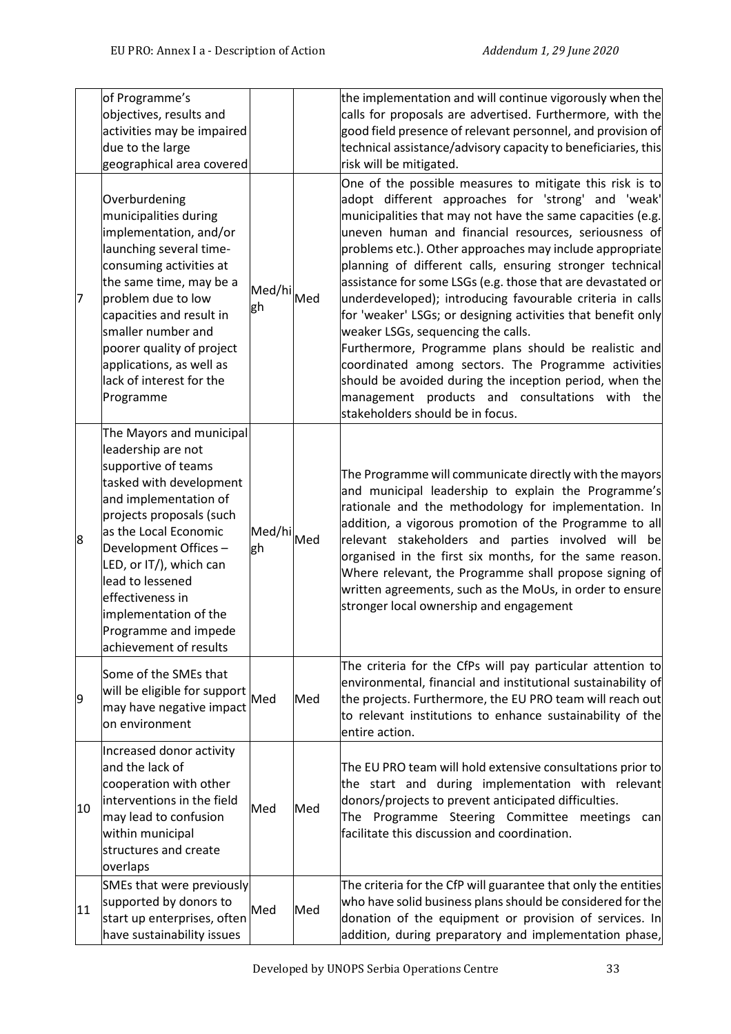| | | | | |
|---|---|---|---|---|
| | of Programme's objectives, results and activities may be impaired due to the large geographical area covered | | | the implementation and will continue vigorously when the calls for proposals are advertised. Furthermore, with the good field presence of relevant personnel, and provision of technical assistance/advisory capacity to beneficiaries, this risk will be mitigated. |
| 7 | Overburdening municipalities during implementation, and/or launching several time-consuming activities at the same time, may be a problem due to low capacities and result in smaller number and poorer quality of project applications, as well as lack of interest for the Programme | Med/high | Med | One of the possible measures to mitigate this risk is to adopt different approaches for 'strong' and 'weak' municipalities that may not have the same capacities (e.g. uneven human and financial resources, seriousness of problems etc.). Other approaches may include appropriate planning of different calls, ensuring stronger technical assistance for some LSGs (e.g. those that are devastated or underdeveloped); introducing favourable criteria in calls for 'weaker' LSGs; or designing activities that benefit only weaker LSGs, sequencing the calls.<br>Furthermore, Programme plans should be realistic and coordinated among sectors. The Programme activities should be avoided during the inception period, when the management products and consultations with the stakeholders should be in focus. |
| 8 | The Mayors and municipal leadership are not supportive of teams tasked with development and implementation of projects proposals (such as the Local Economic Development Offices – LED, or IT/), which can lead to lessened effectiveness in implementation of the Programme and impede achievement of results | Med/high | Med | The Programme will communicate directly with the mayors and municipal leadership to explain the Programme's rationale and the methodology for implementation. In addition, a vigorous promotion of the Programme to all relevant stakeholders and parties involved will be organised in the first six months, for the same reason. Where relevant, the Programme shall propose signing of written agreements, such as the MoUs, in order to ensure stronger local ownership and engagement |
| 9 | Some of the SMEs that will be eligible for support may have negative impact on environment | Med | Med | The criteria for the CfPs will pay particular attention to environmental, financial and institutional sustainability of the projects. Furthermore, the EU PRO team will reach out to relevant institutions to enhance sustainability of the entire action. |
| 10 | Increased donor activity and the lack of cooperation with other interventions in the field may lead to confusion within municipal structures and create overlaps | Med | Med | The EU PRO team will hold extensive consultations prior to the start and during implementation with relevant donors/projects to prevent anticipated difficulties.<br>The Programme Steering Committee meetings can facilitate this discussion and coordination. |
| 11 | SMEs that were previously supported by donors to start up enterprises, often have sustainability issues | Med | Med | The criteria for the CfP will guarantee that only the entities who have solid business plans should be considered for the donation of the equipment or provision of services. In addition, during preparatory and implementation phase, |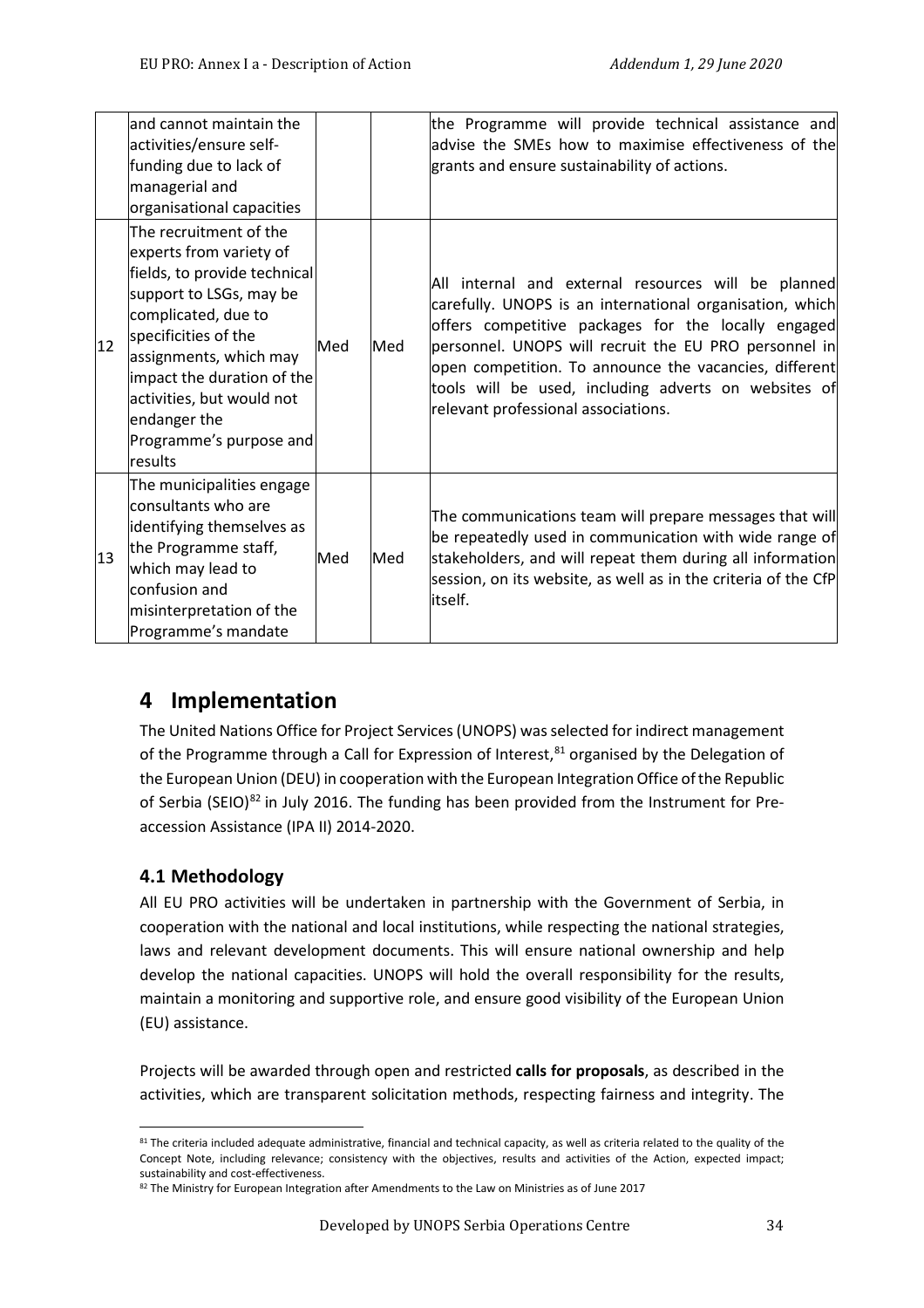| | | | | |
|---|---|---|---|---|
| | and cannot maintain the activities/ensure self-funding due to lack of managerial and organisational capacities | | | the Programme will provide technical assistance and advise the SMEs how to maximise effectiveness of the grants and ensure sustainability of actions. |
| 12 | The recruitment of the experts from variety of fields, to provide technical support to LSGs, may be complicated, due to specificities of the assignments, which may impact the duration of the activities, but would not endanger the Programme's purpose and results | Med | Med | All internal and external resources will be planned carefully. UNOPS is an international organisation, which offers competitive packages for the locally engaged personnel. UNOPS will recruit the EU PRO personnel in open competition. To announce the vacancies, different tools will be used, including adverts on websites of relevant professional associations. |
| 13 | The municipalities engage consultants who are identifying themselves as the Programme staff, which may lead to confusion and misinterpretation of the Programme's mandate | Med | Med | The communications team will prepare messages that will be repeatedly used in communication with wide range of stakeholders, and will repeat them during all information session, on its website, as well as in the criteria of the CfP itself. |

# 4 Implementation

The United Nations Office for Project Services (UNOPS) was selected for indirect management of the Programme through a Call for Expression of Interest,[81] organised by the Delegation of the European Union (DEU) in cooperation with the European Integration Office of the Republic of Serbia (SEIO)[82] in July 2016. The funding has been provided from the Instrument for Pre-accession Assistance (IPA II) 2014-2020.

## 4.1 Methodology

All EU PRO activities will be undertaken in partnership with the Government of Serbia, in cooperation with the national and local institutions, while respecting the national strategies, laws and relevant development documents. This will ensure national ownership and help develop the national capacities. UNOPS will hold the overall responsibility for the results, maintain a monitoring and supportive role, and ensure good visibility of the European Union (EU) assistance.

Projects will be awarded through open and restricted **calls for proposals**, as described in the activities, which are transparent solicitation methods, respecting fairness and integrity. The

[81] The criteria included adequate administrative, financial and technical capacity, as well as criteria related to the quality of the Concept Note, including relevance; consistency with the objectives, results and activities of the Action, expected impact; sustainability and cost-effectiveness.

[82] The Ministry for European Integration after Amendments to the Law on Ministries as of June 2017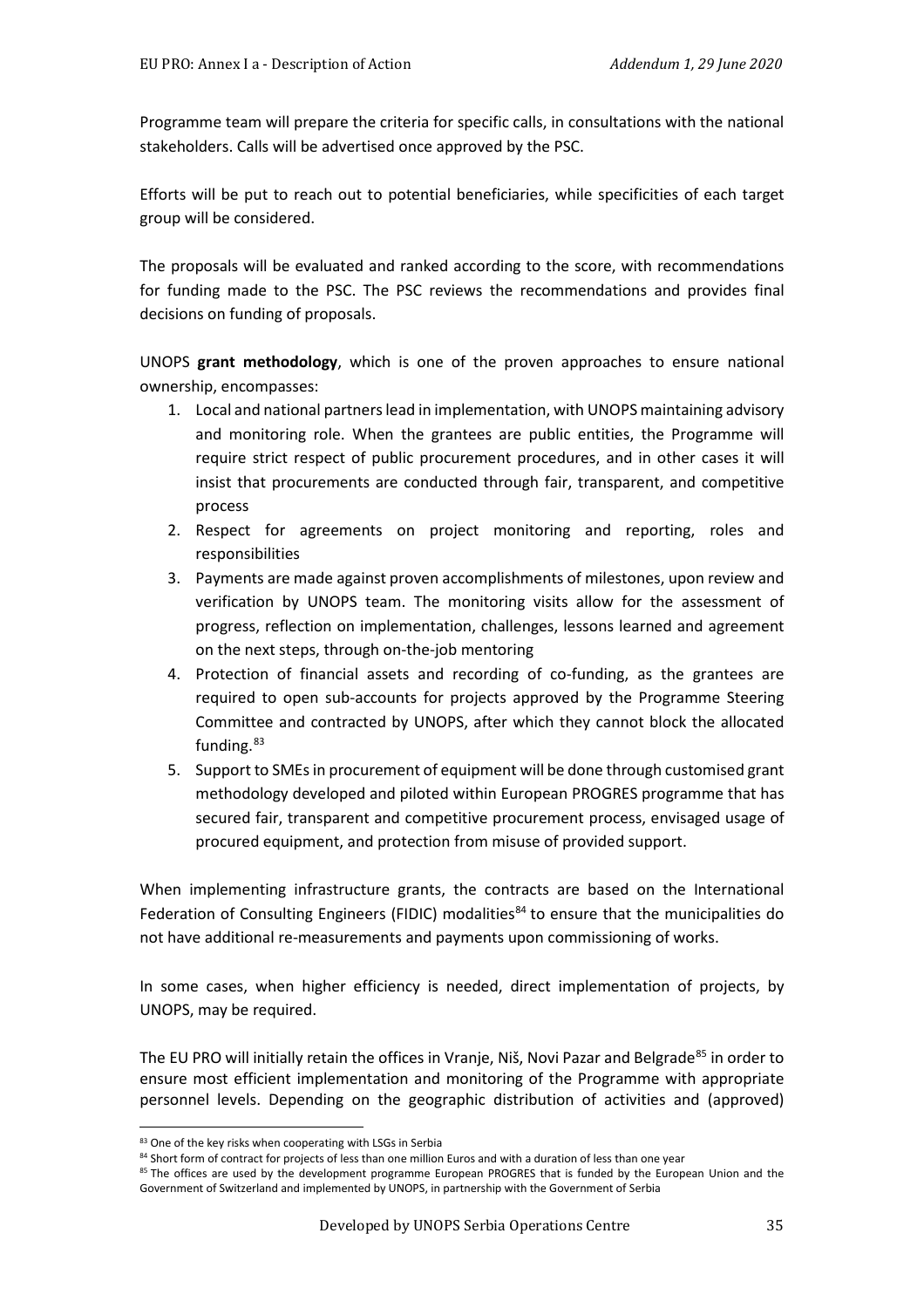Programme team will prepare the criteria for specific calls, in consultations with the national stakeholders. Calls will be advertised once approved by the PSC.

Efforts will be put to reach out to potential beneficiaries, while specificities of each target group will be considered.

The proposals will be evaluated and ranked according to the score, with recommendations for funding made to the PSC. The PSC reviews the recommendations and provides final decisions on funding of proposals.

UNOPS **grant methodology**, which is one of the proven approaches to ensure national ownership, encompasses:

1. Local and national partners lead in implementation, with UNOPS maintaining advisory and monitoring role. When the grantees are public entities, the Programme will require strict respect of public procurement procedures, and in other cases it will insist that procurements are conducted through fair, transparent, and competitive process
2. Respect for agreements on project monitoring and reporting, roles and responsibilities
3. Payments are made against proven accomplishments of milestones, upon review and verification by UNOPS team. The monitoring visits allow for the assessment of progress, reflection on implementation, challenges, lessons learned and agreement on the next steps, through on-the-job mentoring
4. Protection of financial assets and recording of co-funding, as the grantees are required to open sub-accounts for projects approved by the Programme Steering Committee and contracted by UNOPS, after which they cannot block the allocated funding.[83]
5. Support to SMEs in procurement of equipment will be done through customised grant methodology developed and piloted within European PROGRES programme that has secured fair, transparent and competitive procurement process, envisaged usage of procured equipment, and protection from misuse of provided support.

When implementing infrastructure grants, the contracts are based on the International Federation of Consulting Engineers (FIDIC) modalities[84] to ensure that the municipalities do not have additional re-measurements and payments upon commissioning of works.

In some cases, when higher efficiency is needed, direct implementation of projects, by UNOPS, may be required.

The EU PRO will initially retain the offices in Vranje, Niš, Novi Pazar and Belgrade[85] in order to ensure most efficient implementation and monitoring of the Programme with appropriate personnel levels. Depending on the geographic distribution of activities and (approved)

---

[83] One of the key risks when cooperating with LSGs in Serbia

[84] Short form of contract for projects of less than one million Euros and with a duration of less than one year

[85] The offices are used by the development programme European PROGRES that is funded by the European Union and the Government of Switzerland and implemented by UNOPS, in partnership with the Government of Serbia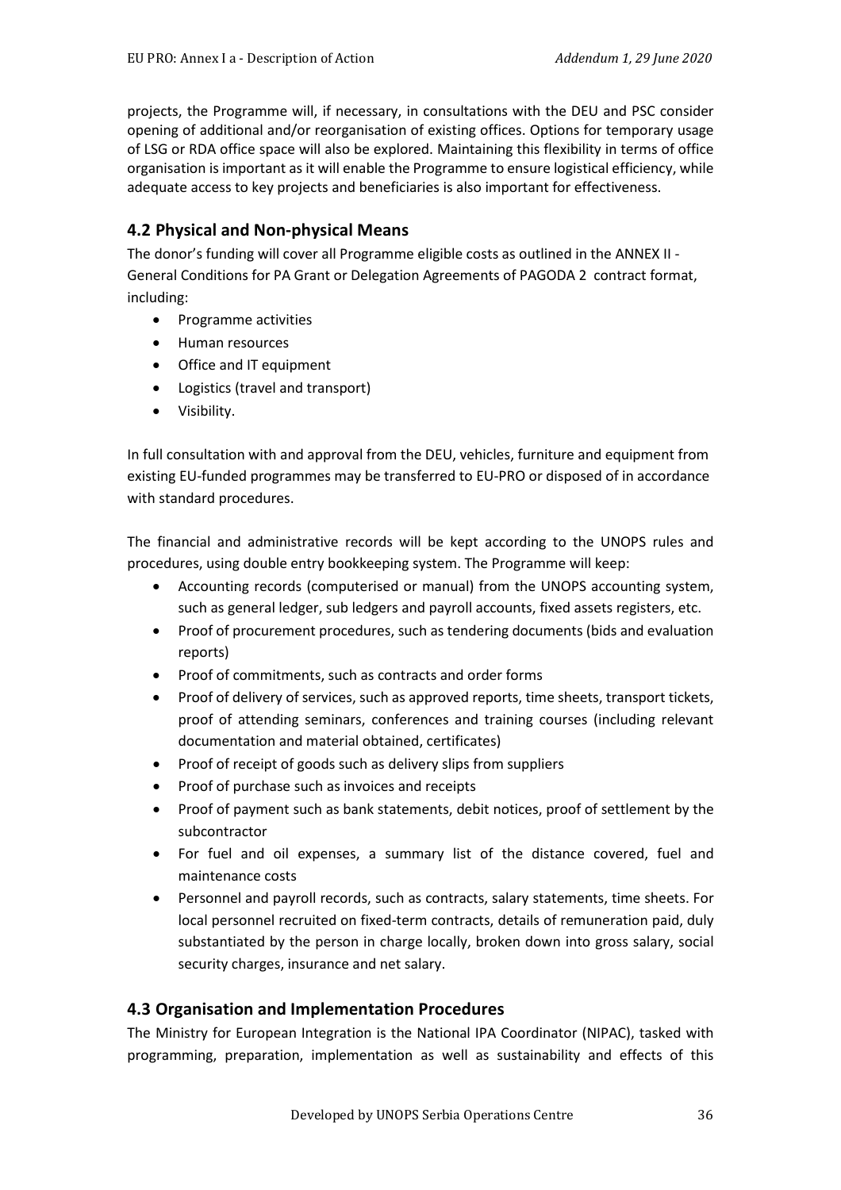projects, the Programme will, if necessary, in consultations with the DEU and PSC consider opening of additional and/or reorganisation of existing offices. Options for temporary usage of LSG or RDA office space will also be explored. Maintaining this flexibility in terms of office organisation is important as it will enable the Programme to ensure logistical efficiency, while adequate access to key projects and beneficiaries is also important for effectiveness.

## 4.2 Physical and Non-physical Means

The donor's funding will cover all Programme eligible costs as outlined in the ANNEX II - General Conditions for PA Grant or Delegation Agreements of PAGODA 2 contract format, including:

- Programme activities
- Human resources
- Office and IT equipment
- Logistics (travel and transport)
- Visibility.

In full consultation with and approval from the DEU, vehicles, furniture and equipment from existing EU-funded programmes may be transferred to EU-PRO or disposed of in accordance with standard procedures.

The financial and administrative records will be kept according to the UNOPS rules and procedures, using double entry bookkeeping system. The Programme will keep:

- Accounting records (computerised or manual) from the UNOPS accounting system, such as general ledger, sub ledgers and payroll accounts, fixed assets registers, etc.
- Proof of procurement procedures, such as tendering documents (bids and evaluation reports)
- Proof of commitments, such as contracts and order forms
- Proof of delivery of services, such as approved reports, time sheets, transport tickets, proof of attending seminars, conferences and training courses (including relevant documentation and material obtained, certificates)
- Proof of receipt of goods such as delivery slips from suppliers
- Proof of purchase such as invoices and receipts
- Proof of payment such as bank statements, debit notices, proof of settlement by the subcontractor
- For fuel and oil expenses, a summary list of the distance covered, fuel and maintenance costs
- Personnel and payroll records, such as contracts, salary statements, time sheets. For local personnel recruited on fixed-term contracts, details of remuneration paid, duly substantiated by the person in charge locally, broken down into gross salary, social security charges, insurance and net salary.

## 4.3 Organisation and Implementation Procedures

The Ministry for European Integration is the National IPA Coordinator (NIPAC), tasked with programming, preparation, implementation as well as sustainability and effects of this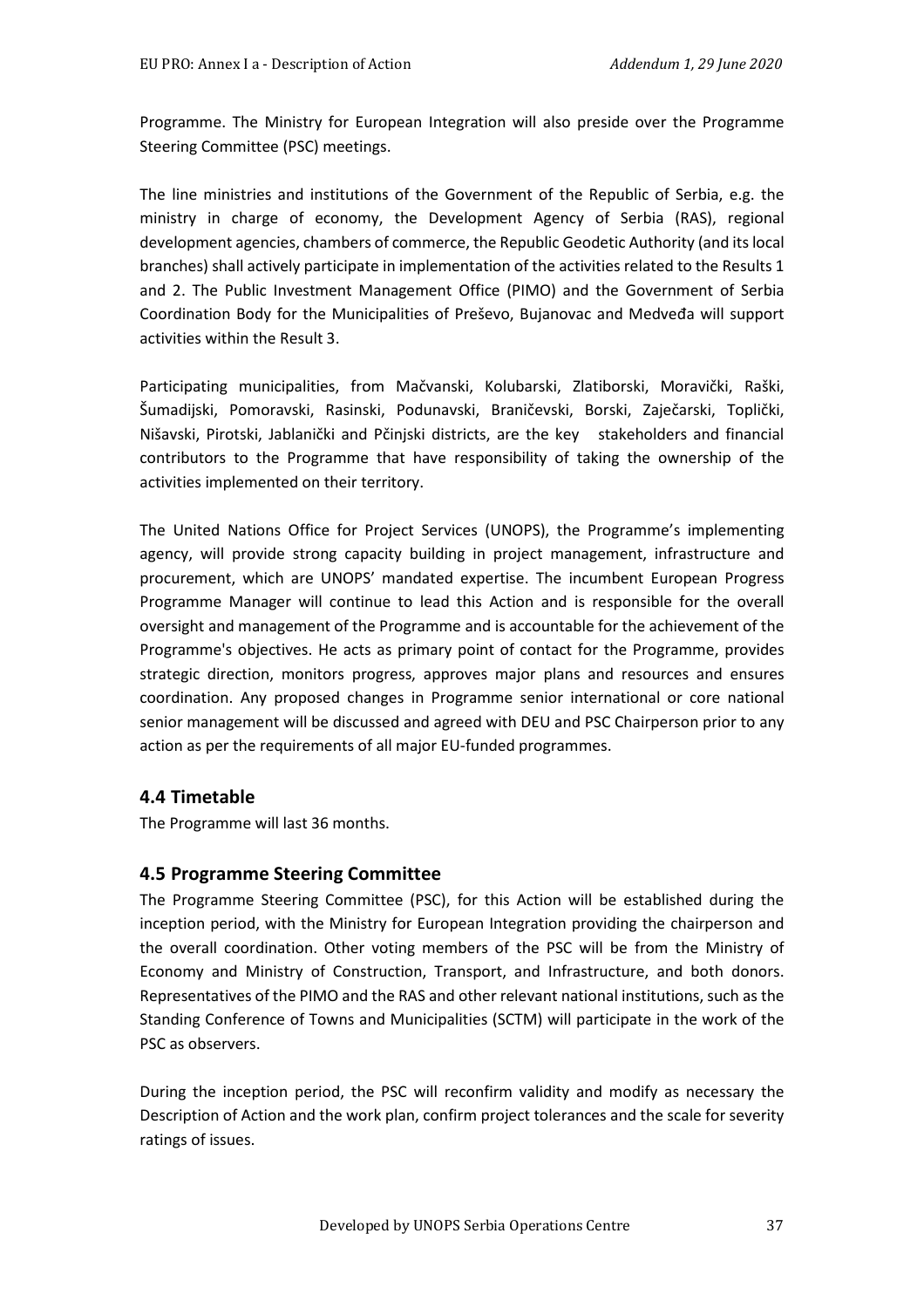Programme. The Ministry for European Integration will also preside over the Programme Steering Committee (PSC) meetings.

The line ministries and institutions of the Government of the Republic of Serbia, e.g. the ministry in charge of economy, the Development Agency of Serbia (RAS), regional development agencies, chambers of commerce, the Republic Geodetic Authority (and its local branches) shall actively participate in implementation of the activities related to the Results 1 and 2. The Public Investment Management Office (PIMO) and the Government of Serbia Coordination Body for the Municipalities of Preševo, Bujanovac and Medveđa will support activities within the Result 3.

Participating municipalities, from Mačvanski, Kolubarski, Zlatiborski, Moravički, Raški, Šumadijski, Pomoravski, Rasinski, Podunavski, Braničevski, Borski, Zaječarski, Toplički, Nišavski, Pirotski, Jablanički and Pčinjski districts, are the key stakeholders and financial contributors to the Programme that have responsibility of taking the ownership of the activities implemented on their territory.

The United Nations Office for Project Services (UNOPS), the Programme's implementing agency, will provide strong capacity building in project management, infrastructure and procurement, which are UNOPS' mandated expertise. The incumbent European Progress Programme Manager will continue to lead this Action and is responsible for the overall oversight and management of the Programme and is accountable for the achievement of the Programme's objectives. He acts as primary point of contact for the Programme, provides strategic direction, monitors progress, approves major plans and resources and ensures coordination. Any proposed changes in Programme senior international or core national senior management will be discussed and agreed with DEU and PSC Chairperson prior to any action as per the requirements of all major EU-funded programmes.

## 4.4 Timetable

The Programme will last 36 months.

## 4.5 Programme Steering Committee

The Programme Steering Committee (PSC), for this Action will be established during the inception period, with the Ministry for European Integration providing the chairperson and the overall coordination. Other voting members of the PSC will be from the Ministry of Economy and Ministry of Construction, Transport, and Infrastructure, and both donors. Representatives of the PIMO and the RAS and other relevant national institutions, such as the Standing Conference of Towns and Municipalities (SCTM) will participate in the work of the PSC as observers.

During the inception period, the PSC will reconfirm validity and modify as necessary the Description of Action and the work plan, confirm project tolerances and the scale for severity ratings of issues.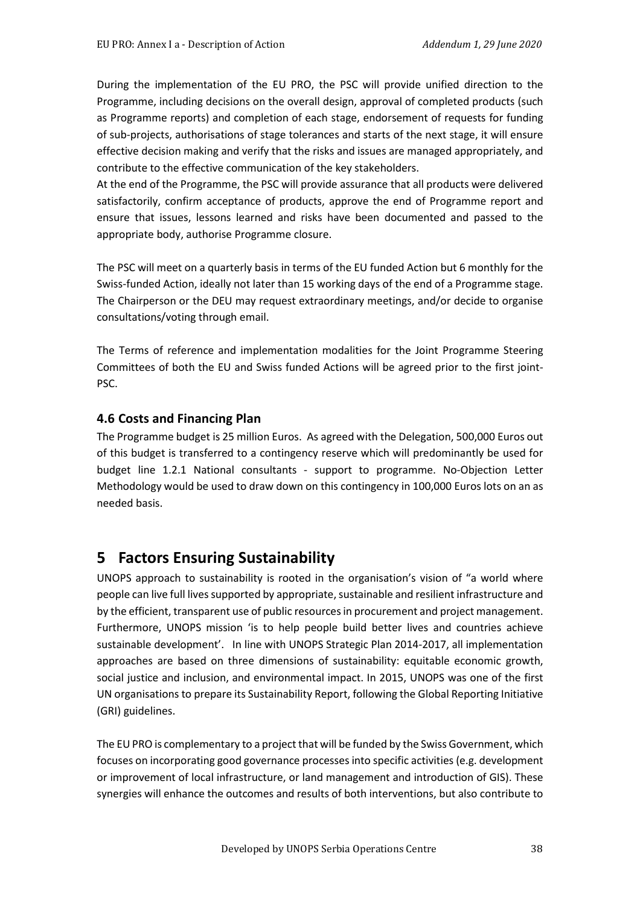During the implementation of the EU PRO, the PSC will provide unified direction to the Programme, including decisions on the overall design, approval of completed products (such as Programme reports) and completion of each stage, endorsement of requests for funding of sub-projects, authorisations of stage tolerances and starts of the next stage, it will ensure effective decision making and verify that the risks and issues are managed appropriately, and contribute to the effective communication of the key stakeholders.
At the end of the Programme, the PSC will provide assurance that all products were delivered satisfactorily, confirm acceptance of products, approve the end of Programme report and ensure that issues, lessons learned and risks have been documented and passed to the appropriate body, authorise Programme closure.

The PSC will meet on a quarterly basis in terms of the EU funded Action but 6 monthly for the Swiss-funded Action, ideally not later than 15 working days of the end of a Programme stage. The Chairperson or the DEU may request extraordinary meetings, and/or decide to organise consultations/voting through email.

The Terms of reference and implementation modalities for the Joint Programme Steering Committees of both the EU and Swiss funded Actions will be agreed prior to the first joint-PSC.

### 4.6 Costs and Financing Plan

The Programme budget is 25 million Euros. As agreed with the Delegation, 500,000 Euros out of this budget is transferred to a contingency reserve which will predominantly be used for budget line 1.2.1 National consultants - support to programme. No-Objection Letter Methodology would be used to draw down on this contingency in 100,000 Euros lots on an as needed basis.

# 5 Factors Ensuring Sustainability

UNOPS approach to sustainability is rooted in the organisation's vision of "a world where people can live full lives supported by appropriate, sustainable and resilient infrastructure and by the efficient, transparent use of public resources in procurement and project management. Furthermore, UNOPS mission 'is to help people build better lives and countries achieve sustainable development'. In line with UNOPS Strategic Plan 2014-2017, all implementation approaches are based on three dimensions of sustainability: equitable economic growth, social justice and inclusion, and environmental impact. In 2015, UNOPS was one of the first UN organisations to prepare its Sustainability Report, following the Global Reporting Initiative (GRI) guidelines.

The EU PRO is complementary to a project that will be funded by the Swiss Government, which focuses on incorporating good governance processes into specific activities (e.g. development or improvement of local infrastructure, or land management and introduction of GIS). These synergies will enhance the outcomes and results of both interventions, but also contribute to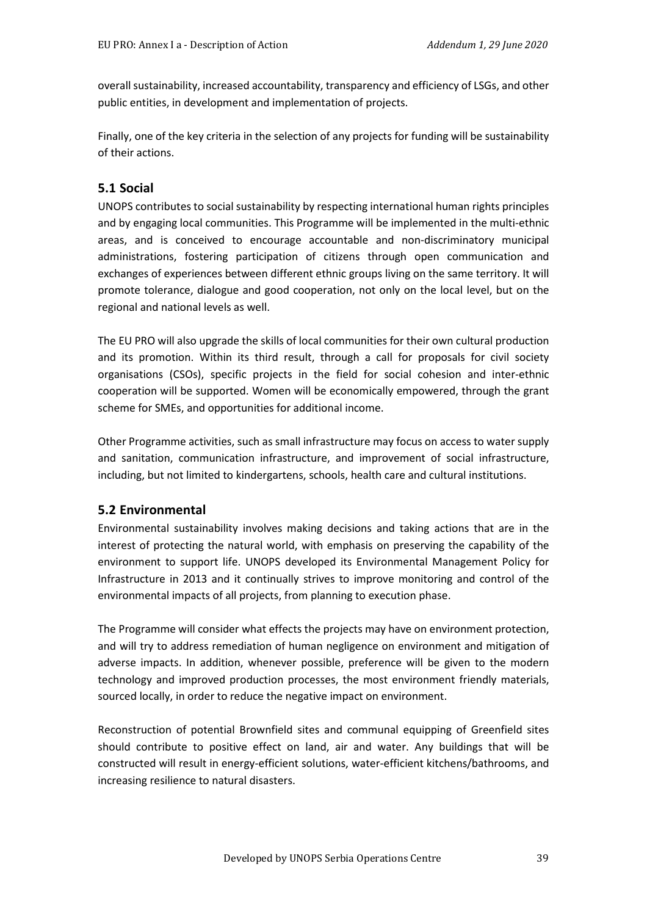overall sustainability, increased accountability, transparency and efficiency of LSGs, and other public entities, in development and implementation of projects.

Finally, one of the key criteria in the selection of any projects for funding will be sustainability of their actions.

## 5.1 Social

UNOPS contributes to social sustainability by respecting international human rights principles and by engaging local communities. This Programme will be implemented in the multi-ethnic areas, and is conceived to encourage accountable and non-discriminatory municipal administrations, fostering participation of citizens through open communication and exchanges of experiences between different ethnic groups living on the same territory. It will promote tolerance, dialogue and good cooperation, not only on the local level, but on the regional and national levels as well.

The EU PRO will also upgrade the skills of local communities for their own cultural production and its promotion. Within its third result, through a call for proposals for civil society organisations (CSOs), specific projects in the field for social cohesion and inter-ethnic cooperation will be supported. Women will be economically empowered, through the grant scheme for SMEs, and opportunities for additional income.

Other Programme activities, such as small infrastructure may focus on access to water supply and sanitation, communication infrastructure, and improvement of social infrastructure, including, but not limited to kindergartens, schools, health care and cultural institutions.

## 5.2 Environmental

Environmental sustainability involves making decisions and taking actions that are in the interest of protecting the natural world, with emphasis on preserving the capability of the environment to support life. UNOPS developed its Environmental Management Policy for Infrastructure in 2013 and it continually strives to improve monitoring and control of the environmental impacts of all projects, from planning to execution phase.

The Programme will consider what effects the projects may have on environment protection, and will try to address remediation of human negligence on environment and mitigation of adverse impacts. In addition, whenever possible, preference will be given to the modern technology and improved production processes, the most environment friendly materials, sourced locally, in order to reduce the negative impact on environment.

Reconstruction of potential Brownfield sites and communal equipping of Greenfield sites should contribute to positive effect on land, air and water. Any buildings that will be constructed will result in energy-efficient solutions, water-efficient kitchens/bathrooms, and increasing resilience to natural disasters.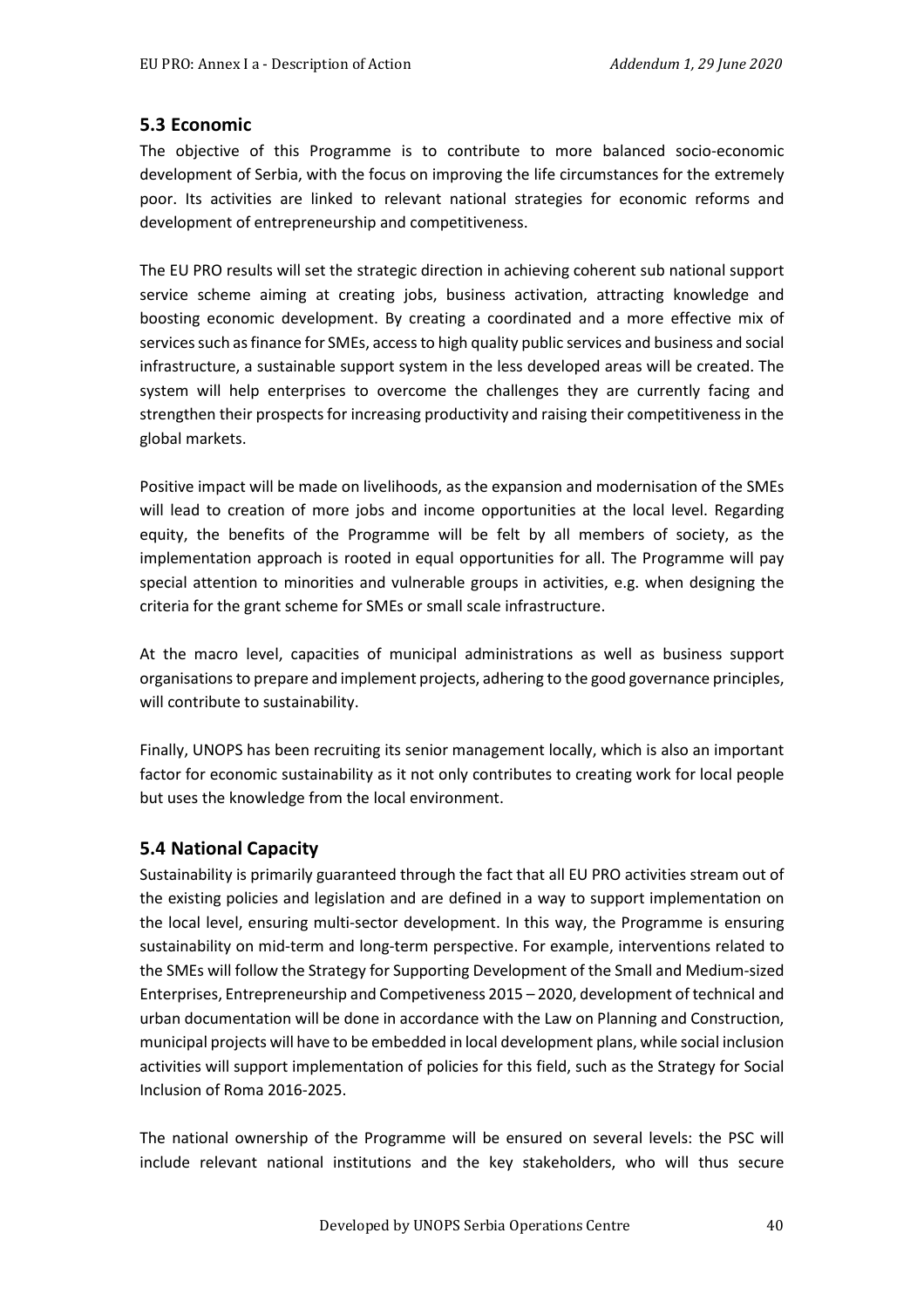## 5.3 Economic

The objective of this Programme is to contribute to more balanced socio-economic development of Serbia, with the focus on improving the life circumstances for the extremely poor. Its activities are linked to relevant national strategies for economic reforms and development of entrepreneurship and competitiveness.

The EU PRO results will set the strategic direction in achieving coherent sub national support service scheme aiming at creating jobs, business activation, attracting knowledge and boosting economic development. By creating a coordinated and a more effective mix of services such as finance for SMEs, access to high quality public services and business and social infrastructure, a sustainable support system in the less developed areas will be created. The system will help enterprises to overcome the challenges they are currently facing and strengthen their prospects for increasing productivity and raising their competitiveness in the global markets.

Positive impact will be made on livelihoods, as the expansion and modernisation of the SMEs will lead to creation of more jobs and income opportunities at the local level. Regarding equity, the benefits of the Programme will be felt by all members of society, as the implementation approach is rooted in equal opportunities for all. The Programme will pay special attention to minorities and vulnerable groups in activities, e.g. when designing the criteria for the grant scheme for SMEs or small scale infrastructure.

At the macro level, capacities of municipal administrations as well as business support organisations to prepare and implement projects, adhering to the good governance principles, will contribute to sustainability.

Finally, UNOPS has been recruiting its senior management locally, which is also an important factor for economic sustainability as it not only contributes to creating work for local people but uses the knowledge from the local environment.

## 5.4 National Capacity

Sustainability is primarily guaranteed through the fact that all EU PRO activities stream out of the existing policies and legislation and are defined in a way to support implementation on the local level, ensuring multi-sector development. In this way, the Programme is ensuring sustainability on mid-term and long-term perspective. For example, interventions related to the SMEs will follow the Strategy for Supporting Development of the Small and Medium-sized Enterprises, Entrepreneurship and Competiveness 2015 – 2020, development of technical and urban documentation will be done in accordance with the Law on Planning and Construction, municipal projects will have to be embedded in local development plans, while social inclusion activities will support implementation of policies for this field, such as the Strategy for Social Inclusion of Roma 2016-2025.

The national ownership of the Programme will be ensured on several levels: the PSC will include relevant national institutions and the key stakeholders, who will thus secure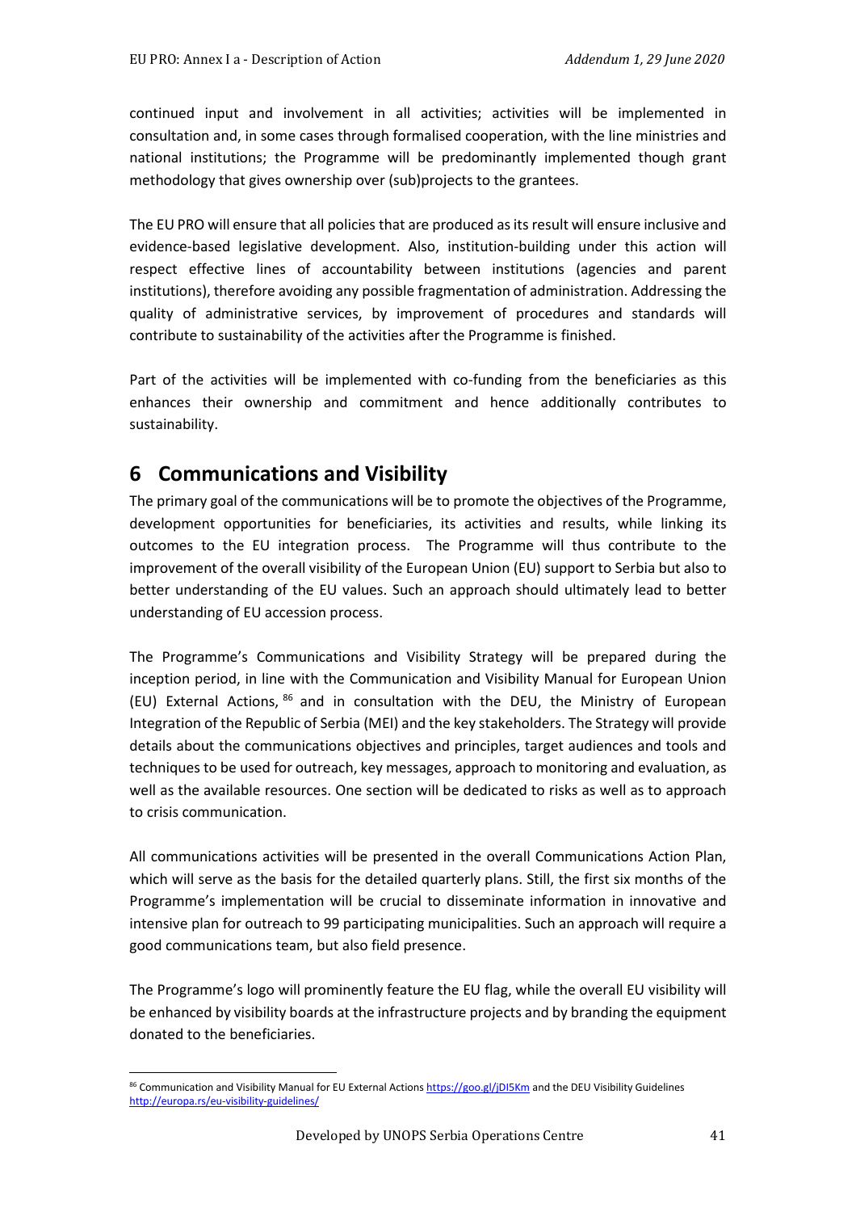continued input and involvement in all activities; activities will be implemented in consultation and, in some cases through formalised cooperation, with the line ministries and national institutions; the Programme will be predominantly implemented though grant methodology that gives ownership over (sub)projects to the grantees.

The EU PRO will ensure that all policies that are produced as its result will ensure inclusive and evidence-based legislative development. Also, institution-building under this action will respect effective lines of accountability between institutions (agencies and parent institutions), therefore avoiding any possible fragmentation of administration. Addressing the quality of administrative services, by improvement of procedures and standards will contribute to sustainability of the activities after the Programme is finished.

Part of the activities will be implemented with co-funding from the beneficiaries as this enhances their ownership and commitment and hence additionally contributes to sustainability.

# 6 Communications and Visibility

The primary goal of the communications will be to promote the objectives of the Programme, development opportunities for beneficiaries, its activities and results, while linking its outcomes to the EU integration process. The Programme will thus contribute to the improvement of the overall visibility of the European Union (EU) support to Serbia but also to better understanding of the EU values. Such an approach should ultimately lead to better understanding of EU accession process.

The Programme's Communications and Visibility Strategy will be prepared during the inception period, in line with the Communication and Visibility Manual for European Union (EU) External Actions, [86] and in consultation with the DEU, the Ministry of European Integration of the Republic of Serbia (MEI) and the key stakeholders. The Strategy will provide details about the communications objectives and principles, target audiences and tools and techniques to be used for outreach, key messages, approach to monitoring and evaluation, as well as the available resources. One section will be dedicated to risks as well as to approach to crisis communication.

All communications activities will be presented in the overall Communications Action Plan, which will serve as the basis for the detailed quarterly plans. Still, the first six months of the Programme's implementation will be crucial to disseminate information in innovative and intensive plan for outreach to 99 participating municipalities. Such an approach will require a good communications team, but also field presence.

The Programme's logo will prominently feature the EU flag, while the overall EU visibility will be enhanced by visibility boards at the infrastructure projects and by branding the equipment donated to the beneficiaries.

[86] Communication and Visibility Manual for EU External Actions https://goo.gl/jDI5Km and the DEU Visibility Guidelines http://europa.rs/eu-visibility-guidelines/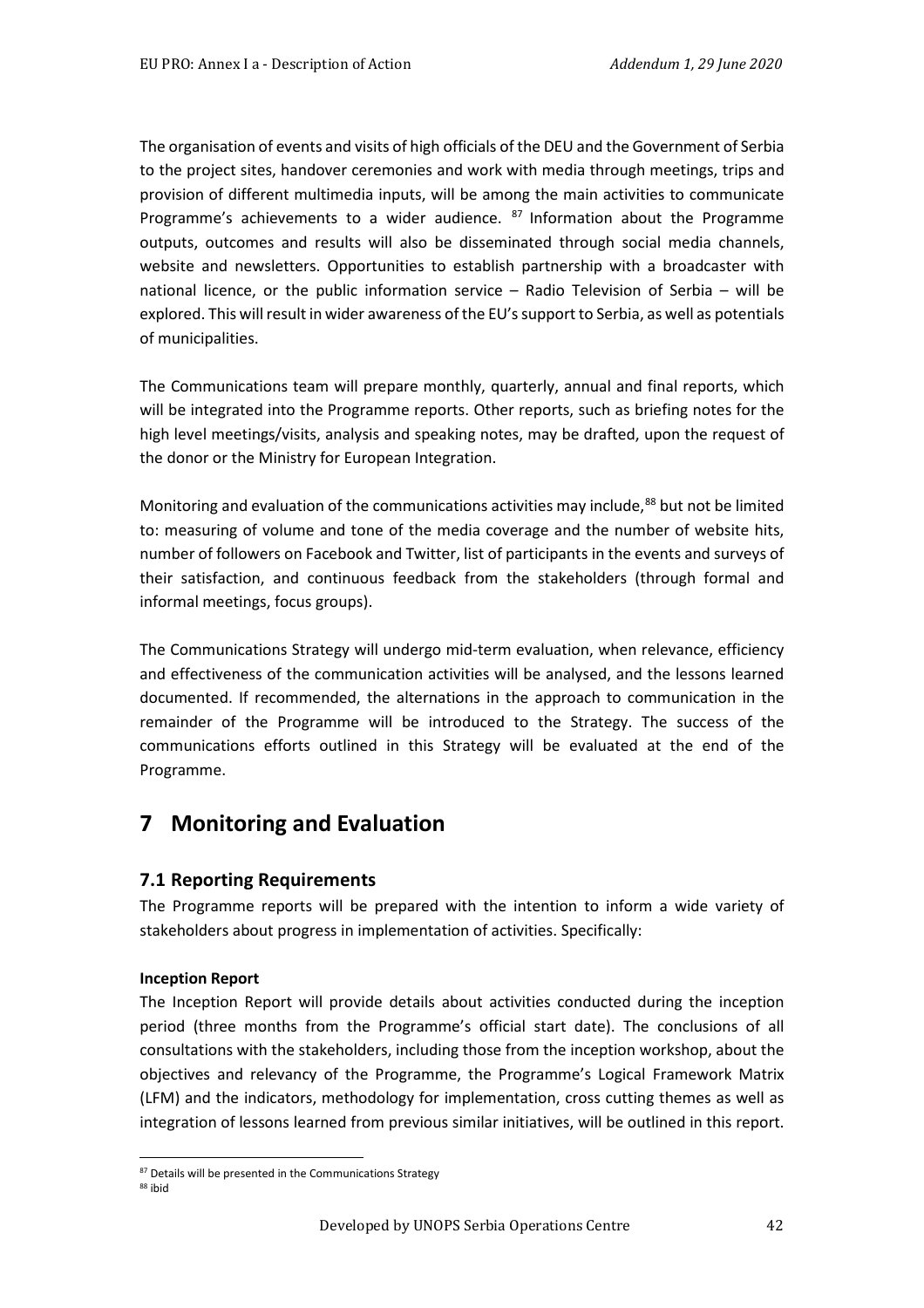The organisation of events and visits of high officials of the DEU and the Government of Serbia to the project sites, handover ceremonies and work with media through meetings, trips and provision of different multimedia inputs, will be among the main activities to communicate Programme's achievements to a wider audience. [87] Information about the Programme outputs, outcomes and results will also be disseminated through social media channels, website and newsletters. Opportunities to establish partnership with a broadcaster with national licence, or the public information service – Radio Television of Serbia – will be explored. This will result in wider awareness of the EU's support to Serbia, as well as potentials of municipalities.

The Communications team will prepare monthly, quarterly, annual and final reports, which will be integrated into the Programme reports. Other reports, such as briefing notes for the high level meetings/visits, analysis and speaking notes, may be drafted, upon the request of the donor or the Ministry for European Integration.

Monitoring and evaluation of the communications activities may include,[88] but not be limited to: measuring of volume and tone of the media coverage and the number of website hits, number of followers on Facebook and Twitter, list of participants in the events and surveys of their satisfaction, and continuous feedback from the stakeholders (through formal and informal meetings, focus groups).

The Communications Strategy will undergo mid-term evaluation, when relevance, efficiency and effectiveness of the communication activities will be analysed, and the lessons learned documented. If recommended, the alternations in the approach to communication in the remainder of the Programme will be introduced to the Strategy. The success of the communications efforts outlined in this Strategy will be evaluated at the end of the Programme.

# 7 Monitoring and Evaluation

## 7.1 Reporting Requirements

The Programme reports will be prepared with the intention to inform a wide variety of stakeholders about progress in implementation of activities. Specifically:

**Inception Report**

The Inception Report will provide details about activities conducted during the inception period (three months from the Programme's official start date). The conclusions of all consultations with the stakeholders, including those from the inception workshop, about the objectives and relevancy of the Programme, the Programme's Logical Framework Matrix (LFM) and the indicators, methodology for implementation, cross cutting themes as well as integration of lessons learned from previous similar initiatives, will be outlined in this report.

[87] Details will be presented in the Communications Strategy

[88] ibid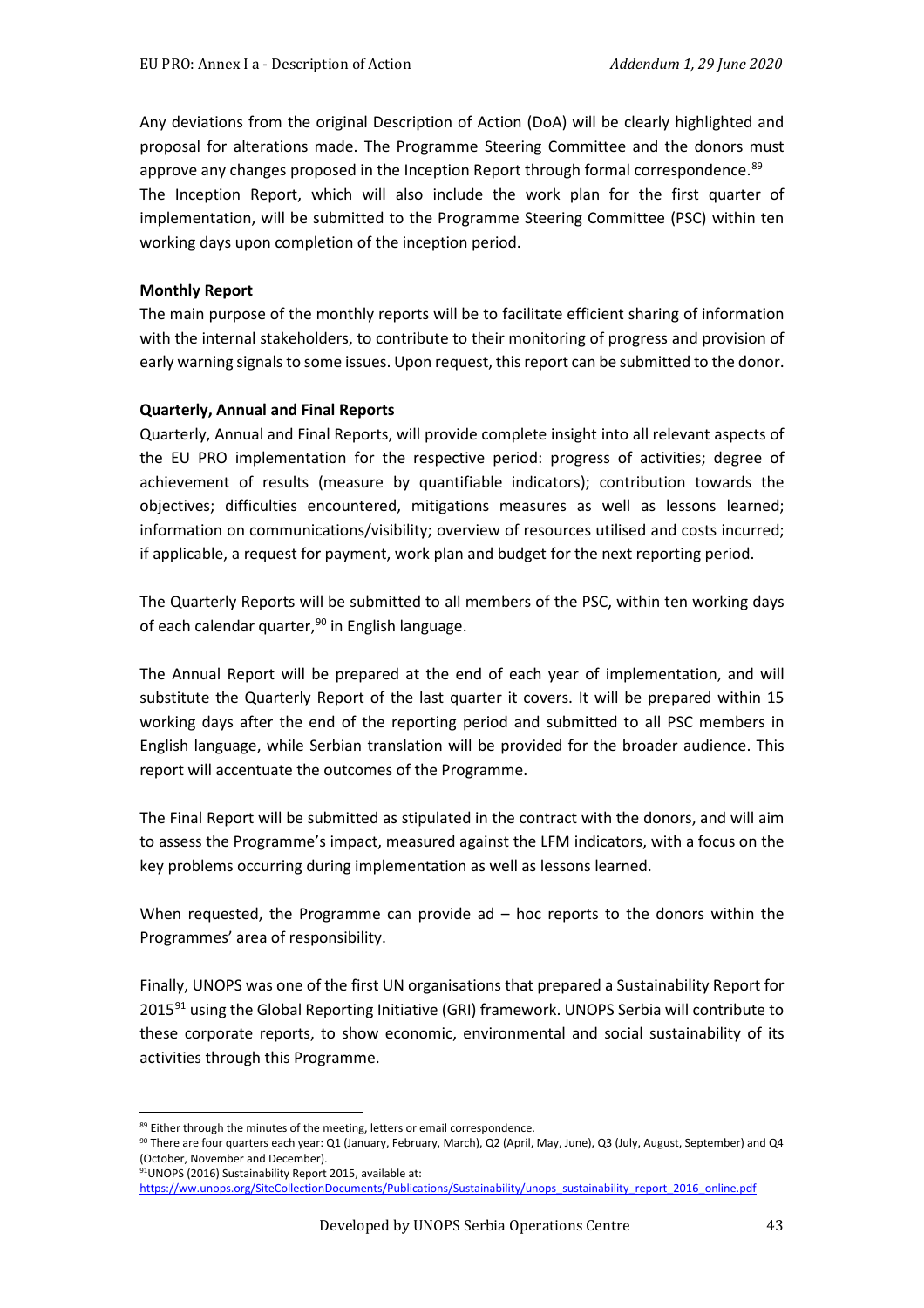Any deviations from the original Description of Action (DoA) will be clearly highlighted and proposal for alterations made. The Programme Steering Committee and the donors must approve any changes proposed in the Inception Report through formal correspondence.[89]
The Inception Report, which will also include the work plan for the first quarter of implementation, will be submitted to the Programme Steering Committee (PSC) within ten working days upon completion of the inception period.

**Monthly Report**

The main purpose of the monthly reports will be to facilitate efficient sharing of information with the internal stakeholders, to contribute to their monitoring of progress and provision of early warning signals to some issues. Upon request, this report can be submitted to the donor.

**Quarterly, Annual and Final Reports**

Quarterly, Annual and Final Reports, will provide complete insight into all relevant aspects of the EU PRO implementation for the respective period: progress of activities; degree of achievement of results (measure by quantifiable indicators); contribution towards the objectives; difficulties encountered, mitigations measures as well as lessons learned; information on communications/visibility; overview of resources utilised and costs incurred; if applicable, a request for payment, work plan and budget for the next reporting period.

The Quarterly Reports will be submitted to all members of the PSC, within ten working days of each calendar quarter,[90] in English language.

The Annual Report will be prepared at the end of each year of implementation, and will substitute the Quarterly Report of the last quarter it covers. It will be prepared within 15 working days after the end of the reporting period and submitted to all PSC members in English language, while Serbian translation will be provided for the broader audience. This report will accentuate the outcomes of the Programme.

The Final Report will be submitted as stipulated in the contract with the donors, and will aim to assess the Programme's impact, measured against the LFM indicators, with a focus on the key problems occurring during implementation as well as lessons learned.

When requested, the Programme can provide ad – hoc reports to the donors within the Programmes' area of responsibility.

Finally, UNOPS was one of the first UN organisations that prepared a Sustainability Report for 2015[91] using the Global Reporting Initiative (GRI) framework. UNOPS Serbia will contribute to these corporate reports, to show economic, environmental and social sustainability of its activities through this Programme.

---

[89] Either through the minutes of the meeting, letters or email correspondence.

[90] There are four quarters each year: Q1 (January, February, March), Q2 (April, May, June), Q3 (July, August, September) and Q4 (October, November and December).

[91] UNOPS (2016) Sustainability Report 2015, available at: https://ww.unops.org/SiteCollectionDocuments/Publications/Sustainability/unops_sustainability_report_2016_online.pdf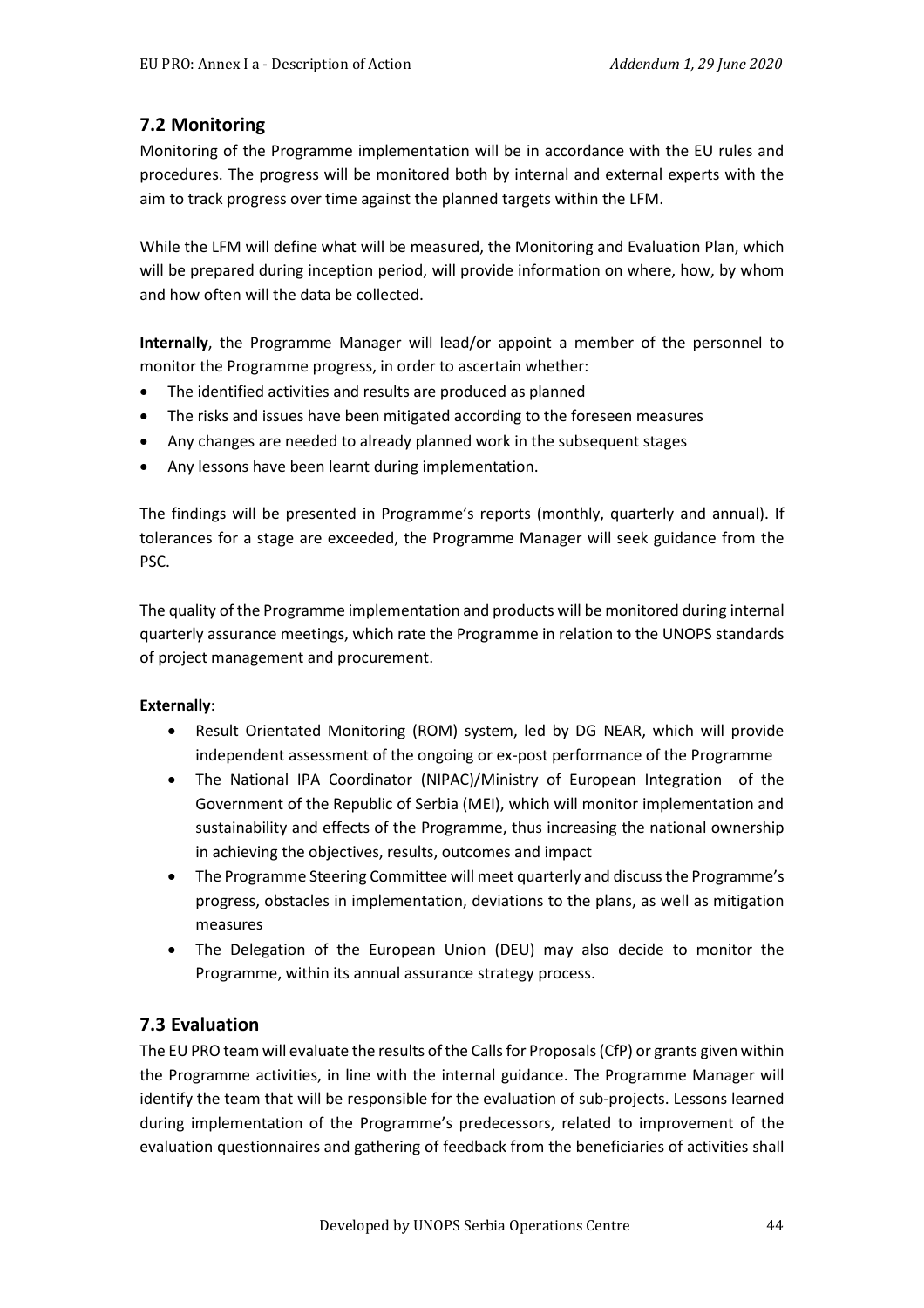## 7.2 Monitoring

Monitoring of the Programme implementation will be in accordance with the EU rules and procedures. The progress will be monitored both by internal and external experts with the aim to track progress over time against the planned targets within the LFM.

While the LFM will define what will be measured, the Monitoring and Evaluation Plan, which will be prepared during inception period, will provide information on where, how, by whom and how often will the data be collected.

**Internally**, the Programme Manager will lead/or appoint a member of the personnel to monitor the Programme progress, in order to ascertain whether:

- The identified activities and results are produced as planned
- The risks and issues have been mitigated according to the foreseen measures
- Any changes are needed to already planned work in the subsequent stages
- Any lessons have been learnt during implementation.

The findings will be presented in Programme's reports (monthly, quarterly and annual). If tolerances for a stage are exceeded, the Programme Manager will seek guidance from the PSC.

The quality of the Programme implementation and products will be monitored during internal quarterly assurance meetings, which rate the Programme in relation to the UNOPS standards of project management and procurement.

**Externally**:

- Result Orientated Monitoring (ROM) system, led by DG NEAR, which will provide independent assessment of the ongoing or ex-post performance of the Programme
- The National IPA Coordinator (NIPAC)/Ministry of European Integration of the Government of the Republic of Serbia (MEI), which will monitor implementation and sustainability and effects of the Programme, thus increasing the national ownership in achieving the objectives, results, outcomes and impact
- The Programme Steering Committee will meet quarterly and discuss the Programme's progress, obstacles in implementation, deviations to the plans, as well as mitigation measures
- The Delegation of the European Union (DEU) may also decide to monitor the Programme, within its annual assurance strategy process.

## 7.3 Evaluation

The EU PRO team will evaluate the results of the Calls for Proposals (CfP) or grants given within the Programme activities, in line with the internal guidance. The Programme Manager will identify the team that will be responsible for the evaluation of sub-projects. Lessons learned during implementation of the Programme's predecessors, related to improvement of the evaluation questionnaires and gathering of feedback from the beneficiaries of activities shall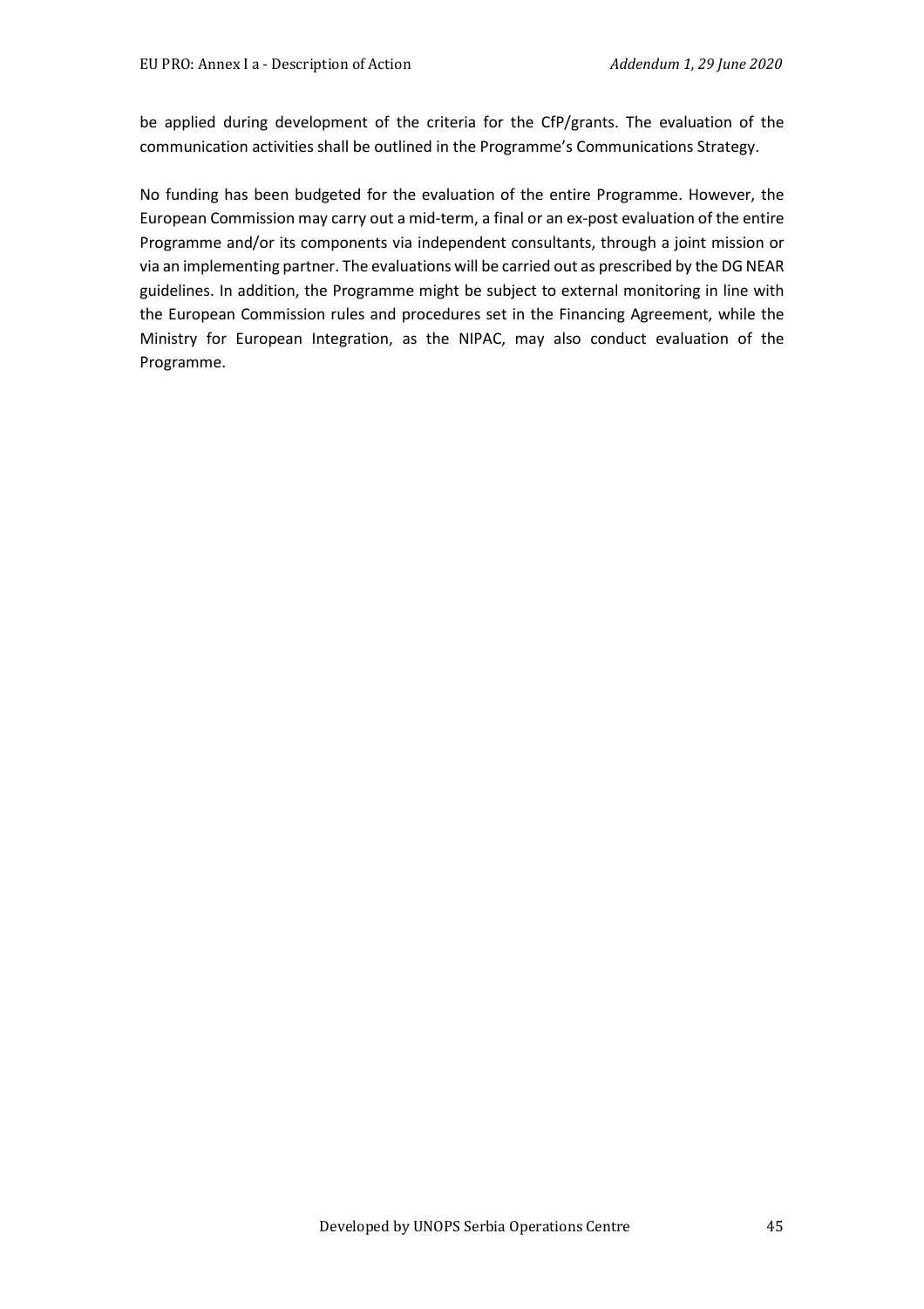be applied during development of the criteria for the CfP/grants. The evaluation of the communication activities shall be outlined in the Programme's Communications Strategy.

No funding has been budgeted for the evaluation of the entire Programme. However, the European Commission may carry out a mid-term, a final or an ex-post evaluation of the entire Programme and/or its components via independent consultants, through a joint mission or via an implementing partner. The evaluations will be carried out as prescribed by the DG NEAR guidelines. In addition, the Programme might be subject to external monitoring in line with the European Commission rules and procedures set in the Financing Agreement, while the Ministry for European Integration, as the NIPAC, may also conduct evaluation of the Programme.